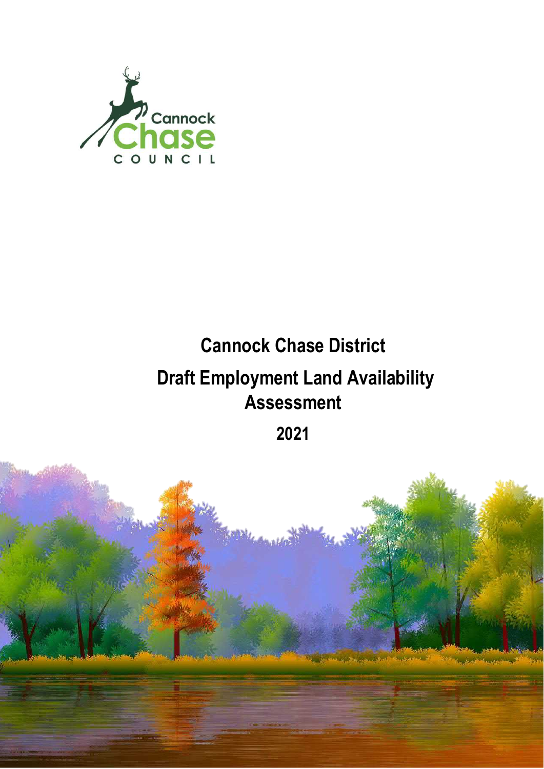Cannock Chase COUNCIL

# Cannock Chase District

# Draft Employment Land Availability Assessment

## 2021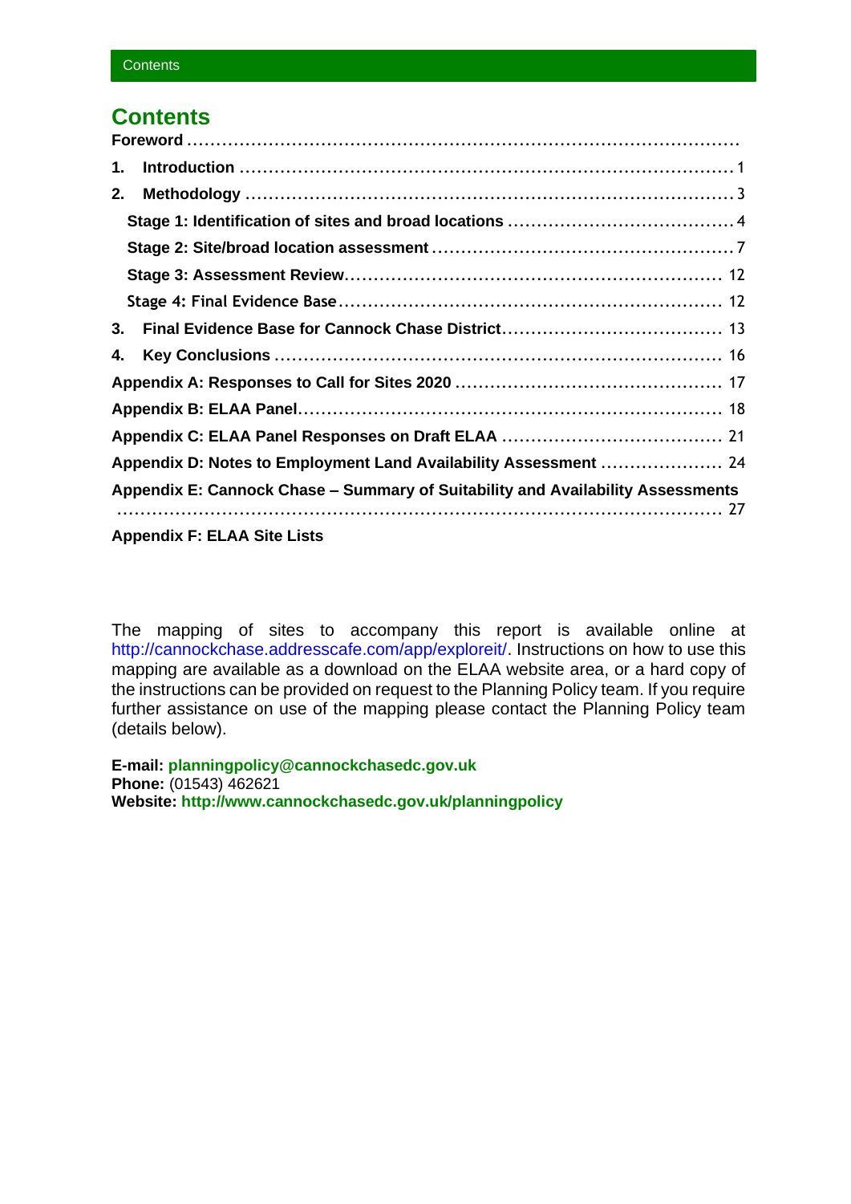# Contents

**Foreword**

**1. Introduction** ... 1

**2. Methodology** ... 3

- **Stage 1: Identification of sites and broad locations** ... 4
- **Stage 2: Site/broad location assessment** ... 7
- **Stage 3: Assessment Review** ... 12
- **Stage 4: Final Evidence Base** ... 12

**3. Final Evidence Base for Cannock Chase District** ... 13

**4. Key Conclusions** ... 16

**Appendix A: Responses to Call for Sites 2020** ... 17

**Appendix B: ELAA Panel** ... 18

**Appendix C: ELAA Panel Responses on Draft ELAA** ... 21

**Appendix D: Notes to Employment Land Availability Assessment** ... 24

**Appendix E: Cannock Chase – Summary of Suitability and Availability Assessments** ... 27

**Appendix F: ELAA Site Lists**

The mapping of sites to accompany this report is available online at http://cannockchase.addresscafe.com/app/exploreit/. Instructions on how to use this mapping are available as a download on the ELAA website area, or a hard copy of the instructions can be provided on request to the Planning Policy team. If you require further assistance on use of the mapping please contact the Planning Policy team (details below).

**E-mail:** **planningpolicy@cannockchasedc.gov.uk**
**Phone:** (01543) 462621
**Website:** **http://www.cannockchasedc.gov.uk/planningpolicy**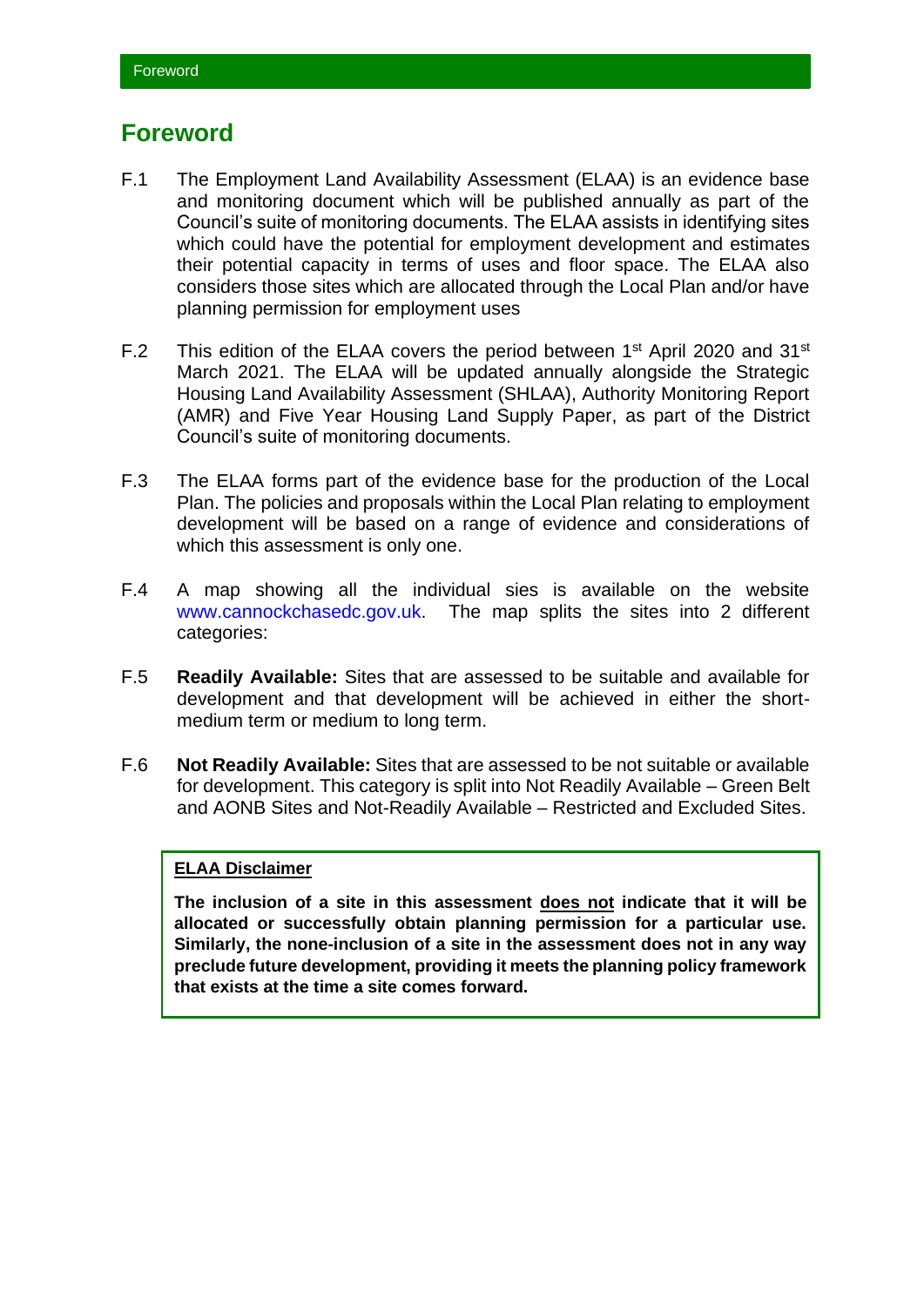# Foreword

F.1 The Employment Land Availability Assessment (ELAA) is an evidence base and monitoring document which will be published annually as part of the Council's suite of monitoring documents. The ELAA assists in identifying sites which could have the potential for employment development and estimates their potential capacity in terms of uses and floor space. The ELAA also considers those sites which are allocated through the Local Plan and/or have planning permission for employment uses

F.2 This edition of the ELAA covers the period between 1st April 2020 and 31st March 2021. The ELAA will be updated annually alongside the Strategic Housing Land Availability Assessment (SHLAA), Authority Monitoring Report (AMR) and Five Year Housing Land Supply Paper, as part of the District Council's suite of monitoring documents.

F.3 The ELAA forms part of the evidence base for the production of the Local Plan. The policies and proposals within the Local Plan relating to employment development will be based on a range of evidence and considerations of which this assessment is only one.

F.4 A map showing all the individual sies is available on the website www.cannockchasedc.gov.uk. The map splits the sites into 2 different categories:

F.5 **Readily Available:** Sites that are assessed to be suitable and available for development and that development will be achieved in either the short-medium term or medium to long term.

F.6 **Not Readily Available:** Sites that are assessed to be not suitable or available for development. This category is split into Not Readily Available – Green Belt and AONB Sites and Not-Readily Available – Restricted and Excluded Sites.

> **ELAA Disclaimer**
>
> **The inclusion of a site in this assessment does not indicate that it will be allocated or successfully obtain planning permission for a particular use. Similarly, the none-inclusion of a site in the assessment does not in any way preclude future development, providing it meets the planning policy framework that exists at the time a site comes forward.**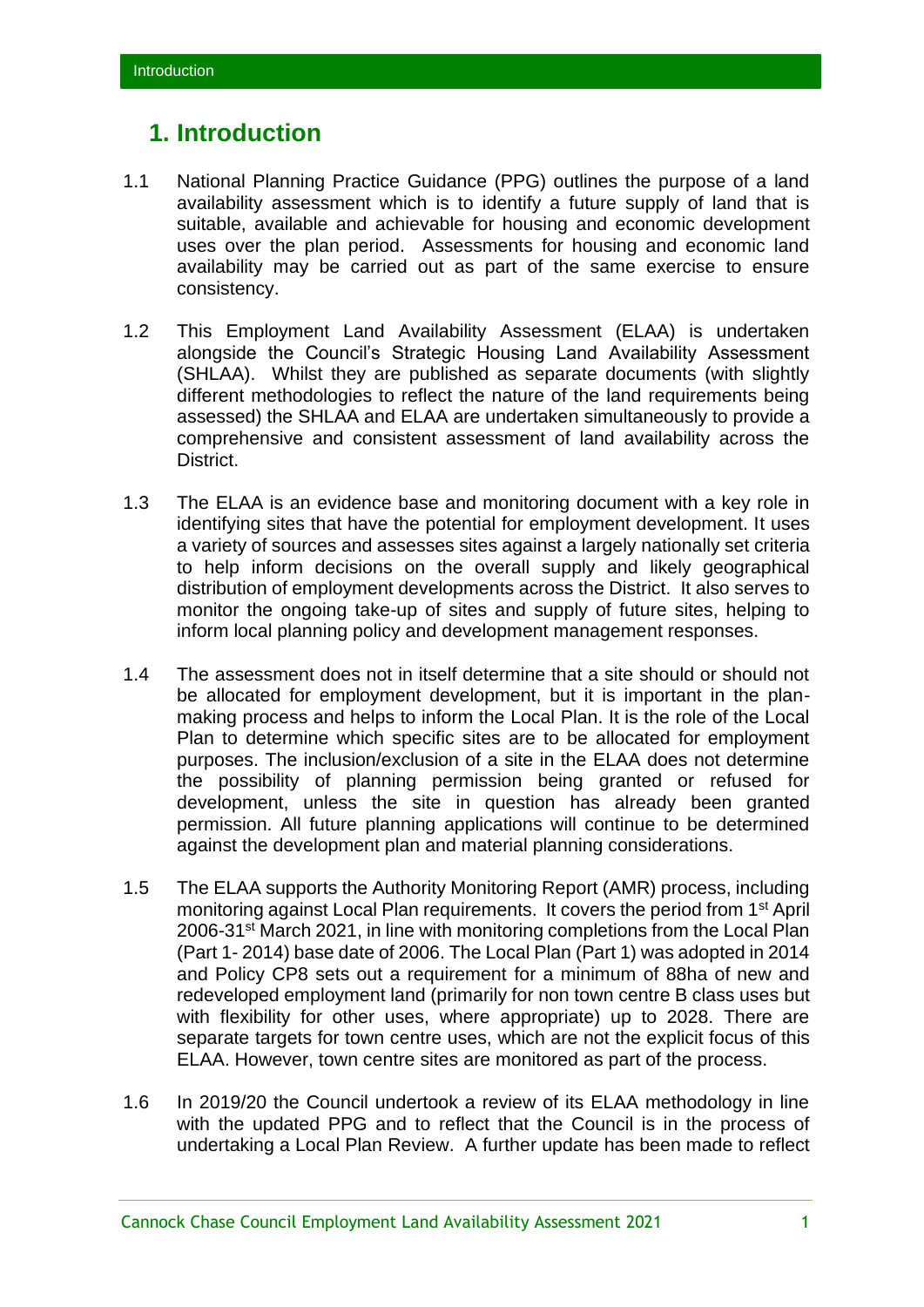# 1. Introduction

1.1 National Planning Practice Guidance (PPG) outlines the purpose of a land availability assessment which is to identify a future supply of land that is suitable, available and achievable for housing and economic development uses over the plan period. Assessments for housing and economic land availability may be carried out as part of the same exercise to ensure consistency.

1.2 This Employment Land Availability Assessment (ELAA) is undertaken alongside the Council's Strategic Housing Land Availability Assessment (SHLAA). Whilst they are published as separate documents (with slightly different methodologies to reflect the nature of the land requirements being assessed) the SHLAA and ELAA are undertaken simultaneously to provide a comprehensive and consistent assessment of land availability across the District.

1.3 The ELAA is an evidence base and monitoring document with a key role in identifying sites that have the potential for employment development. It uses a variety of sources and assesses sites against a largely nationally set criteria to help inform decisions on the overall supply and likely geographical distribution of employment developments across the District. It also serves to monitor the ongoing take-up of sites and supply of future sites, helping to inform local planning policy and development management responses.

1.4 The assessment does not in itself determine that a site should or should not be allocated for employment development, but it is important in the plan-making process and helps to inform the Local Plan. It is the role of the Local Plan to determine which specific sites are to be allocated for employment purposes. The inclusion/exclusion of a site in the ELAA does not determine the possibility of planning permission being granted or refused for development, unless the site in question has already been granted permission. All future planning applications will continue to be determined against the development plan and material planning considerations.

1.5 The ELAA supports the Authority Monitoring Report (AMR) process, including monitoring against Local Plan requirements. It covers the period from 1st April 2006-31st March 2021, in line with monitoring completions from the Local Plan (Part 1- 2014) base date of 2006. The Local Plan (Part 1) was adopted in 2014 and Policy CP8 sets out a requirement for a minimum of 88ha of new and redeveloped employment land (primarily for non town centre B class uses but with flexibility for other uses, where appropriate) up to 2028. There are separate targets for town centre uses, which are not the explicit focus of this ELAA. However, town centre sites are monitored as part of the process.

1.6 In 2019/20 the Council undertook a review of its ELAA methodology in line with the updated PPG and to reflect that the Council is in the process of undertaking a Local Plan Review. A further update has been made to reflect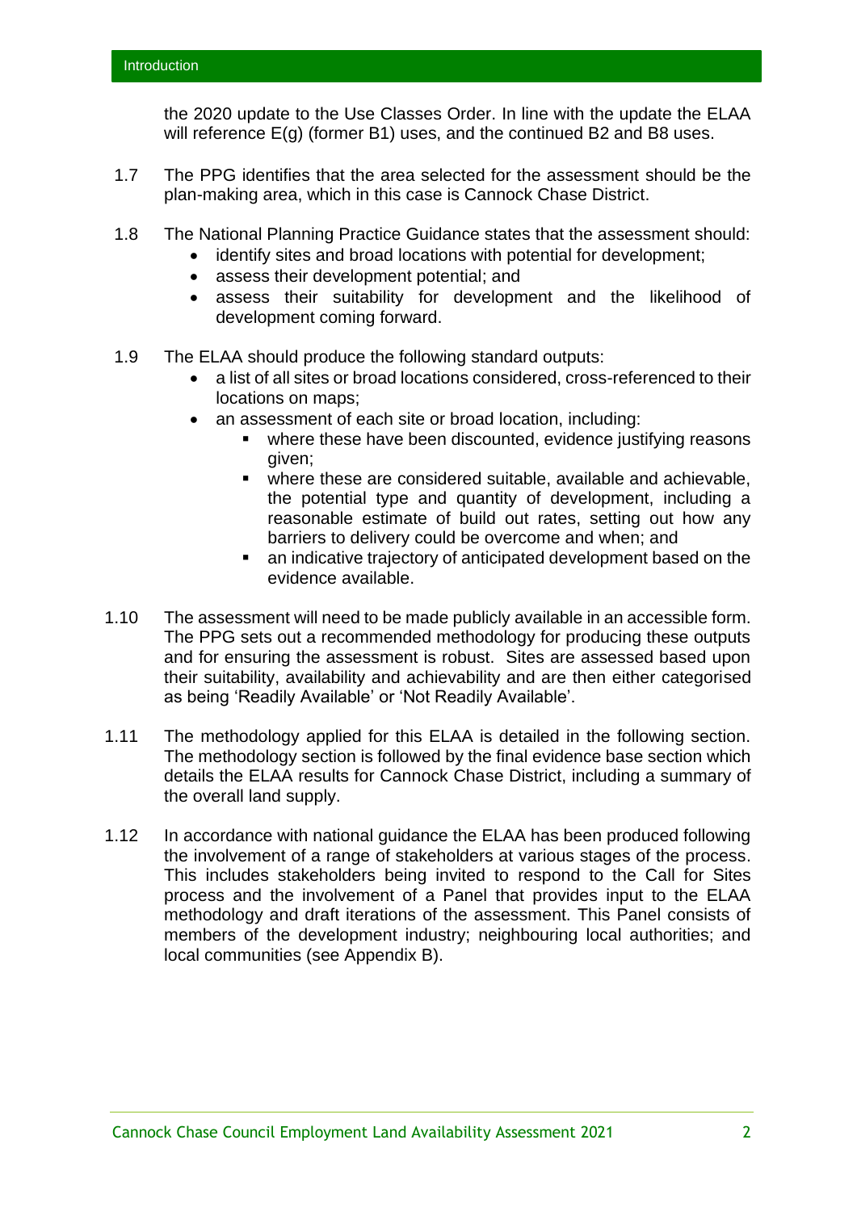the 2020 update to the Use Classes Order. In line with the update the ELAA will reference E(g) (former B1) uses, and the continued B2 and B8 uses.

1.7 The PPG identifies that the area selected for the assessment should be the plan-making area, which in this case is Cannock Chase District.

1.8 The National Planning Practice Guidance states that the assessment should:

- identify sites and broad locations with potential for development;
- assess their development potential; and
- assess their suitability for development and the likelihood of development coming forward.

1.9 The ELAA should produce the following standard outputs:

- a list of all sites or broad locations considered, cross-referenced to their locations on maps;
- an assessment of each site or broad location, including:
  - where these have been discounted, evidence justifying reasons given;
  - where these are considered suitable, available and achievable, the potential type and quantity of development, including a reasonable estimate of build out rates, setting out how any barriers to delivery could be overcome and when; and
  - an indicative trajectory of anticipated development based on the evidence available.

1.10 The assessment will need to be made publicly available in an accessible form. The PPG sets out a recommended methodology for producing these outputs and for ensuring the assessment is robust. Sites are assessed based upon their suitability, availability and achievability and are then either categorised as being 'Readily Available' or 'Not Readily Available'.

1.11 The methodology applied for this ELAA is detailed in the following section. The methodology section is followed by the final evidence base section which details the ELAA results for Cannock Chase District, including a summary of the overall land supply.

1.12 In accordance with national guidance the ELAA has been produced following the involvement of a range of stakeholders at various stages of the process. This includes stakeholders being invited to respond to the Call for Sites process and the involvement of a Panel that provides input to the ELAA methodology and draft iterations of the assessment. This Panel consists of members of the development industry; neighbouring local authorities; and local communities (see Appendix B).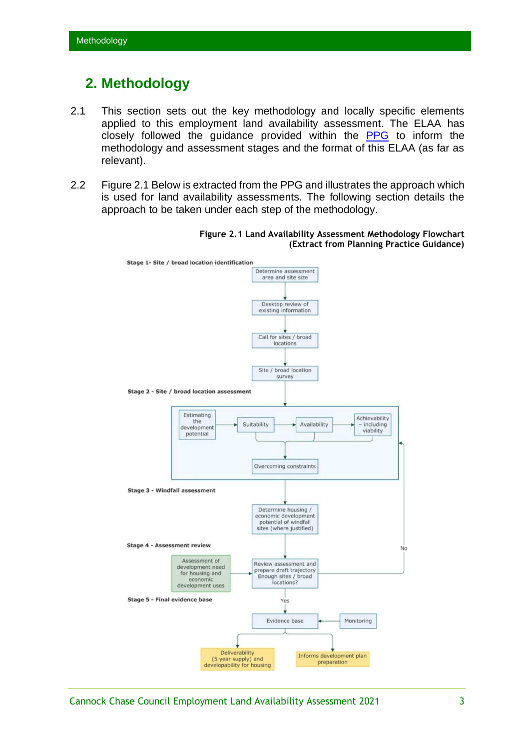## 2. Methodology

2.1 This section sets out the key methodology and locally specific elements applied to this employment land availability assessment. The ELAA has closely followed the guidance provided within the PPG to inform the methodology and assessment stages and the format of this ELAA (as far as relevant).

2.2 Figure 2.1 Below is extracted from the PPG and illustrates the approach which is used for land availability assessments. The following section details the approach to be taken under each step of the methodology.

**Figure 2.1 Land Availability Assessment Methodology Flowchart (Extract from Planning Practice Guidance)**

**Stage 1- Site / broad location identification**

- Determine assessment area and site size
- Desktop review of existing information
- Call for sites / broad locations
- Site / broad location survey

**Stage 2 - Site / broad location assessment**

- Estimating the development potential
- Suitability
- Availability
- Achievability – including viability
- Overcoming constraints

**Stage 3 - Windfall assessment**

- Determine housing / economic development potential of windfall sites (where justified)

**Stage 4 - Assessment review**

- Assessment of development need for housing and economic development uses
- Review assessment and prepare draft trajectory Enough sites / broad locations?
  - No → return to Stage 2
  - Yes → Stage 5

**Stage 5 - Final evidence base**

- Evidence base
- Monitoring
- Deliverability (5 year supply) and developability for housing
- Informs development plan preparation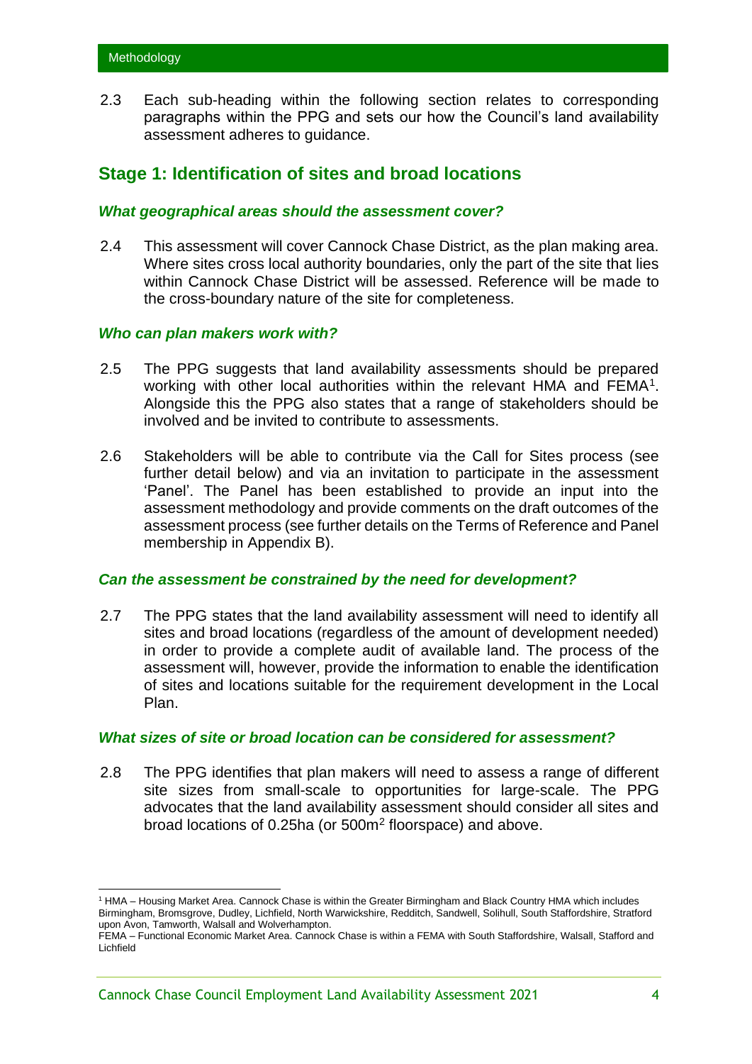2.3 Each sub-heading within the following section relates to corresponding paragraphs within the PPG and sets our how the Council's land availability assessment adheres to guidance.

## Stage 1: Identification of sites and broad locations

### *What geographical areas should the assessment cover?*

2.4 This assessment will cover Cannock Chase District, as the plan making area. Where sites cross local authority boundaries, only the part of the site that lies within Cannock Chase District will be assessed. Reference will be made to the cross-boundary nature of the site for completeness.

### *Who can plan makers work with?*

2.5 The PPG suggests that land availability assessments should be prepared working with other local authorities within the relevant HMA and FEMA[1]. Alongside this the PPG also states that a range of stakeholders should be involved and be invited to contribute to assessments.

2.6 Stakeholders will be able to contribute via the Call for Sites process (see further detail below) and via an invitation to participate in the assessment 'Panel'. The Panel has been established to provide an input into the assessment methodology and provide comments on the draft outcomes of the assessment process (see further details on the Terms of Reference and Panel membership in Appendix B).

### *Can the assessment be constrained by the need for development?*

2.7 The PPG states that the land availability assessment will need to identify all sites and broad locations (regardless of the amount of development needed) in order to provide a complete audit of available land. The process of the assessment will, however, provide the information to enable the identification of sites and locations suitable for the requirement development in the Local Plan.

### *What sizes of site or broad location can be considered for assessment?*

2.8 The PPG identifies that plan makers will need to assess a range of different site sizes from small-scale to opportunities for large-scale. The PPG advocates that the land availability assessment should consider all sites and broad locations of 0.25ha (or 500m$^2$ floorspace) and above.

---

[1] HMA – Housing Market Area. Cannock Chase is within the Greater Birmingham and Black Country HMA which includes Birmingham, Bromsgrove, Dudley, Lichfield, North Warwickshire, Redditch, Sandwell, Solihull, South Staffordshire, Stratford upon Avon, Tamworth, Walsall and Wolverhampton.
FEMA – Functional Economic Market Area. Cannock Chase is within a FEMA with South Staffordshire, Walsall, Stafford and Lichfield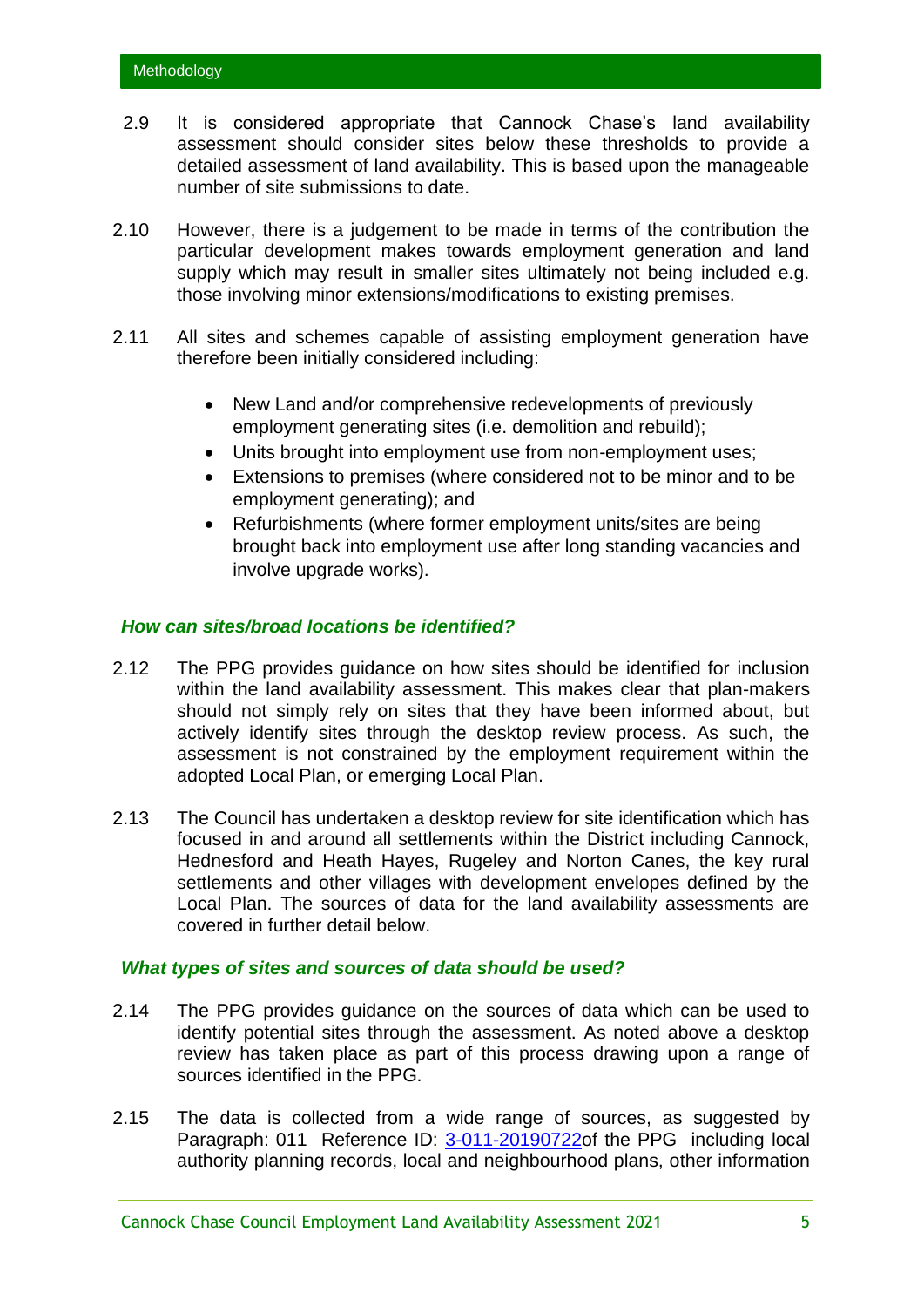2.9 It is considered appropriate that Cannock Chase's land availability assessment should consider sites below these thresholds to provide a detailed assessment of land availability. This is based upon the manageable number of site submissions to date.

2.10 However, there is a judgement to be made in terms of the contribution the particular development makes towards employment generation and land supply which may result in smaller sites ultimately not being included e.g. those involving minor extensions/modifications to existing premises.

2.11 All sites and schemes capable of assisting employment generation have therefore been initially considered including:

- New Land and/or comprehensive redevelopments of previously employment generating sites (i.e. demolition and rebuild);
- Units brought into employment use from non-employment uses;
- Extensions to premises (where considered not to be minor and to be employment generating); and
- Refurbishments (where former employment units/sites are being brought back into employment use after long standing vacancies and involve upgrade works).

### *How can sites/broad locations be identified?*

2.12 The PPG provides guidance on how sites should be identified for inclusion within the land availability assessment. This makes clear that plan-makers should not simply rely on sites that they have been informed about, but actively identify sites through the desktop review process. As such, the assessment is not constrained by the employment requirement within the adopted Local Plan, or emerging Local Plan.

2.13 The Council has undertaken a desktop review for site identification which has focused in and around all settlements within the District including Cannock, Hednesford and Heath Hayes, Rugeley and Norton Canes, the key rural settlements and other villages with development envelopes defined by the Local Plan. The sources of data for the land availability assessments are covered in further detail below.

### *What types of sites and sources of data should be used?*

2.14 The PPG provides guidance on the sources of data which can be used to identify potential sites through the assessment. As noted above a desktop review has taken place as part of this process drawing upon a range of sources identified in the PPG.

2.15 The data is collected from a wide range of sources, as suggested by Paragraph: 011 Reference ID: 3-011-20190722of the PPG including local authority planning records, local and neighbourhood plans, other information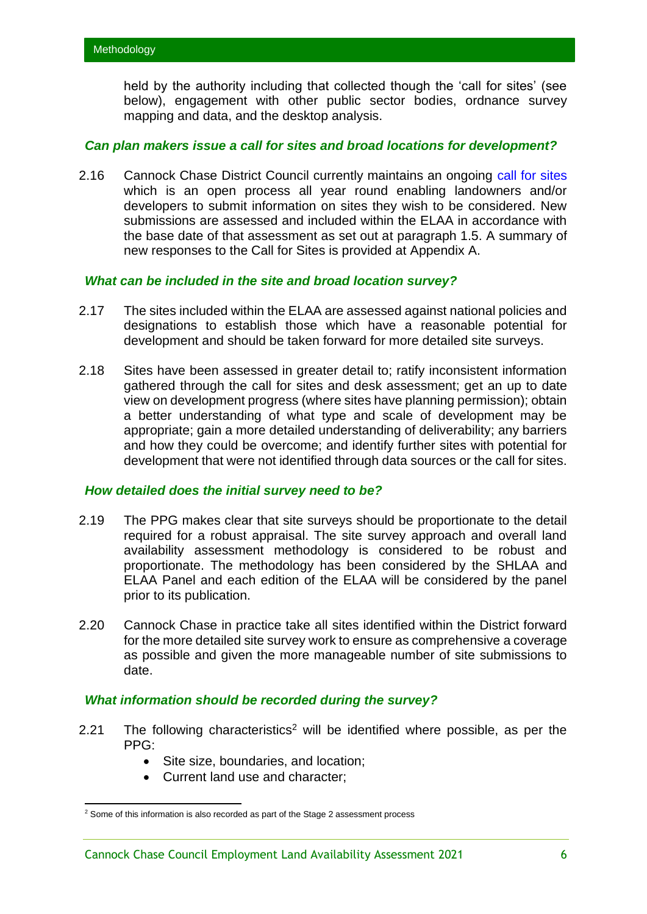held by the authority including that collected though the 'call for sites' (see below), engagement with other public sector bodies, ordnance survey mapping and data, and the desktop analysis.

### *Can plan makers issue a call for sites and broad locations for development?*

2.16 Cannock Chase District Council currently maintains an ongoing call for sites which is an open process all year round enabling landowners and/or developers to submit information on sites they wish to be considered. New submissions are assessed and included within the ELAA in accordance with the base date of that assessment as set out at paragraph 1.5. A summary of new responses to the Call for Sites is provided at Appendix A.

### *What can be included in the site and broad location survey?*

2.17 The sites included within the ELAA are assessed against national policies and designations to establish those which have a reasonable potential for development and should be taken forward for more detailed site surveys.

2.18 Sites have been assessed in greater detail to; ratify inconsistent information gathered through the call for sites and desk assessment; get an up to date view on development progress (where sites have planning permission); obtain a better understanding of what type and scale of development may be appropriate; gain a more detailed understanding of deliverability; any barriers and how they could be overcome; and identify further sites with potential for development that were not identified through data sources or the call for sites.

### *How detailed does the initial survey need to be?*

2.19 The PPG makes clear that site surveys should be proportionate to the detail required for a robust appraisal. The site survey approach and overall land availability assessment methodology is considered to be robust and proportionate. The methodology has been considered by the SHLAA and ELAA Panel and each edition of the ELAA will be considered by the panel prior to its publication.

2.20 Cannock Chase in practice take all sites identified within the District forward for the more detailed site survey work to ensure as comprehensive a coverage as possible and given the more manageable number of site submissions to date.

### *What information should be recorded during the survey?*

2.21 The following characteristics[2] will be identified where possible, as per the PPG:

- Site size, boundaries, and location;
- Current land use and character;

[2] Some of this information is also recorded as part of the Stage 2 assessment process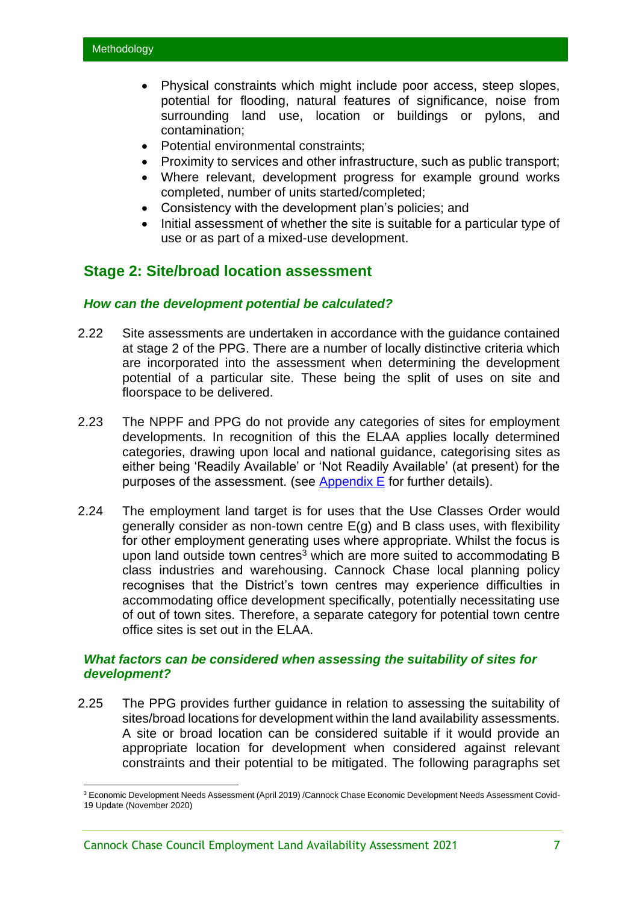- Physical constraints which might include poor access, steep slopes, potential for flooding, natural features of significance, noise from surrounding land use, location or buildings or pylons, and contamination;
- Potential environmental constraints;
- Proximity to services and other infrastructure, such as public transport;
- Where relevant, development progress for example ground works completed, number of units started/completed;
- Consistency with the development plan's policies; and
- Initial assessment of whether the site is suitable for a particular type of use or as part of a mixed-use development.

## Stage 2: Site/broad location assessment

### *How can the development potential be calculated?*

2.22 Site assessments are undertaken in accordance with the guidance contained at stage 2 of the PPG. There are a number of locally distinctive criteria which are incorporated into the assessment when determining the development potential of a particular site. These being the split of uses on site and floorspace to be delivered.

2.23 The NPPF and PPG do not provide any categories of sites for employment developments. In recognition of this the ELAA applies locally determined categories, drawing upon local and national guidance, categorising sites as either being 'Readily Available' or 'Not Readily Available' (at present) for the purposes of the assessment. (see Appendix E for further details).

2.24 The employment land target is for uses that the Use Classes Order would generally consider as non-town centre E(g) and B class uses, with flexibility for other employment generating uses where appropriate. Whilst the focus is upon land outside town centres[3] which are more suited to accommodating B class industries and warehousing. Cannock Chase local planning policy recognises that the District's town centres may experience difficulties in accommodating office development specifically, potentially necessitating use of out of town sites. Therefore, a separate category for potential town centre office sites is set out in the ELAA.

### *What factors can be considered when assessing the suitability of sites for development?*

2.25 The PPG provides further guidance in relation to assessing the suitability of sites/broad locations for development within the land availability assessments. A site or broad location can be considered suitable if it would provide an appropriate location for development when considered against relevant constraints and their potential to be mitigated. The following paragraphs set

[3] Economic Development Needs Assessment (April 2019) /Cannock Chase Economic Development Needs Assessment Covid-19 Update (November 2020)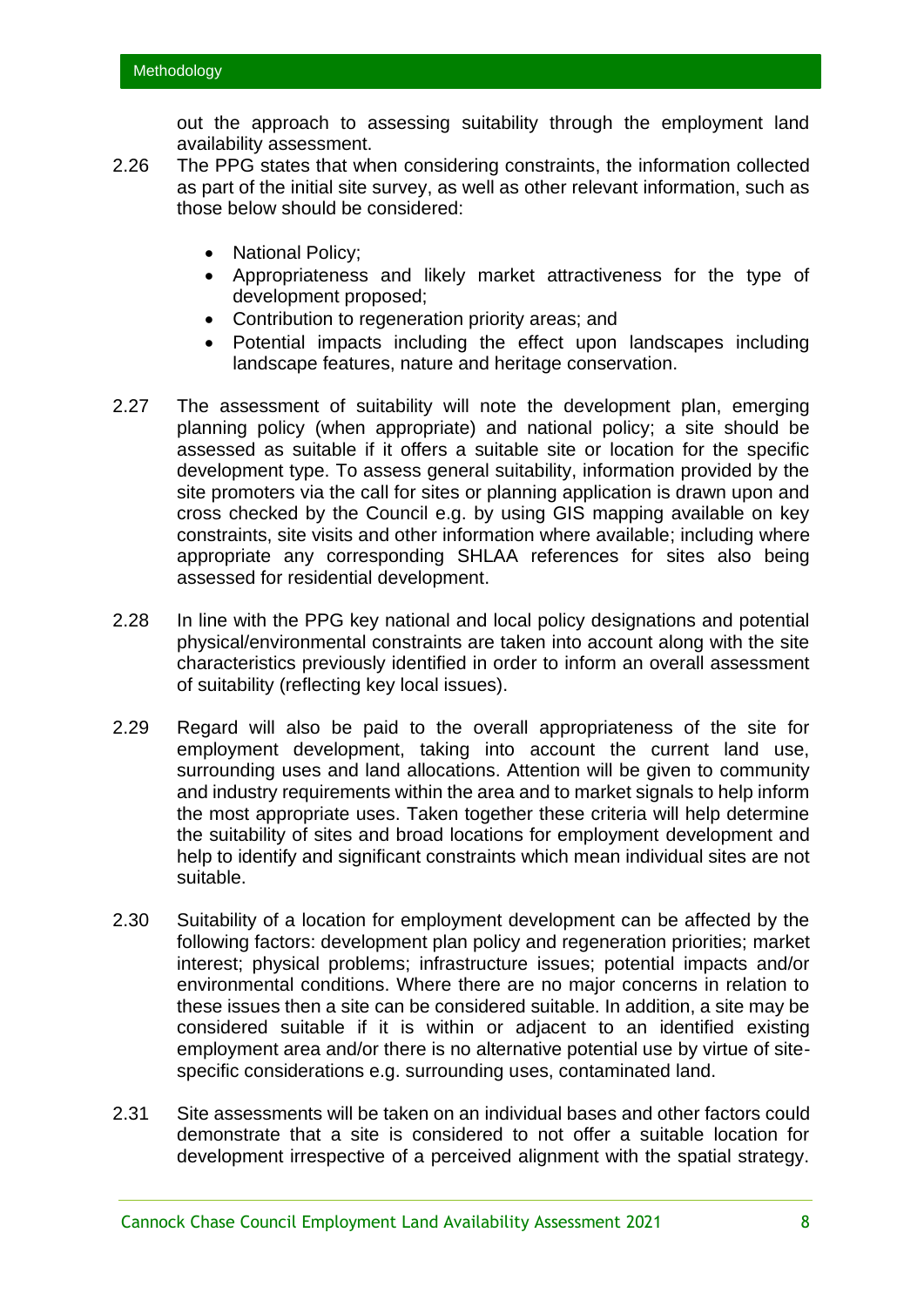out the approach to assessing suitability through the employment land availability assessment.

2.26 The PPG states that when considering constraints, the information collected as part of the initial site survey, as well as other relevant information, such as those below should be considered:

- National Policy;
- Appropriateness and likely market attractiveness for the type of development proposed;
- Contribution to regeneration priority areas; and
- Potential impacts including the effect upon landscapes including landscape features, nature and heritage conservation.

2.27 The assessment of suitability will note the development plan, emerging planning policy (when appropriate) and national policy; a site should be assessed as suitable if it offers a suitable site or location for the specific development type. To assess general suitability, information provided by the site promoters via the call for sites or planning application is drawn upon and cross checked by the Council e.g. by using GIS mapping available on key constraints, site visits and other information where available; including where appropriate any corresponding SHLAA references for sites also being assessed for residential development.

2.28 In line with the PPG key national and local policy designations and potential physical/environmental constraints are taken into account along with the site characteristics previously identified in order to inform an overall assessment of suitability (reflecting key local issues).

2.29 Regard will also be paid to the overall appropriateness of the site for employment development, taking into account the current land use, surrounding uses and land allocations. Attention will be given to community and industry requirements within the area and to market signals to help inform the most appropriate uses. Taken together these criteria will help determine the suitability of sites and broad locations for employment development and help to identify and significant constraints which mean individual sites are not suitable.

2.30 Suitability of a location for employment development can be affected by the following factors: development plan policy and regeneration priorities; market interest; physical problems; infrastructure issues; potential impacts and/or environmental conditions. Where there are no major concerns in relation to these issues then a site can be considered suitable. In addition, a site may be considered suitable if it is within or adjacent to an identified existing employment area and/or there is no alternative potential use by virtue of site-specific considerations e.g. surrounding uses, contaminated land.

2.31 Site assessments will be taken on an individual bases and other factors could demonstrate that a site is considered to not offer a suitable location for development irrespective of a perceived alignment with the spatial strategy.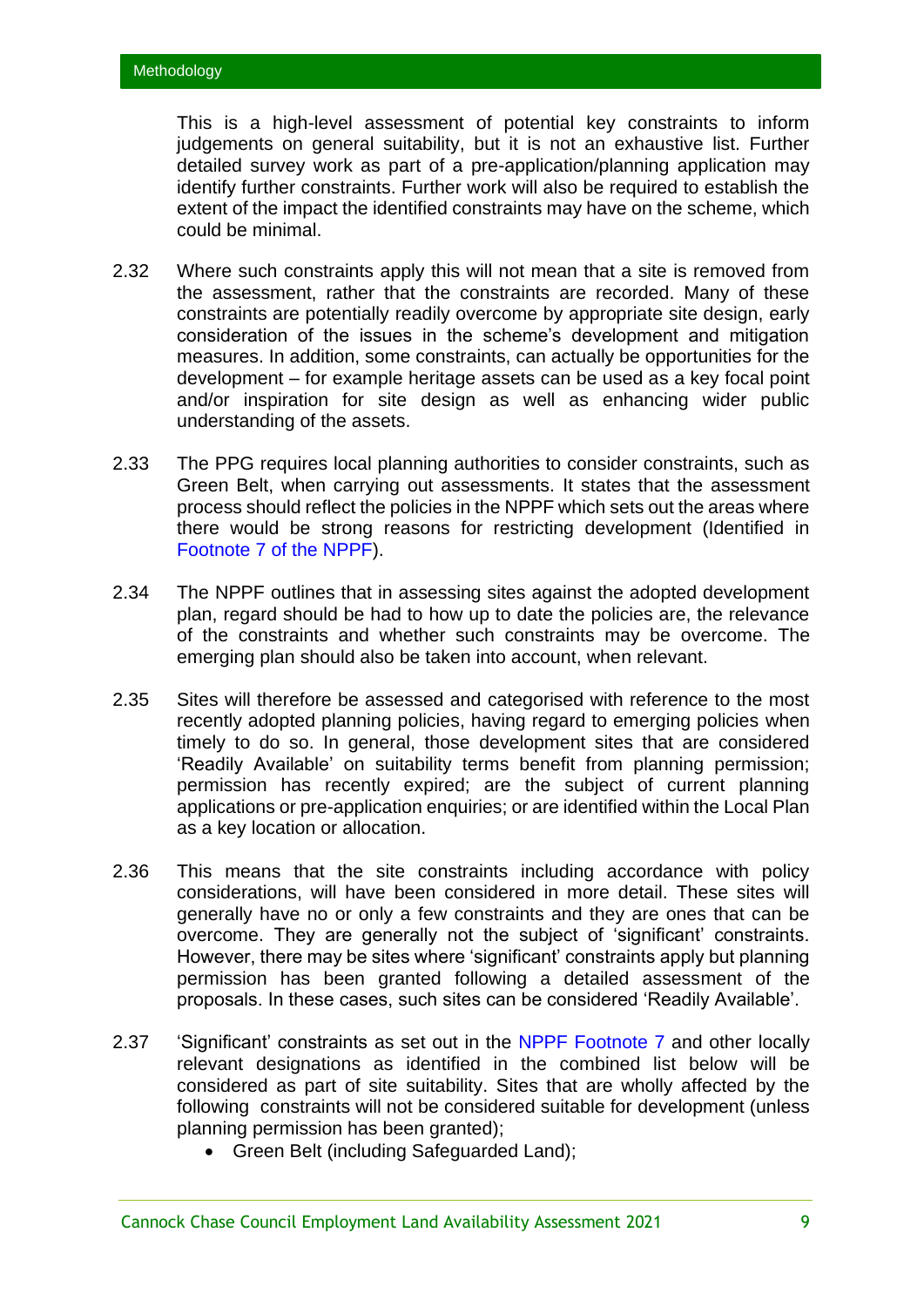This is a high-level assessment of potential key constraints to inform judgements on general suitability, but it is not an exhaustive list. Further detailed survey work as part of a pre-application/planning application may identify further constraints. Further work will also be required to establish the extent of the impact the identified constraints may have on the scheme, which could be minimal.

2.32 Where such constraints apply this will not mean that a site is removed from the assessment, rather that the constraints are recorded. Many of these constraints are potentially readily overcome by appropriate site design, early consideration of the issues in the scheme's development and mitigation measures. In addition, some constraints, can actually be opportunities for the development – for example heritage assets can be used as a key focal point and/or inspiration for site design as well as enhancing wider public understanding of the assets.

2.33 The PPG requires local planning authorities to consider constraints, such as Green Belt, when carrying out assessments. It states that the assessment process should reflect the policies in the NPPF which sets out the areas where there would be strong reasons for restricting development (Identified in Footnote 7 of the NPPF).

2.34 The NPPF outlines that in assessing sites against the adopted development plan, regard should be had to how up to date the policies are, the relevance of the constraints and whether such constraints may be overcome. The emerging plan should also be taken into account, when relevant.

2.35 Sites will therefore be assessed and categorised with reference to the most recently adopted planning policies, having regard to emerging policies when timely to do so. In general, those development sites that are considered 'Readily Available' on suitability terms benefit from planning permission; permission has recently expired; are the subject of current planning applications or pre-application enquiries; or are identified within the Local Plan as a key location or allocation.

2.36 This means that the site constraints including accordance with policy considerations, will have been considered in more detail. These sites will generally have no or only a few constraints and they are ones that can be overcome. They are generally not the subject of 'significant' constraints. However, there may be sites where 'significant' constraints apply but planning permission has been granted following a detailed assessment of the proposals. In these cases, such sites can be considered 'Readily Available'.

2.37 'Significant' constraints as set out in the NPPF Footnote 7 and other locally relevant designations as identified in the combined list below will be considered as part of site suitability. Sites that are wholly affected by the following constraints will not be considered suitable for development (unless planning permission has been granted);

- Green Belt (including Safeguarded Land);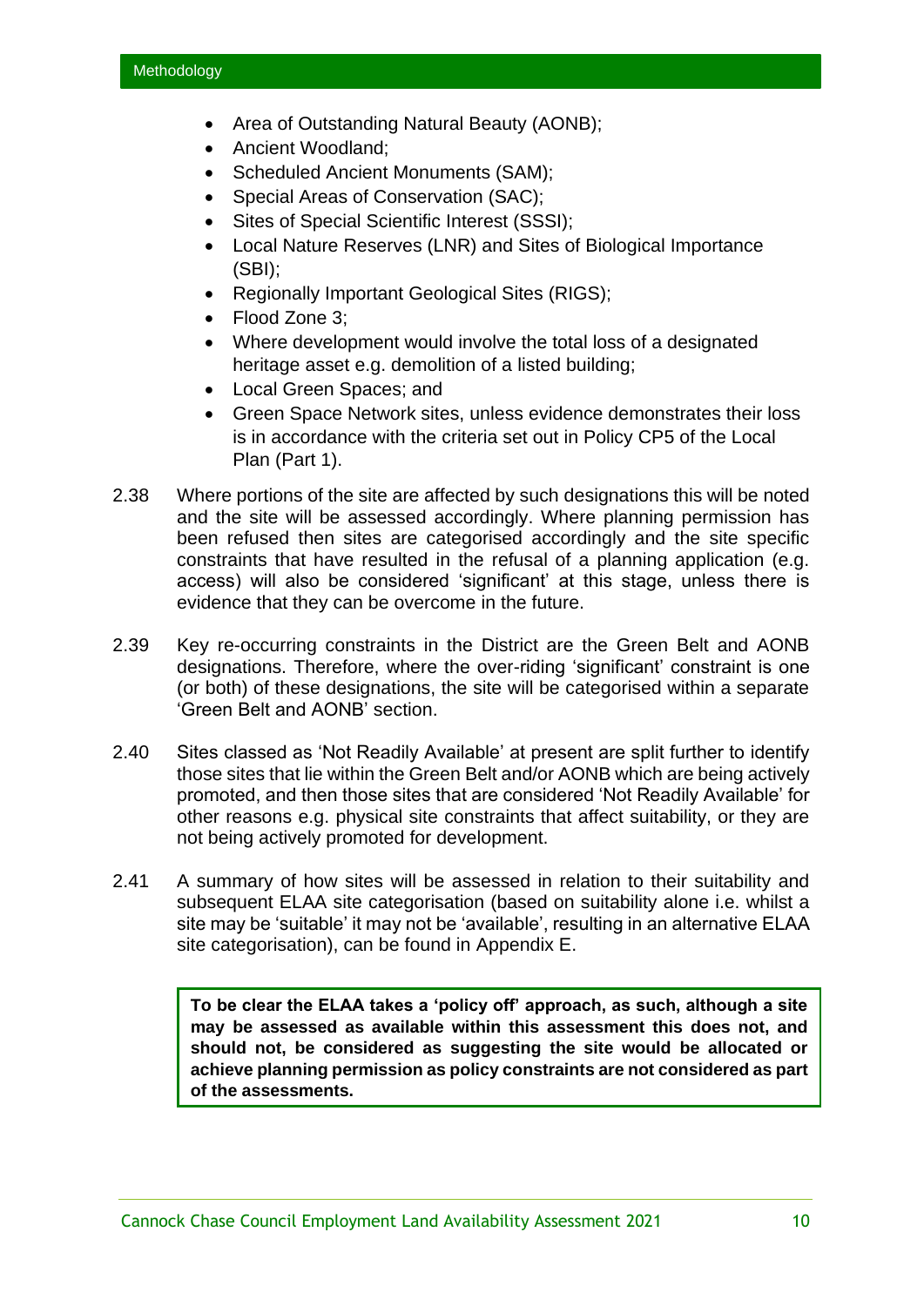- Area of Outstanding Natural Beauty (AONB);
- Ancient Woodland;
- Scheduled Ancient Monuments (SAM);
- Special Areas of Conservation (SAC);
- Sites of Special Scientific Interest (SSSI);
- Local Nature Reserves (LNR) and Sites of Biological Importance (SBI);
- Regionally Important Geological Sites (RIGS);
- Flood Zone 3;
- Where development would involve the total loss of a designated heritage asset e.g. demolition of a listed building;
- Local Green Spaces; and
- Green Space Network sites, unless evidence demonstrates their loss is in accordance with the criteria set out in Policy CP5 of the Local Plan (Part 1).

2.38 Where portions of the site are affected by such designations this will be noted and the site will be assessed accordingly. Where planning permission has been refused then sites are categorised accordingly and the site specific constraints that have resulted in the refusal of a planning application (e.g. access) will also be considered 'significant' at this stage, unless there is evidence that they can be overcome in the future.

2.39 Key re-occurring constraints in the District are the Green Belt and AONB designations. Therefore, where the over-riding 'significant' constraint is one (or both) of these designations, the site will be categorised within a separate 'Green Belt and AONB' section.

2.40 Sites classed as 'Not Readily Available' at present are split further to identify those sites that lie within the Green Belt and/or AONB which are being actively promoted, and then those sites that are considered 'Not Readily Available' for other reasons e.g. physical site constraints that affect suitability, or they are not being actively promoted for development.

2.41 A summary of how sites will be assessed in relation to their suitability and subsequent ELAA site categorisation (based on suitability alone i.e. whilst a site may be 'suitable' it may not be 'available', resulting in an alternative ELAA site categorisation), can be found in Appendix E.

**To be clear the ELAA takes a 'policy off' approach, as such, although a site may be assessed as available within this assessment this does not, and should not, be considered as suggesting the site would be allocated or achieve planning permission as policy constraints are not considered as part of the assessments.**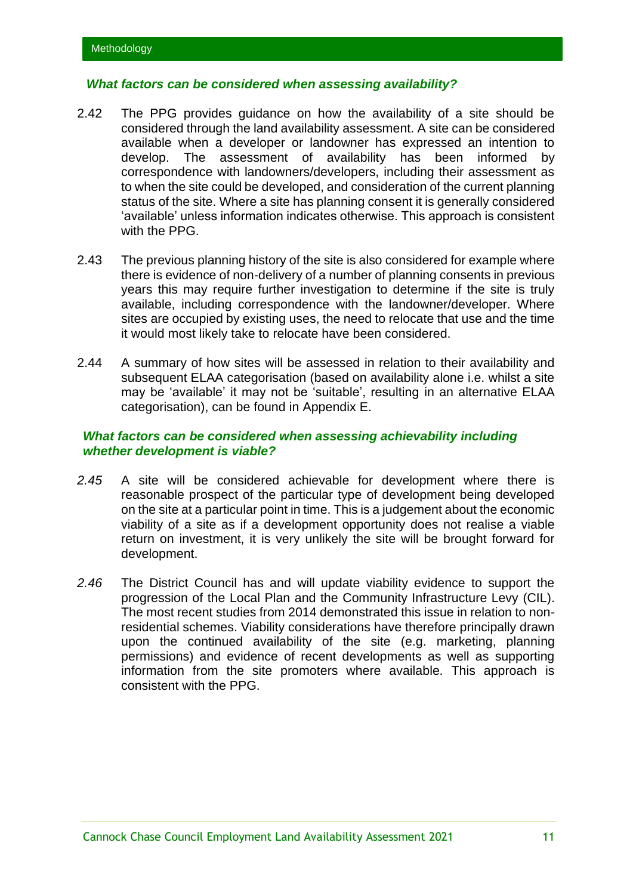### *What factors can be considered when assessing availability?*

2.42 The PPG provides guidance on how the availability of a site should be considered through the land availability assessment. A site can be considered available when a developer or landowner has expressed an intention to develop. The assessment of availability has been informed by correspondence with landowners/developers, including their assessment as to when the site could be developed, and consideration of the current planning status of the site. Where a site has planning consent it is generally considered 'available' unless information indicates otherwise. This approach is consistent with the PPG.

2.43 The previous planning history of the site is also considered for example where there is evidence of non-delivery of a number of planning consents in previous years this may require further investigation to determine if the site is truly available, including correspondence with the landowner/developer. Where sites are occupied by existing uses, the need to relocate that use and the time it would most likely take to relocate have been considered.

2.44 A summary of how sites will be assessed in relation to their availability and subsequent ELAA categorisation (based on availability alone i.e. whilst a site may be 'available' it may not be 'suitable', resulting in an alternative ELAA categorisation), can be found in Appendix E.

### *What factors can be considered when assessing achievability including whether development is viable?*

*2.45* A site will be considered achievable for development where there is reasonable prospect of the particular type of development being developed on the site at a particular point in time. This is a judgement about the economic viability of a site as if a development opportunity does not realise a viable return on investment, it is very unlikely the site will be brought forward for development.

*2.46* The District Council has and will update viability evidence to support the progression of the Local Plan and the Community Infrastructure Levy (CIL). The most recent studies from 2014 demonstrated this issue in relation to non-residential schemes. Viability considerations have therefore principally drawn upon the continued availability of the site (e.g. marketing, planning permissions) and evidence of recent developments as well as supporting information from the site promoters where available. This approach is consistent with the PPG.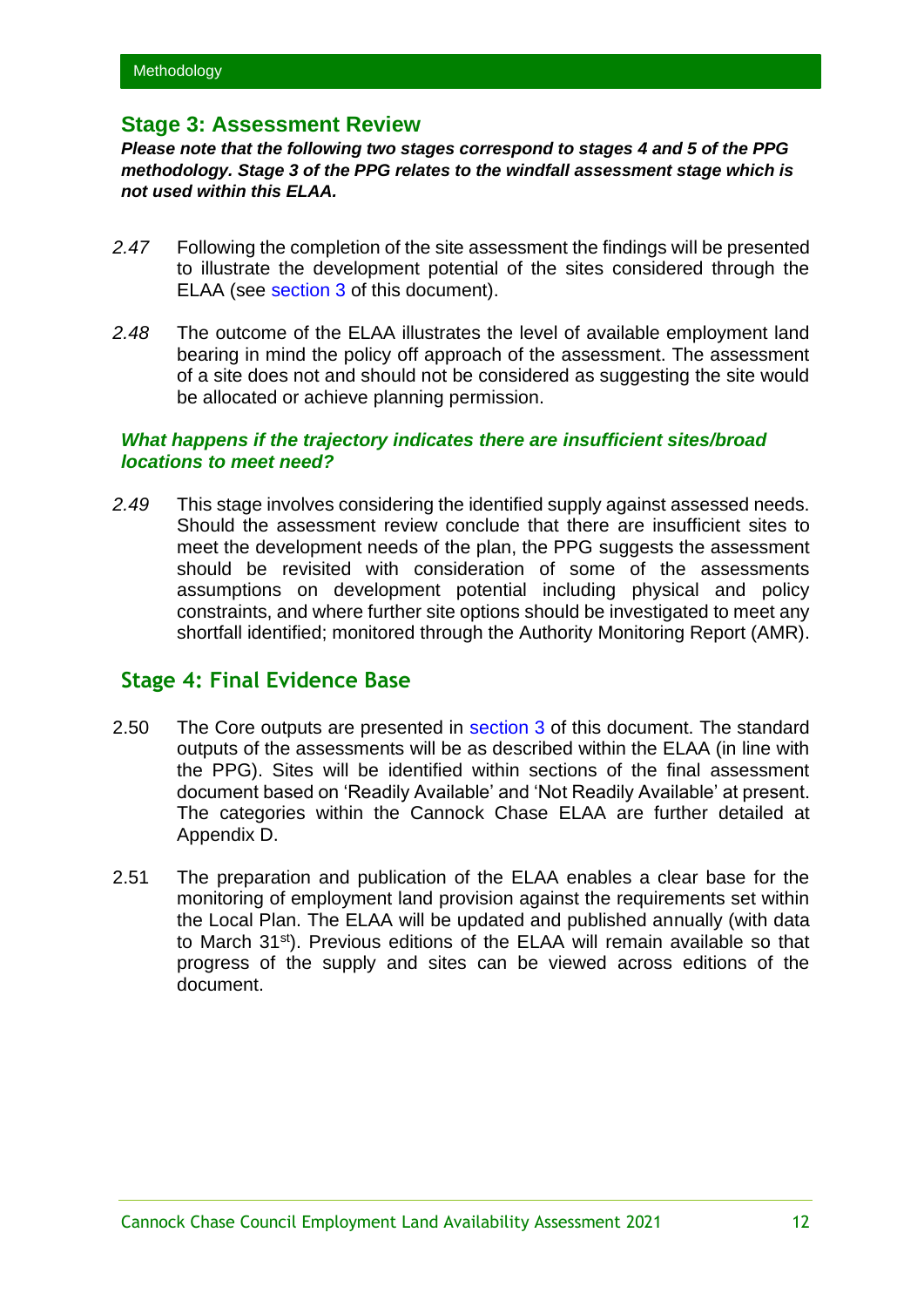## Stage 3: Assessment Review

***Please note that the following two stages correspond to stages 4 and 5 of the PPG methodology. Stage 3 of the PPG relates to the windfall assessment stage which is not used within this ELAA.***

*2.47* Following the completion of the site assessment the findings will be presented to illustrate the development potential of the sites considered through the ELAA (see section 3 of this document).

*2.48* The outcome of the ELAA illustrates the level of available employment land bearing in mind the policy off approach of the assessment. The assessment of a site does not and should not be considered as suggesting the site would be allocated or achieve planning permission.

### *What happens if the trajectory indicates there are insufficient sites/broad locations to meet need?*

*2.49* This stage involves considering the identified supply against assessed needs. Should the assessment review conclude that there are insufficient sites to meet the development needs of the plan, the PPG suggests the assessment should be revisited with consideration of some of the assessments assumptions on development potential including physical and policy constraints, and where further site options should be investigated to meet any shortfall identified; monitored through the Authority Monitoring Report (AMR).

## Stage 4: Final Evidence Base

2.50 The Core outputs are presented in section 3 of this document. The standard outputs of the assessments will be as described within the ELAA (in line with the PPG). Sites will be identified within sections of the final assessment document based on 'Readily Available' and 'Not Readily Available' at present. The categories within the Cannock Chase ELAA are further detailed at Appendix D.

2.51 The preparation and publication of the ELAA enables a clear base for the monitoring of employment land provision against the requirements set within the Local Plan. The ELAA will be updated and published annually (with data to March 31st). Previous editions of the ELAA will remain available so that progress of the supply and sites can be viewed across editions of the document.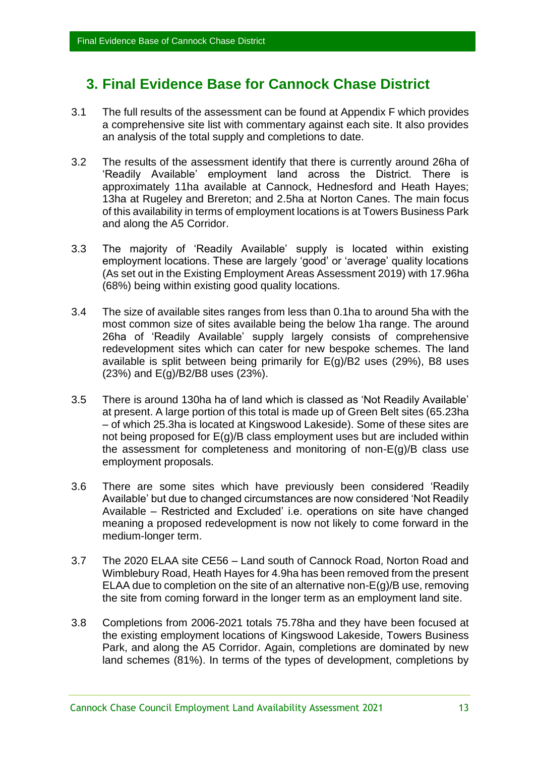# 3. Final Evidence Base for Cannock Chase District

3.1 The full results of the assessment can be found at Appendix F which provides a comprehensive site list with commentary against each site. It also provides an analysis of the total supply and completions to date.

3.2 The results of the assessment identify that there is currently around 26ha of 'Readily Available' employment land across the District. There is approximately 11ha available at Cannock, Hednesford and Heath Hayes; 13ha at Rugeley and Brereton; and 2.5ha at Norton Canes. The main focus of this availability in terms of employment locations is at Towers Business Park and along the A5 Corridor.

3.3 The majority of 'Readily Available' supply is located within existing employment locations. These are largely 'good' or 'average' quality locations (As set out in the Existing Employment Areas Assessment 2019) with 17.96ha (68%) being within existing good quality locations.

3.4 The size of available sites ranges from less than 0.1ha to around 5ha with the most common size of sites available being the below 1ha range. The around 26ha of 'Readily Available' supply largely consists of comprehensive redevelopment sites which can cater for new bespoke schemes. The land available is split between being primarily for E(g)/B2 uses (29%), B8 uses (23%) and E(g)/B2/B8 uses (23%).

3.5 There is around 130ha ha of land which is classed as 'Not Readily Available' at present. A large portion of this total is made up of Green Belt sites (65.23ha – of which 25.3ha is located at Kingswood Lakeside). Some of these sites are not being proposed for E(g)/B class employment uses but are included within the assessment for completeness and monitoring of non-E(g)/B class use employment proposals.

3.6 There are some sites which have previously been considered 'Readily Available' but due to changed circumstances are now considered 'Not Readily Available – Restricted and Excluded' i.e. operations on site have changed meaning a proposed redevelopment is now not likely to come forward in the medium-longer term.

3.7 The 2020 ELAA site CE56 – Land south of Cannock Road, Norton Road and Wimblebury Road, Heath Hayes for 4.9ha has been removed from the present ELAA due to completion on the site of an alternative non-E(g)/B use, removing the site from coming forward in the longer term as an employment land site.

3.8 Completions from 2006-2021 totals 75.78ha and they have been focused at the existing employment locations of Kingswood Lakeside, Towers Business Park, and along the A5 Corridor. Again, completions are dominated by new land schemes (81%). In terms of the types of development, completions by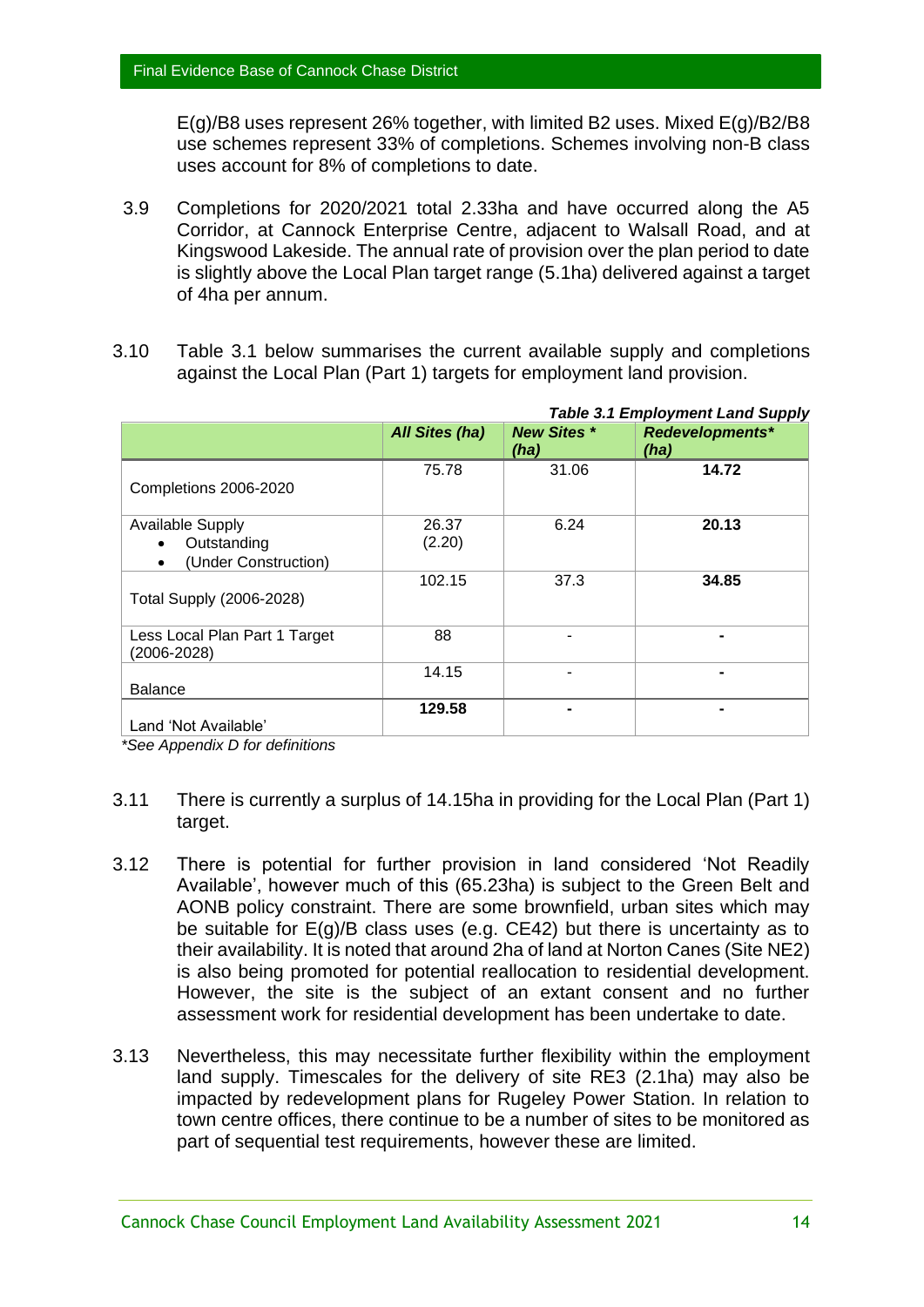E(g)/B8 uses represent 26% together, with limited B2 uses. Mixed E(g)/B2/B8 use schemes represent 33% of completions. Schemes involving non-B class uses account for 8% of completions to date.

3.9 Completions for 2020/2021 total 2.33ha and have occurred along the A5 Corridor, at Cannock Enterprise Centre, adjacent to Walsall Road, and at Kingswood Lakeside. The annual rate of provision over the plan period to date is slightly above the Local Plan target range (5.1ha) delivered against a target of 4ha per annum.

3.10 Table 3.1 below summarises the current available supply and completions against the Local Plan (Part 1) targets for employment land provision.

***Table 3.1 Employment Land Supply***

| | ***All Sites (ha)*** | ***New Sites \* (ha)*** | ***Redevelopments\* (ha)*** |
|---|---|---|---|
| Completions 2006-2020 | 75.78 | 31.06 | **14.72** |
| Available Supply<br>• Outstanding<br>• (Under Construction) | 26.37<br>(2.20) | 6.24 | **20.13** |
| Total Supply (2006-2028) | 102.15 | 37.3 | **34.85** |
| Less Local Plan Part 1 Target (2006-2028) | 88 | - | **-** |
| Balance | 14.15 | - | **-** |
| Land 'Not Available' | **129.58** | **-** | **-** |

*\*See Appendix D for definitions*

3.11 There is currently a surplus of 14.15ha in providing for the Local Plan (Part 1) target.

3.12 There is potential for further provision in land considered 'Not Readily Available', however much of this (65.23ha) is subject to the Green Belt and AONB policy constraint. There are some brownfield, urban sites which may be suitable for E(g)/B class uses (e.g. CE42) but there is uncertainty as to their availability. It is noted that around 2ha of land at Norton Canes (Site NE2) is also being promoted for potential reallocation to residential development. However, the site is the subject of an extant consent and no further assessment work for residential development has been undertake to date.

3.13 Nevertheless, this may necessitate further flexibility within the employment land supply. Timescales for the delivery of site RE3 (2.1ha) may also be impacted by redevelopment plans for Rugeley Power Station. In relation to town centre offices, there continue to be a number of sites to be monitored as part of sequential test requirements, however these are limited.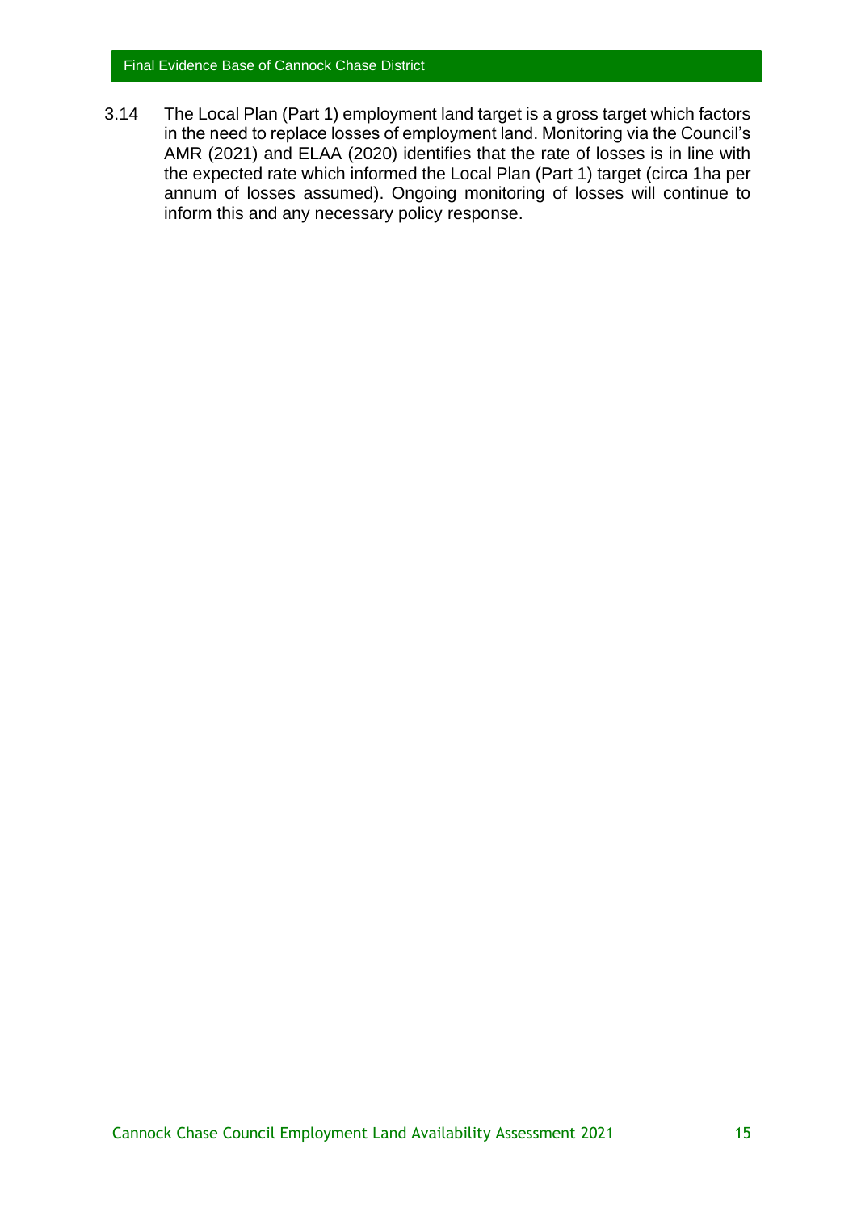3.14 The Local Plan (Part 1) employment land target is a gross target which factors in the need to replace losses of employment land. Monitoring via the Council's AMR (2021) and ELAA (2020) identifies that the rate of losses is in line with the expected rate which informed the Local Plan (Part 1) target (circa 1ha per annum of losses assumed). Ongoing monitoring of losses will continue to inform this and any necessary policy response.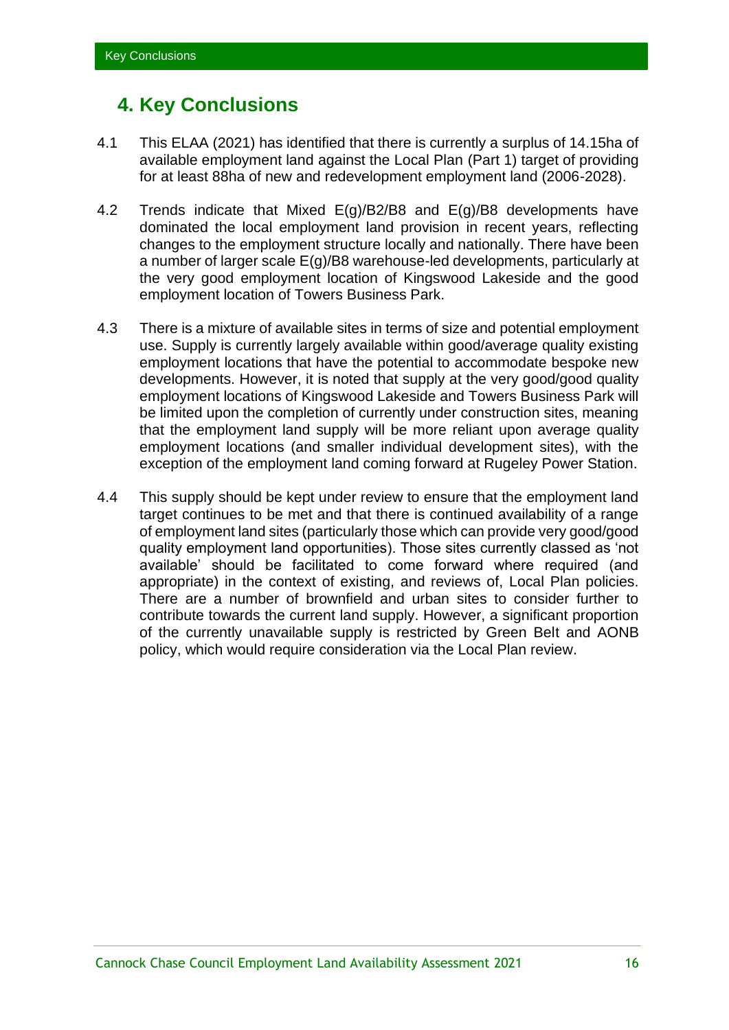# 4. Key Conclusions

4.1 This ELAA (2021) has identified that there is currently a surplus of 14.15ha of available employment land against the Local Plan (Part 1) target of providing for at least 88ha of new and redevelopment employment land (2006-2028).

4.2 Trends indicate that Mixed E(g)/B2/B8 and E(g)/B8 developments have dominated the local employment land provision in recent years, reflecting changes to the employment structure locally and nationally. There have been a number of larger scale E(g)/B8 warehouse-led developments, particularly at the very good employment location of Kingswood Lakeside and the good employment location of Towers Business Park.

4.3 There is a mixture of available sites in terms of size and potential employment use. Supply is currently largely available within good/average quality existing employment locations that have the potential to accommodate bespoke new developments. However, it is noted that supply at the very good/good quality employment locations of Kingswood Lakeside and Towers Business Park will be limited upon the completion of currently under construction sites, meaning that the employment land supply will be more reliant upon average quality employment locations (and smaller individual development sites), with the exception of the employment land coming forward at Rugeley Power Station.

4.4 This supply should be kept under review to ensure that the employment land target continues to be met and that there is continued availability of a range of employment land sites (particularly those which can provide very good/good quality employment land opportunities). Those sites currently classed as 'not available' should be facilitated to come forward where required (and appropriate) in the context of existing, and reviews of, Local Plan policies. There are a number of brownfield and urban sites to consider further to contribute towards the current land supply. However, a significant proportion of the currently unavailable supply is restricted by Green Belt and AONB policy, which would require consideration via the Local Plan review.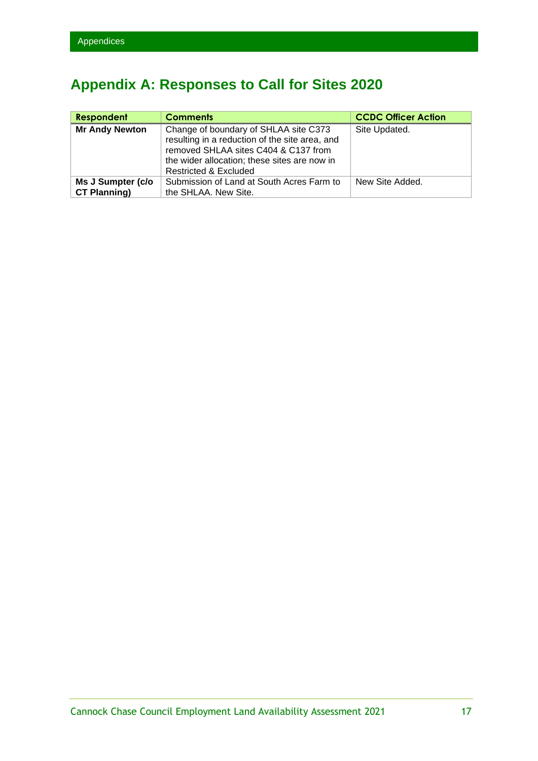# Appendix A: Responses to Call for Sites 2020

| Respondent | Comments | CCDC Officer Action |
|---|---|---|
| **Mr Andy Newton** | Change of boundary of SHLAA site C373 resulting in a reduction of the site area, and removed SHLAA sites C404 & C137 from the wider allocation; these sites are now in Restricted & Excluded | Site Updated. |
| **Ms J Sumpter (c/o CT Planning)** | Submission of Land at South Acres Farm to the SHLAA. New Site. | New Site Added. |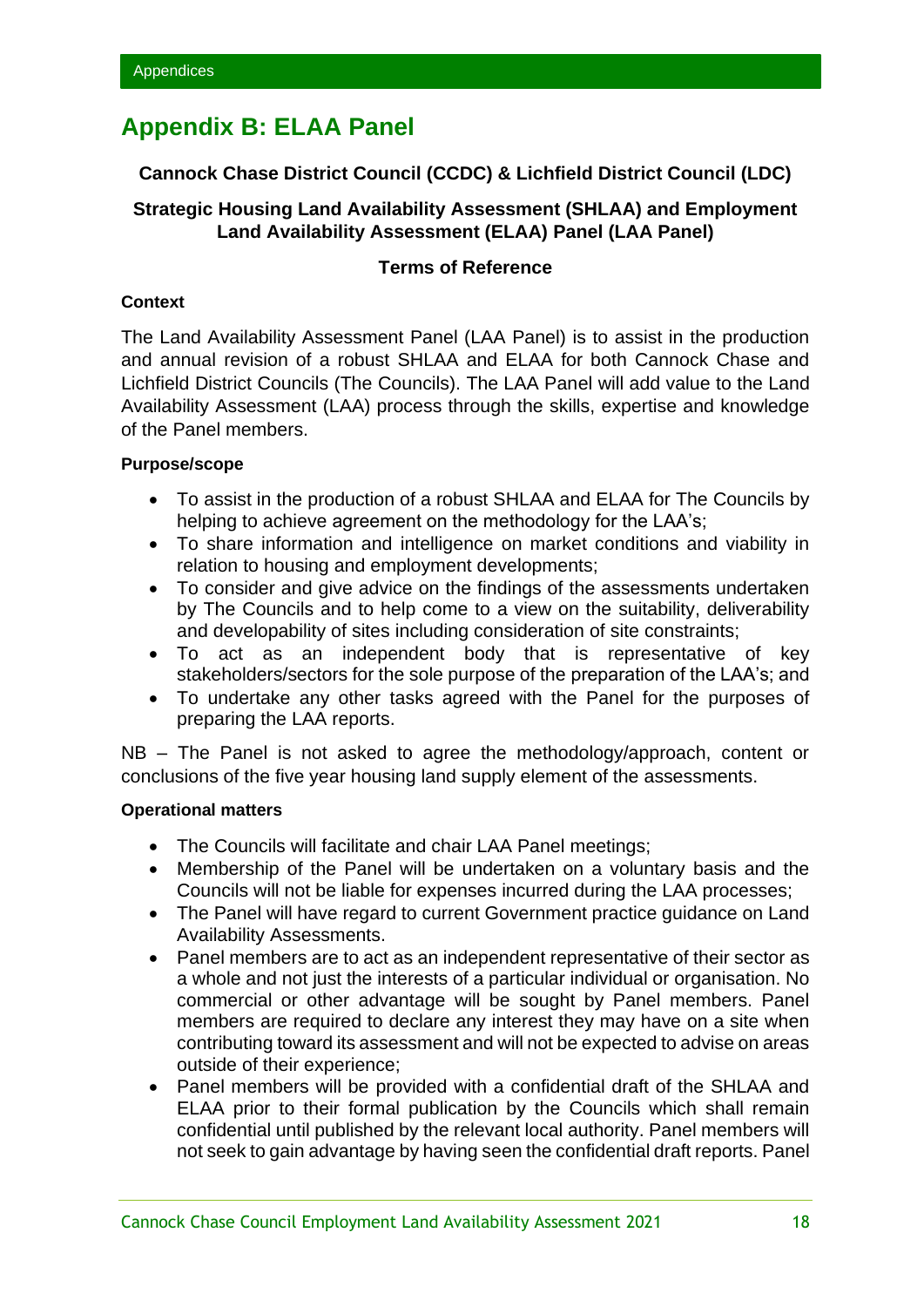# Appendix B: ELAA Panel

**Cannock Chase District Council (CCDC) & Lichfield District Council (LDC)**

**Strategic Housing Land Availability Assessment (SHLAA) and Employment Land Availability Assessment (ELAA) Panel (LAA Panel)**

**Terms of Reference**

### Context

The Land Availability Assessment Panel (LAA Panel) is to assist in the production and annual revision of a robust SHLAA and ELAA for both Cannock Chase and Lichfield District Councils (The Councils). The LAA Panel will add value to the Land Availability Assessment (LAA) process through the skills, expertise and knowledge of the Panel members.

#### Purpose/scope

- To assist in the production of a robust SHLAA and ELAA for The Councils by helping to achieve agreement on the methodology for the LAA's;
- To share information and intelligence on market conditions and viability in relation to housing and employment developments;
- To consider and give advice on the findings of the assessments undertaken by The Councils and to help come to a view on the suitability, deliverability and developability of sites including consideration of site constraints;
- To act as an independent body that is representative of key stakeholders/sectors for the sole purpose of the preparation of the LAA's; and
- To undertake any other tasks agreed with the Panel for the purposes of preparing the LAA reports.

NB – The Panel is not asked to agree the methodology/approach, content or conclusions of the five year housing land supply element of the assessments.

#### Operational matters

- The Councils will facilitate and chair LAA Panel meetings;
- Membership of the Panel will be undertaken on a voluntary basis and the Councils will not be liable for expenses incurred during the LAA processes;
- The Panel will have regard to current Government practice guidance on Land Availability Assessments.
- Panel members are to act as an independent representative of their sector as a whole and not just the interests of a particular individual or organisation. No commercial or other advantage will be sought by Panel members. Panel members are required to declare any interest they may have on a site when contributing toward its assessment and will not be expected to advise on areas outside of their experience;
- Panel members will be provided with a confidential draft of the SHLAA and ELAA prior to their formal publication by the Councils which shall remain confidential until published by the relevant local authority. Panel members will not seek to gain advantage by having seen the confidential draft reports. Panel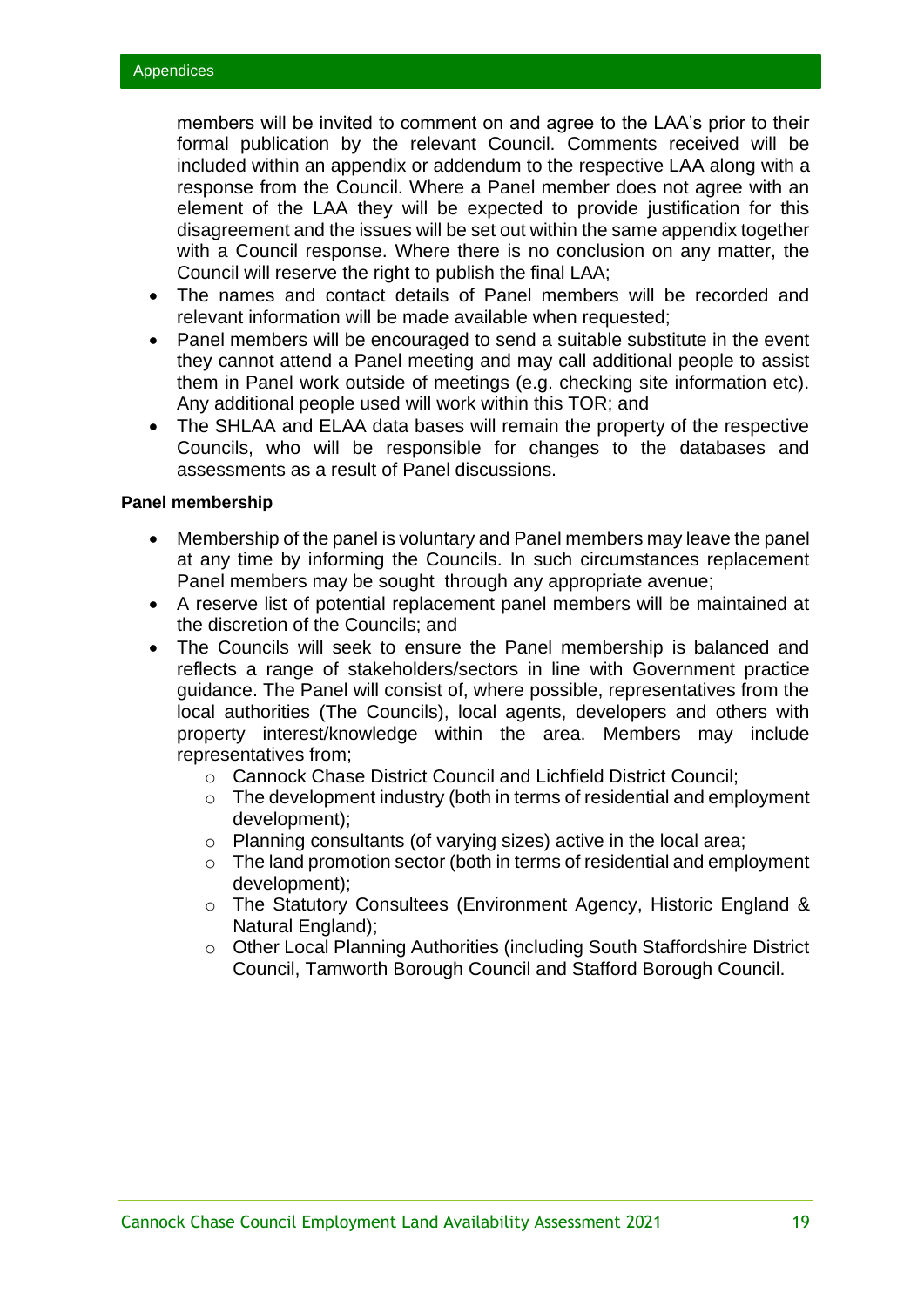members will be invited to comment on and agree to the LAA's prior to their formal publication by the relevant Council. Comments received will be included within an appendix or addendum to the respective LAA along with a response from the Council. Where a Panel member does not agree with an element of the LAA they will be expected to provide justification for this disagreement and the issues will be set out within the same appendix together with a Council response. Where there is no conclusion on any matter, the Council will reserve the right to publish the final LAA;

- The names and contact details of Panel members will be recorded and relevant information will be made available when requested;
- Panel members will be encouraged to send a suitable substitute in the event they cannot attend a Panel meeting and may call additional people to assist them in Panel work outside of meetings (e.g. checking site information etc). Any additional people used will work within this TOR; and
- The SHLAA and ELAA data bases will remain the property of the respective Councils, who will be responsible for changes to the databases and assessments as a result of Panel discussions.

**Panel membership**

- Membership of the panel is voluntary and Panel members may leave the panel at any time by informing the Councils. In such circumstances replacement Panel members may be sought through any appropriate avenue;
- A reserve list of potential replacement panel members will be maintained at the discretion of the Councils; and
- The Councils will seek to ensure the Panel membership is balanced and reflects a range of stakeholders/sectors in line with Government practice guidance. The Panel will consist of, where possible, representatives from the local authorities (The Councils), local agents, developers and others with property interest/knowledge within the area. Members may include representatives from;
    - Cannock Chase District Council and Lichfield District Council;
    - The development industry (both in terms of residential and employment development);
    - Planning consultants (of varying sizes) active in the local area;
    - The land promotion sector (both in terms of residential and employment development);
    - The Statutory Consultees (Environment Agency, Historic England & Natural England);
    - Other Local Planning Authorities (including South Staffordshire District Council, Tamworth Borough Council and Stafford Borough Council.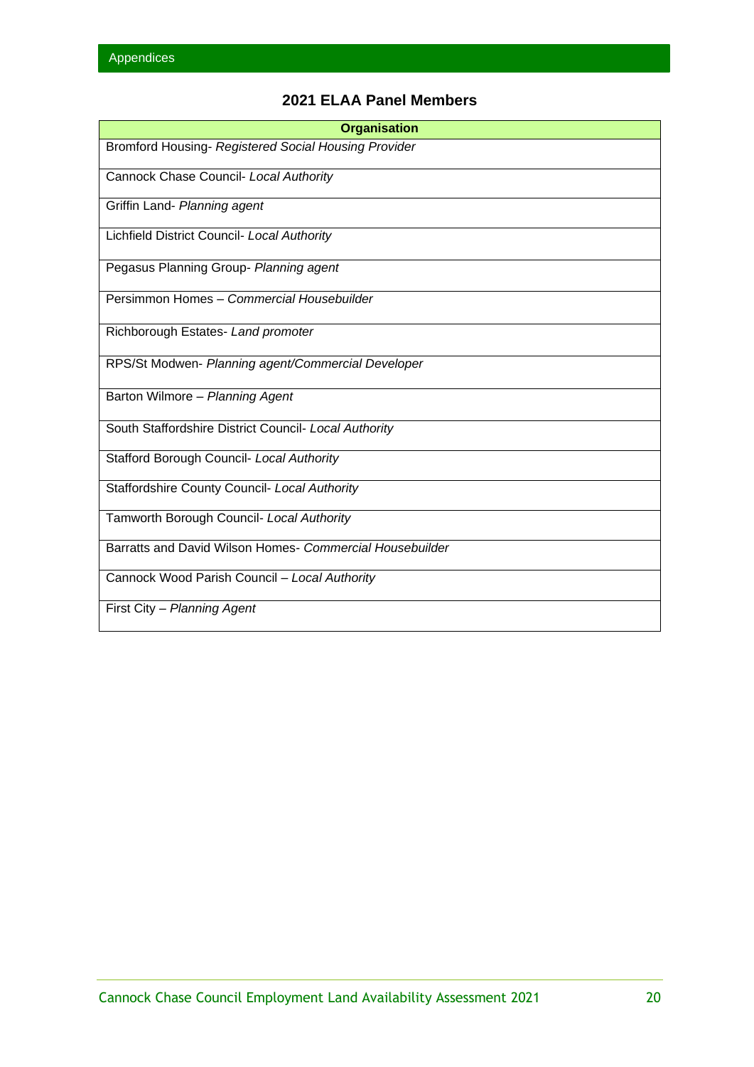Appendices

## 2021 ELAA Panel Members

| Organisation |
|---|
| Bromford Housing- *Registered Social Housing Provider* |
| Cannock Chase Council- *Local Authority* |
| Griffin Land- *Planning agent* |
| Lichfield District Council- *Local Authority* |
| Pegasus Planning Group- *Planning agent* |
| Persimmon Homes – *Commercial Housebuilder* |
| Richborough Estates- *Land promoter* |
| RPS/St Modwen- *Planning agent/Commercial Developer* |
| Barton Wilmore – *Planning Agent* |
| South Staffordshire District Council- *Local Authority* |
| Stafford Borough Council- *Local Authority* |
| Staffordshire County Council- *Local Authority* |
| Tamworth Borough Council- *Local Authority* |
| Barratts and David Wilson Homes- *Commercial Housebuilder* |
| Cannock Wood Parish Council – *Local Authority* |
| First City – *Planning Agent* |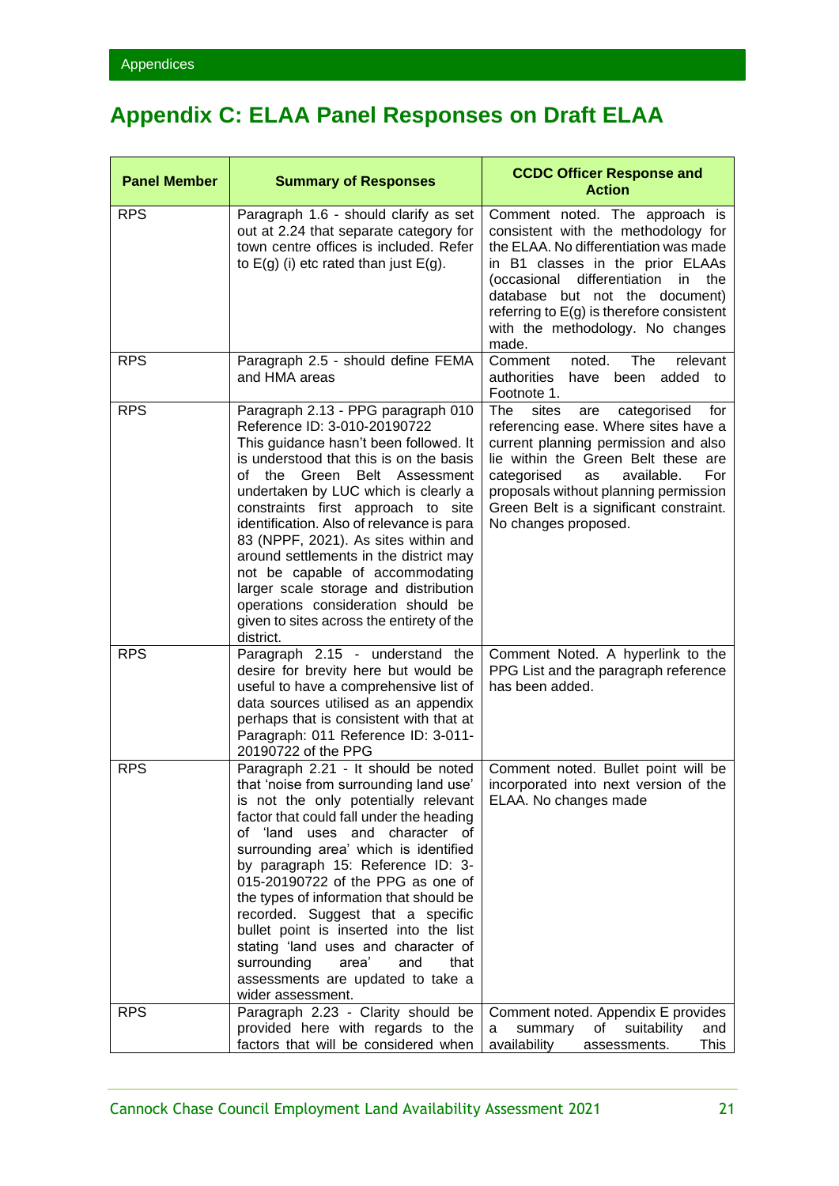# Appendix C: ELAA Panel Responses on Draft ELAA

| Panel Member | Summary of Responses | CCDC Officer Response and Action |
|---|---|---|
| RPS | Paragraph 1.6 - should clarify as set out at 2.24 that separate category for town centre offices is included. Refer to E(g) (i) etc rated than just E(g). | Comment noted. The approach is consistent with the methodology for the ELAA. No differentiation was made in B1 classes in the prior ELAAs (occasional differentiation in the database but not the document) referring to E(g) is therefore consistent with the methodology. No changes made. |
| RPS | Paragraph 2.5 - should define FEMA and HMA areas | Comment noted. The relevant authorities have been added to Footnote 1. |
| RPS | Paragraph 2.13 - PPG paragraph 010 Reference ID: 3-010-20190722 This guidance hasn't been followed. It is understood that this is on the basis of the Green Belt Assessment undertaken by LUC which is clearly a constraints first approach to site identification. Also of relevance is para 83 (NPPF, 2021). As sites within and around settlements in the district may not be capable of accommodating larger scale storage and distribution operations consideration should be given to sites across the entirety of the district. | The sites are categorised for referencing ease. Where sites have a current planning permission and also lie within the Green Belt these are categorised as available. For proposals without planning permission Green Belt is a significant constraint. No changes proposed. |
| RPS | Paragraph 2.15 - understand the desire for brevity here but would be useful to have a comprehensive list of data sources utilised as an appendix perhaps that is consistent with that at Paragraph: 011 Reference ID: 3-011-20190722 of the PPG | Comment Noted. A hyperlink to the PPG List and the paragraph reference has been added. |
| RPS | Paragraph 2.21 - It should be noted that 'noise from surrounding land use' is not the only potentially relevant factor that could fall under the heading of 'land uses and character of surrounding area' which is identified by paragraph 15: Reference ID: 3-015-20190722 of the PPG as one of the types of information that should be recorded. Suggest that a specific bullet point is inserted into the list stating 'land uses and character of surrounding area' and that assessments are updated to take a wider assessment. | Comment noted. Bullet point will be incorporated into next version of the ELAA. No changes made |
| RPS | Paragraph 2.23 - Clarity should be provided here with regards to the factors that will be considered when | Comment noted. Appendix E provides a summary of suitability and availability assessments. This |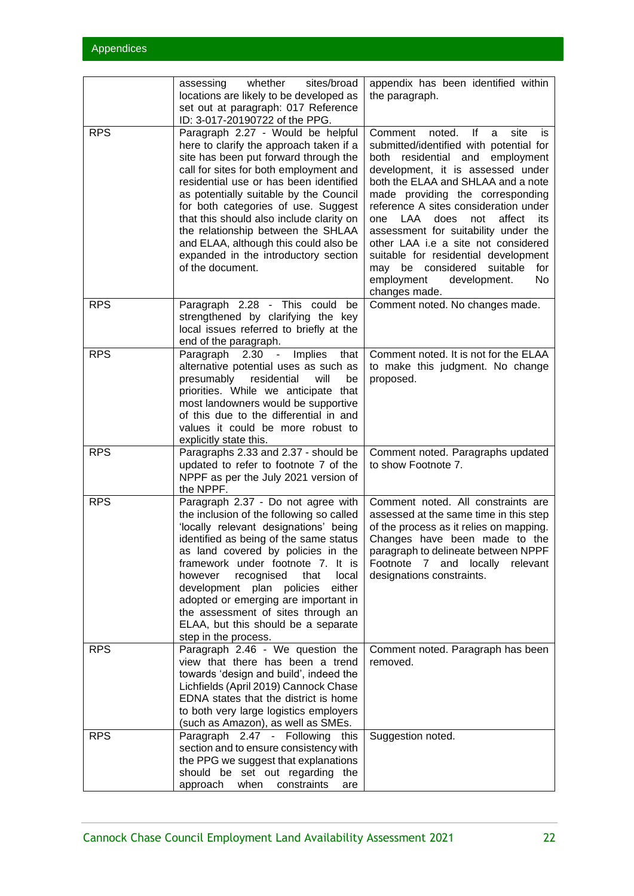| | | |
|---|---|---|
| | assessing whether sites/broad locations are likely to be developed as set out at paragraph: 017 Reference ID: 3-017-20190722 of the PPG. | appendix has been identified within the paragraph. |
| RPS | Paragraph 2.27 - Would be helpful here to clarify the approach taken if a site has been put forward through the call for sites for both employment and residential use or has been identified as potentially suitable by the Council for both categories of use. Suggest that this should also include clarity on the relationship between the SHLAA and ELAA, although this could also be expanded in the introductory section of the document. | Comment noted. If a site is submitted/identified with potential for both residential and employment development, it is assessed under both the ELAA and SHLAA and a note made providing the corresponding reference A sites consideration under one LAA does not affect its assessment for suitability under the other LAA i.e a site not considered suitable for residential development may be considered suitable for employment development. No changes made. |
| RPS | Paragraph 2.28 - This could be strengthened by clarifying the key local issues referred to briefly at the end of the paragraph. | Comment noted. No changes made. |
| RPS | Paragraph 2.30 - Implies that alternative potential uses as such as presumably residential will be priorities. While we anticipate that most landowners would be supportive of this due to the differential in and values it could be more robust to explicitly state this. | Comment noted. It is not for the ELAA to make this judgment. No change proposed. |
| RPS | Paragraphs 2.33 and 2.37 - should be updated to refer to footnote 7 of the NPPF as per the July 2021 version of the NPPF. | Comment noted. Paragraphs updated to show Footnote 7. |
| RPS | Paragraph 2.37 - Do not agree with the inclusion of the following so called 'locally relevant designations' being identified as being of the same status as land covered by policies in the framework under footnote 7. It is however recognised that local development plan policies either adopted or emerging are important in the assessment of sites through an ELAA, but this should be a separate step in the process. | Comment noted. All constraints are assessed at the same time in this step of the process as it relies on mapping. Changes have been made to the paragraph to delineate between NPPF Footnote 7 and locally relevant designations constraints. |
| RPS | Paragraph 2.46 - We question the view that there has been a trend towards 'design and build', indeed the Lichfields (April 2019) Cannock Chase EDNA states that the district is home to both very large logistics employers (such as Amazon), as well as SMEs. | Comment noted. Paragraph has been removed. |
| RPS | Paragraph 2.47 - Following this section and to ensure consistency with the PPG we suggest that explanations should be set out regarding the approach when constraints are | Suggestion noted. |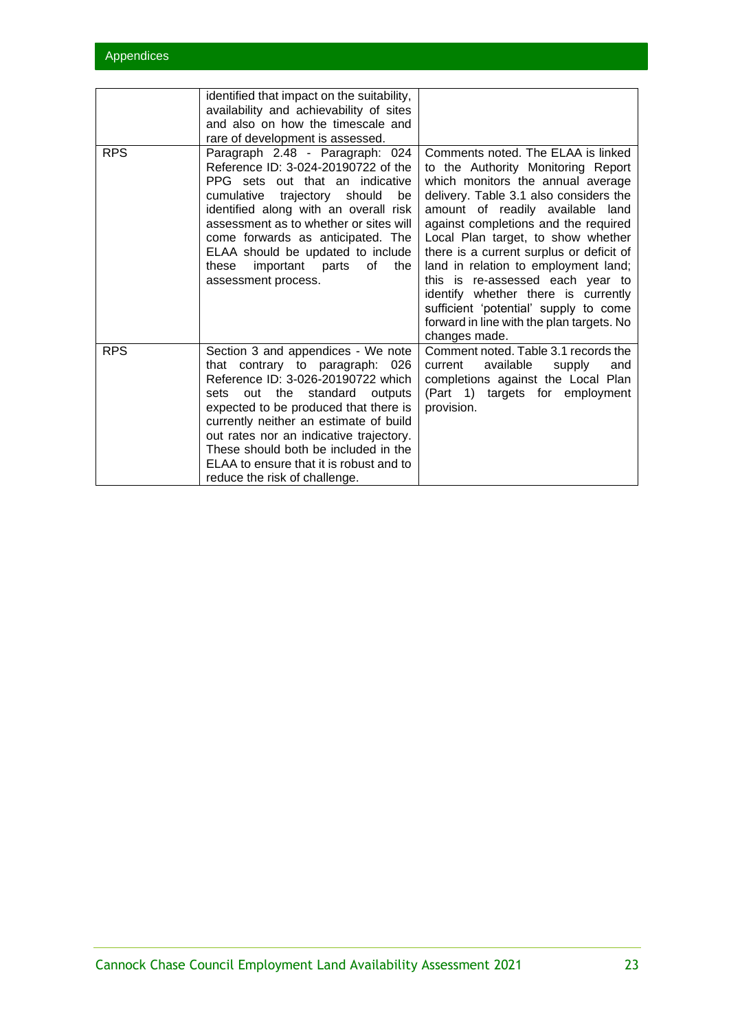| | | |
|---|---|---|
| | identified that impact on the suitability, availability and achievability of sites and also on how the timescale and rare of development is assessed. | |
| RPS | Paragraph 2.48 - Paragraph: 024 Reference ID: 3-024-20190722 of the PPG sets out that an indicative cumulative trajectory should be identified along with an overall risk assessment as to whether or sites will come forwards as anticipated. The ELAA should be updated to include these important parts of the assessment process. | Comments noted. The ELAA is linked to the Authority Monitoring Report which monitors the annual average delivery. Table 3.1 also considers the amount of readily available land against completions and the required Local Plan target, to show whether there is a current surplus or deficit of land in relation to employment land; this is re-assessed each year to identify whether there is currently sufficient 'potential' supply to come forward in line with the plan targets. No changes made. |
| RPS | Section 3 and appendices - We note that contrary to paragraph: 026 Reference ID: 3-026-20190722 which sets out the standard outputs expected to be produced that there is currently neither an estimate of build out rates nor an indicative trajectory. These should both be included in the ELAA to ensure that it is robust and to reduce the risk of challenge. | Comment noted. Table 3.1 records the current available supply and completions against the Local Plan (Part 1) targets for employment provision. |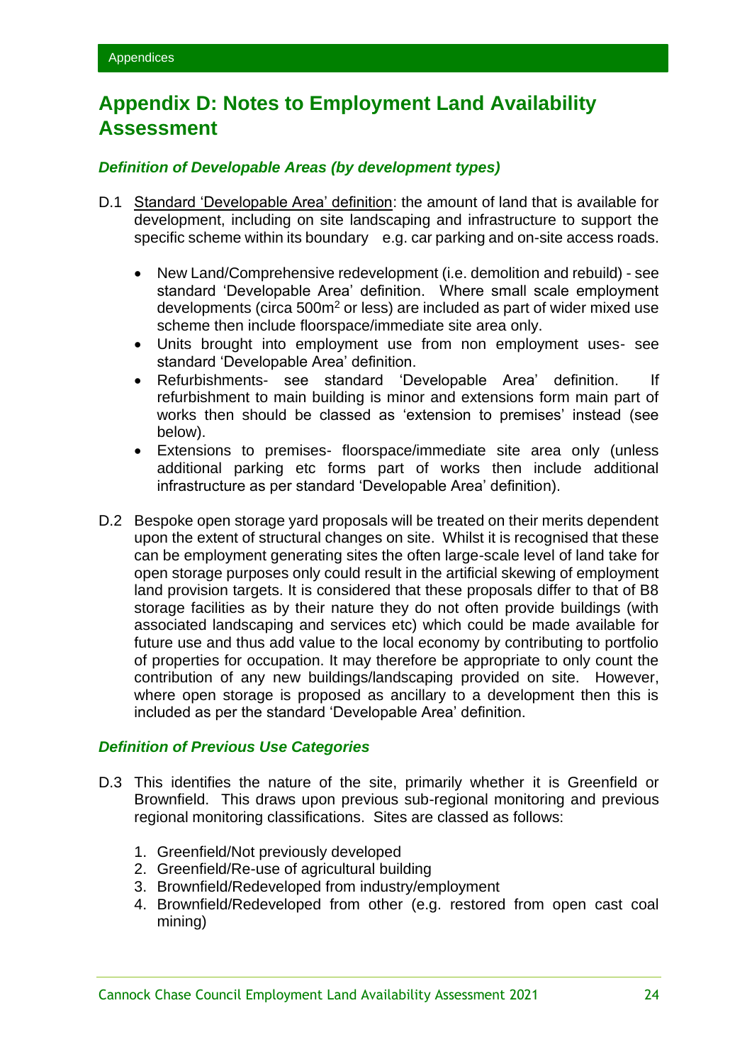# Appendix D: Notes to Employment Land Availability Assessment

### *Definition of Developable Areas (by development types)*

D.1 Standard 'Developable Area' definition: the amount of land that is available for development, including on site landscaping and infrastructure to support the specific scheme within its boundary e.g. car parking and on-site access roads.

- New Land/Comprehensive redevelopment (i.e. demolition and rebuild) - see standard 'Developable Area' definition. Where small scale employment developments (circa 500m$^2$ or less) are included as part of wider mixed use scheme then include floorspace/immediate site area only.
- Units brought into employment use from non employment uses- see standard 'Developable Area' definition.
- Refurbishments- see standard 'Developable Area' definition. If refurbishment to main building is minor and extensions form main part of works then should be classed as 'extension to premises' instead (see below).
- Extensions to premises- floorspace/immediate site area only (unless additional parking etc forms part of works then include additional infrastructure as per standard 'Developable Area' definition).

D.2 Bespoke open storage yard proposals will be treated on their merits dependent upon the extent of structural changes on site. Whilst it is recognised that these can be employment generating sites the often large-scale level of land take for open storage purposes only could result in the artificial skewing of employment land provision targets. It is considered that these proposals differ to that of B8 storage facilities as by their nature they do not often provide buildings (with associated landscaping and services etc) which could be made available for future use and thus add value to the local economy by contributing to portfolio of properties for occupation. It may therefore be appropriate to only count the contribution of any new buildings/landscaping provided on site. However, where open storage is proposed as ancillary to a development then this is included as per the standard 'Developable Area' definition.

### *Definition of Previous Use Categories*

D.3 This identifies the nature of the site, primarily whether it is Greenfield or Brownfield. This draws upon previous sub-regional monitoring and previous regional monitoring classifications. Sites are classed as follows:

1. Greenfield/Not previously developed
2. Greenfield/Re-use of agricultural building
3. Brownfield/Redeveloped from industry/employment
4. Brownfield/Redeveloped from other (e.g. restored from open cast coal mining)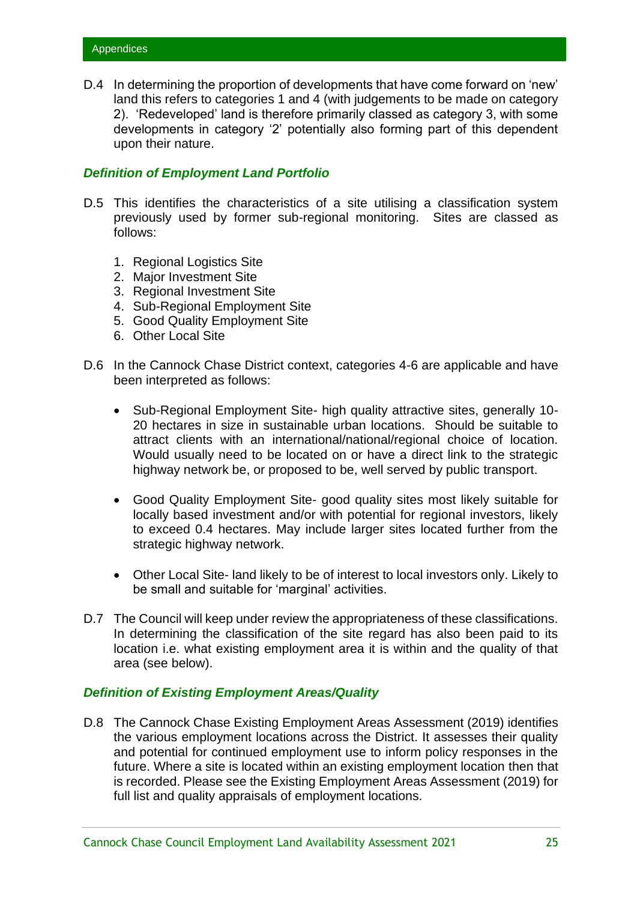D.4 In determining the proportion of developments that have come forward on 'new' land this refers to categories 1 and 4 (with judgements to be made on category 2). 'Redeveloped' land is therefore primarily classed as category 3, with some developments in category '2' potentially also forming part of this dependent upon their nature.

### *Definition of Employment Land Portfolio*

D.5 This identifies the characteristics of a site utilising a classification system previously used by former sub-regional monitoring. Sites are classed as follows:

1. Regional Logistics Site
2. Major Investment Site
3. Regional Investment Site
4. Sub-Regional Employment Site
5. Good Quality Employment Site
6. Other Local Site

D.6 In the Cannock Chase District context, categories 4-6 are applicable and have been interpreted as follows:

- Sub-Regional Employment Site- high quality attractive sites, generally 10-20 hectares in size in sustainable urban locations. Should be suitable to attract clients with an international/national/regional choice of location. Would usually need to be located on or have a direct link to the strategic highway network be, or proposed to be, well served by public transport.

- Good Quality Employment Site- good quality sites most likely suitable for locally based investment and/or with potential for regional investors, likely to exceed 0.4 hectares. May include larger sites located further from the strategic highway network.

- Other Local Site- land likely to be of interest to local investors only. Likely to be small and suitable for 'marginal' activities.

D.7 The Council will keep under review the appropriateness of these classifications. In determining the classification of the site regard has also been paid to its location i.e. what existing employment area it is within and the quality of that area (see below).

### *Definition of Existing Employment Areas/Quality*

D.8 The Cannock Chase Existing Employment Areas Assessment (2019) identifies the various employment locations across the District. It assesses their quality and potential for continued employment use to inform policy responses in the future. Where a site is located within an existing employment location then that is recorded. Please see the Existing Employment Areas Assessment (2019) for full list and quality appraisals of employment locations.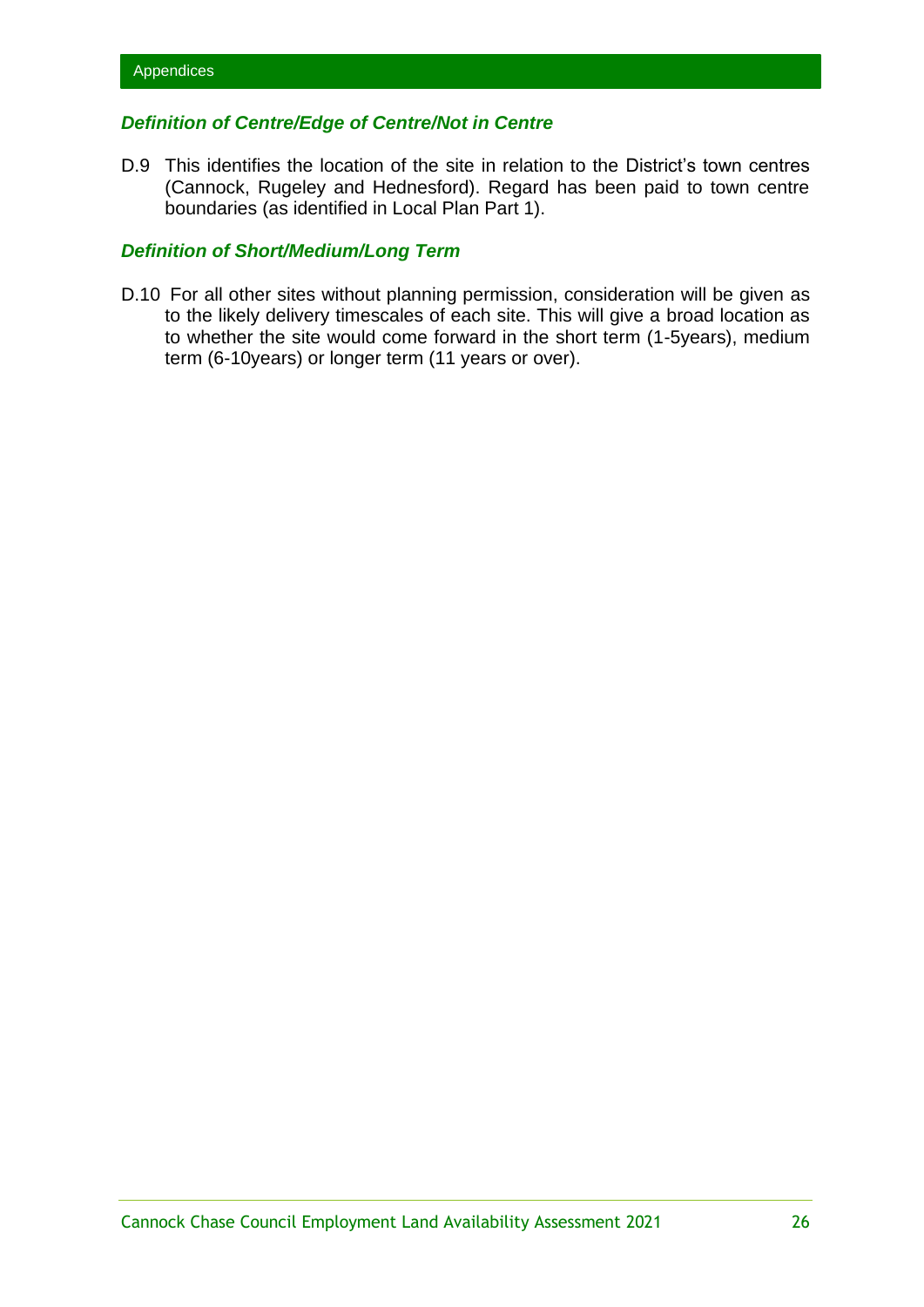### *Definition of Centre/Edge of Centre/Not in Centre*

D.9 This identifies the location of the site in relation to the District's town centres (Cannock, Rugeley and Hednesford). Regard has been paid to town centre boundaries (as identified in Local Plan Part 1).

### *Definition of Short/Medium/Long Term*

D.10 For all other sites without planning permission, consideration will be given as to the likely delivery timescales of each site. This will give a broad location as to whether the site would come forward in the short term (1-5years), medium term (6-10years) or longer term (11 years or over).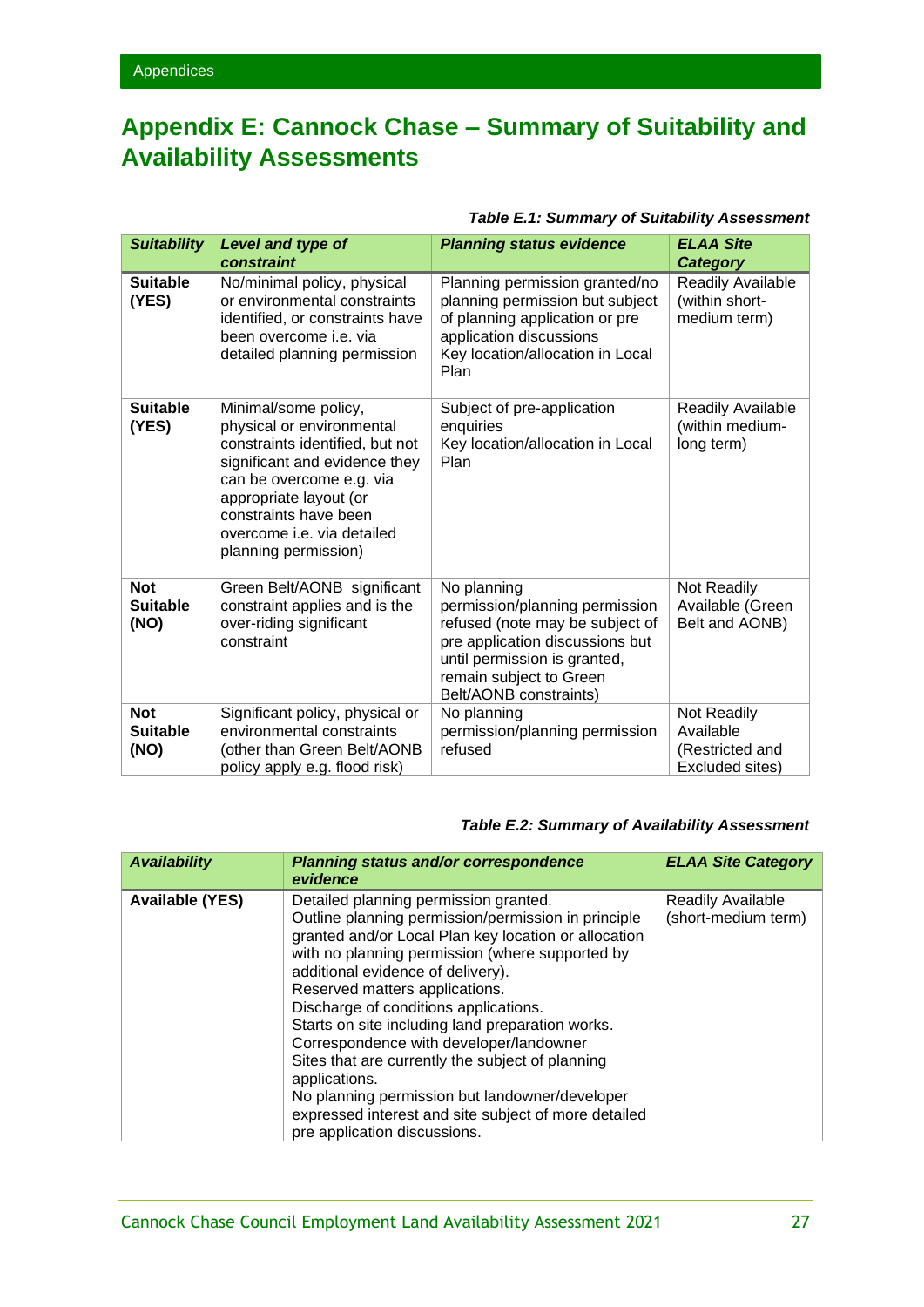# Appendix E: Cannock Chase – Summary of Suitability and Availability Assessments

***Table E.1: Summary of Suitability Assessment***

| *Suitability* | *Level and type of constraint* | *Planning status evidence* | *ELAA Site Category* |
|---|---|---|---|
| **Suitable (YES)** | No/minimal policy, physical or environmental constraints identified, or constraints have been overcome i.e. via detailed planning permission | Planning permission granted/no planning permission but subject of planning application or pre application discussions<br>Key location/allocation in Local Plan | Readily Available (within short-medium term) |
| **Suitable (YES)** | Minimal/some policy, physical or environmental constraints identified, but not significant and evidence they can be overcome e.g. via appropriate layout (or constraints have been overcome i.e. via detailed planning permission) | Subject of pre-application enquiries<br>Key location/allocation in Local Plan | Readily Available (within medium-long term) |
| **Not Suitable (NO)** | Green Belt/AONB significant constraint applies and is the over-riding significant constraint | No planning permission/planning permission refused (note may be subject of pre application discussions but until permission is granted, remain subject to Green Belt/AONB constraints) | Not Readily Available (Green Belt and AONB) |
| **Not Suitable (NO)** | Significant policy, physical or environmental constraints (other than Green Belt/AONB policy apply e.g. flood risk) | No planning permission/planning permission refused | Not Readily Available (Restricted and Excluded sites) |

***Table E.2: Summary of Availability Assessment***

| *Availability* | *Planning status and/or correspondence evidence* | *ELAA Site Category* |
|---|---|---|
| **Available (YES)** | Detailed planning permission granted.<br>Outline planning permission/permission in principle granted and/or Local Plan key location or allocation with no planning permission (where supported by additional evidence of delivery).<br>Reserved matters applications.<br>Discharge of conditions applications.<br>Starts on site including land preparation works.<br>Correspondence with developer/landowner<br>Sites that are currently the subject of planning applications.<br>No planning permission but landowner/developer expressed interest and site subject of more detailed pre application discussions. | Readily Available (short-medium term) |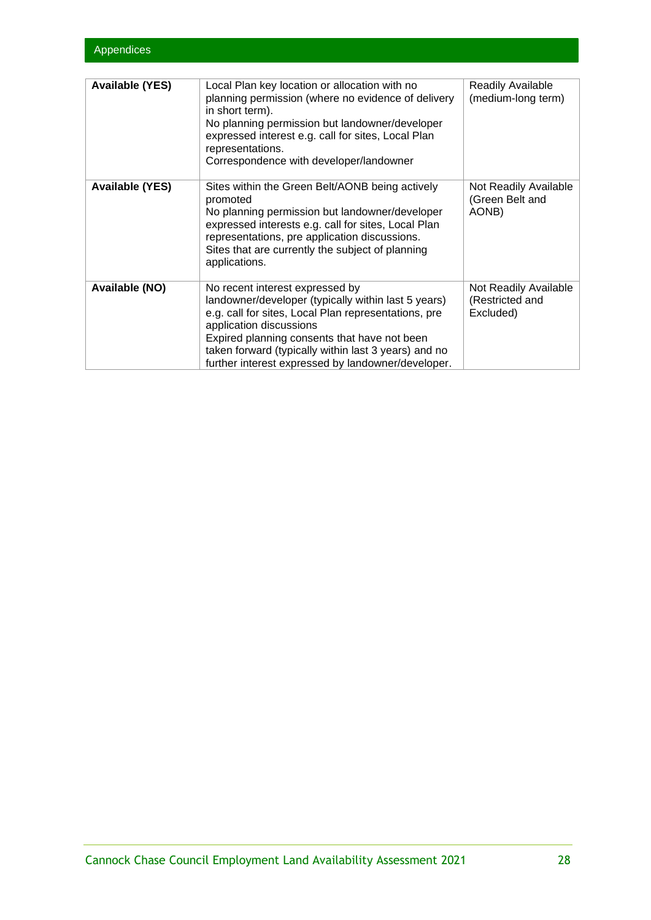| | | |
|---|---|---|
| **Available (YES)** | Local Plan key location or allocation with no planning permission (where no evidence of delivery in short term).<br>No planning permission but landowner/developer expressed interest e.g. call for sites, Local Plan representations.<br>Correspondence with developer/landowner | Readily Available (medium-long term) |
| **Available (YES)** | Sites within the Green Belt/AONB being actively promoted<br>No planning permission but landowner/developer expressed interests e.g. call for sites, Local Plan representations, pre application discussions.<br>Sites that are currently the subject of planning applications. | Not Readily Available (Green Belt and AONB) |
| **Available (NO)** | No recent interest expressed by landowner/developer (typically within last 5 years) e.g. call for sites, Local Plan representations, pre application discussions<br>Expired planning consents that have not been taken forward (typically within last 3 years) and no further interest expressed by landowner/developer. | Not Readily Available (Restricted and Excluded) |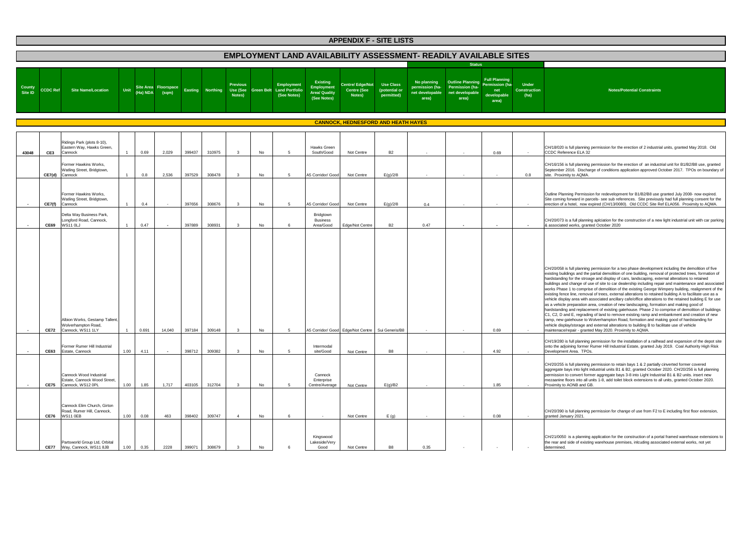# APPENDIX F - SITE LISTS

## EMPLOYMENT LAND AVAILABILITY ASSESSMENT- READILY AVAILABLE SITES

| County Site ID | CCDC Ref | Site Name/Location | Unit | Site Area (Ha) NDA | Floorspace (sqm) | Easting | Northing | Previous Use (See Notes) | Green Belt | Employment Land Portfolio (See Notes) | Existing Employment Area/ Quality (See Notes) | Centre/ Edge/Not Centre (See Notes) | Use Class (potential or permitted) | Status: No planning permission (ha-net developable area) | Status: Outline Planning Permission (ha-net developable area) | Status: Full Planning Permission (ha-net developable area) | Under Construction (ha) | Notes/Potential Constraints |
|---|---|---|---|---|---|---|---|---|---|---|---|---|---|---|---|---|---|---|
| **CANNOCK, HEDNESFORD AND HEATH HAYES** | | | | | | | | | | | | | | | | | | |
| 43048 | CE3 | Ridings Park (plots 8-10), Eastern Way, Hawks Green, Cannock | 1 | 0.69 | 2,029 | 399437 | 310975 | 3 | No | 5 | Hawks Green South/Good | Not Centre | B2 | - | - | 0.69 | - | CH/18/020 is full planning permission for the erection of 2 industrial units, granted May 2018. Old CCDC Reference ELA 32 |
| | CE7(d) | Former Hawkins Works, Watling Street, Bridgtown, Cannock | 1 | 0.8 | 2,536 | 397529 | 308478 | 3 | No | 5 | A5 Corridor/ Good | Not Centre | E(g)/2/8 | - | - | - | 0.8 | CH/16/156 is full planning permission for the erection of an industrial unit for B1/B2/B8 use, granted September 2016. Discharge of conditions application approved October 2017. TPOs on boundary of site. Proximity to AQMA. |
| - | CE7(f) | Former Hawkins Works, Watling Street, Bridgtown, Cannock | 1 | 0.4 | - | 397656 | 308676 | 3 | No | 5 | A5 Corridor/ Good | Not Centre | E(g)/2/8 | 0.4 | - | - | - | Outline Planning Permission for redevelopment for B1/B2/B8 use granted July 2008- now expired. Site coming forward in parcels- see sub references. Site previously had full planning consent for the erection of a hotel, now expired (CH/13/0080). Old CCDC Site Ref ELA056. Proximity to AQMA. |
| - | CE69 | Delta Way Business Park, Longford Road, Cannock, WS11 0LJ | 1 | 0.47 | - | 397889 | 308931 | 3 | No | 6 | Bridgtown Business Area/Good | Edge/Not Centre | B2 | 0.47 | - | - | - | CH/20/073 is a full planning aplciation for the construction of a new light industrial unit with car parking & associated works, granted October 2020 |
| - | CE72 | Albion Works, Gestamp Tallent, Wolverhampton Road, Cannock, WS11 1LY | 1 | 0.691 | 14,040 | 397184 | 309148 | 3 | No | 5 | A5 Corridor/ Good | Edge/Not Centre | Sui Generis/B8 | - | - | 0.69 | - | CH/20/058 is full planning permission for a two phase development including the demolition of five existing buildings and the partial demolition of one building, removal of protected trees, formation of hardstanding for the stroage and display of cars, landscaping, external alterations to retained buildings and change of use of site to car dealership including repair and maintenance and associated works Phase 1 to comprise of demolition of the existing George Wimpery building, realignment of the existing fence line, removal of trees, external alterations to retained building A to facilitate use as a vehicle display area with associated ancillary cafe/office alterations to the retained building E for use as a vehicle preparation area, creation of new landscaping, formation and making good of hardstanding and replacement of existing gatehouse. Phase 2 to comprise of demolition of buildings C1, C2, D and E, regrading of land to remove existing ramp and embankment and creation of new ramp, new gatehouse to Wolverhampton Road, formation and making good of hardstanding for vehicle display/storage and external alterations to building B to facilitate use of vehicle maintenace/repair - granted May 2020. Proximity to AQMA. |
| - | CE63 | Former Rumer Hill Industrial Estate, Cannock | 1.00 | 4.11 | - | 398712 | 309382 | 3 | No | 5 | Intermodal site/Good | Not Centre | B8 | - | - | 4.92 | - | CH/19/280 is full planning permission for the installation of a railhead and expansion of the depot site onto the adjoining former Rumer Hill Industrial Estate, granted July 2019. Coal Authority High Risk Development Area. TPOs. |
| - | CE75 | Cannock Wood Industrial Estate, Cannock Wood Street, Cannock, WS12 0PL | 1.00 | 1.85 | 1,717 | 403105 | 312704 | 3 | No | 5 | Cannock Enterprise Centre/Average | Not Centre | E(g)/B2 | - | - | 1.85 | - | CH/20/255 is full planning permission to retain bays 1 & 2 partially cinverted former covered aggregate bays into light industrial units B1 & B2, granted October 2020. CH/20/256 is full planning permission to convert former aggregate bays 3-8 into Light Industrial B1 & B2 units. insert new mezaanine floors into all units 1-8, add toilet block extensions to all units, granted October 2020. Proximity to AONB and GB. |
| | CE76 | Cannock Elim Church, Girton Road, Rumer Hill, Cannock, WS11 0EB | 1.00 | 0.08 | 463 | 398402 | 309747 | 4 | No | 6 | - | Not Centre | E (g) | - | - | 0.08 | - | CH/20/390 is full planning permission for change of use from F2 to E including first floor extension, granted January 2021. |
| | CE77 | Partsworld Group Ltd, Orbital Way, Cannock, WS11 8JB | 1.00 | 0.35 | 2228 | 399071 | 308679 | 3 | No | 6 | Kingswood Lakeside/Very Good | Not Centre | B8 | 0.35 | - | - | - | CH/21/0050 is a planning application for the construction of a portal framed warehouse extensions to the rear and side of existing warehouse premises, intcuding associated external works, not yet determined. |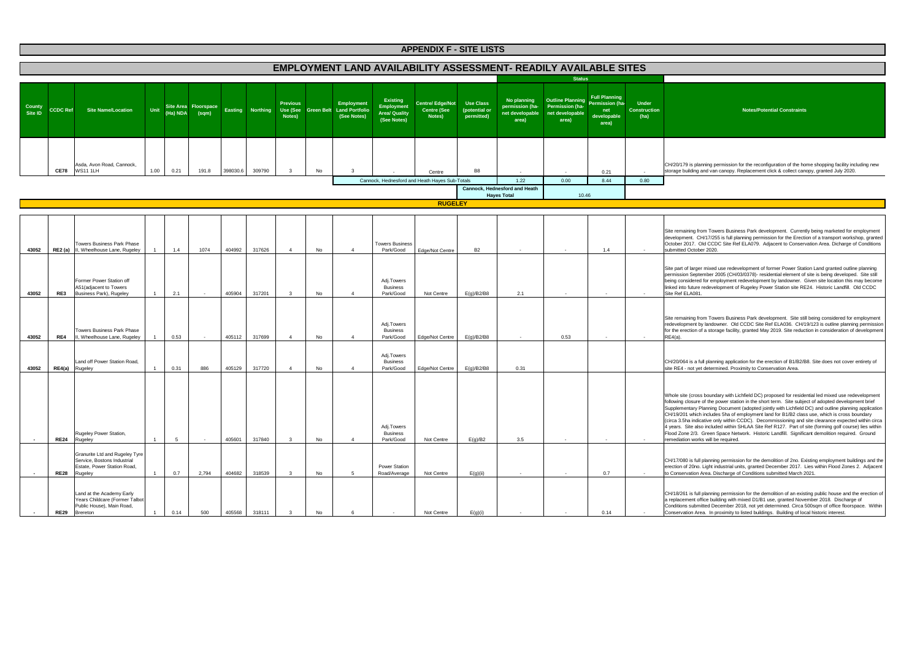# APPENDIX F - SITE LISTS

## EMPLOYMENT LAND AVAILABILITY ASSESSMENT- READILY AVAILABLE SITES

| County Site ID | CCDC Ref | Site Name/Location | Unit | Site Area (Ha) NDA | Floorspace (sqm) | Easting | Northing | Previous Use (See Notes) | Green Belt | Employment Land Portfolio (See Notes) | Existing Employment Area/ Quality (See Notes) | Centre/ Edge/Not Centre (See Notes) | Use Class (potential or permitted) | Status: No planning permission (ha-net developable area) | Status: Outline Planning Permission (ha-net developable area) | Status: Full Planning Permission (ha-net developable area) | Under Construction (ha) | Notes/Potential Constraints |
|---|---|---|---|---|---|---|---|---|---|---|---|---|---|---|---|---|---|---|
| | CE78 | Asda, Avon Road, Cannock, WS11 1LH | 1.00 | 0.21 | 191.8 | 398030.6 | 309790 | 3 | No | 3 | - | Centre | B8 | - | - | 0.21 | - | CH/20/179 is planning permission for the reconfiguration of the home shopping facility including new storage building and van canopy. Replacement click & collect canopy, granted July 2020. |
| | | | | | | | | | | | Cannock, Hednesford and Heath Hayes Sub-Totals | | | 1.22 | 0.00 | 8.44 | 0.80 | |
| | | | | | | | | | | | | | Cannock, Hednesford and Heath Hayes Total | | 10.46 | | | |
| | | | | | | | | | | | **RUGELEY** | | | | | | | |
| 43052 | RE2 (a) | Towers Business Park Phase II, Wheelhouse Lane, Rugeley | 1 | 1.4 | 1074 | 404992 | 317626 | 4 | No | 4 | Towers Business Park/Good | Edge/Not Centre | B2 | - | - | 1.4 | - | Site remaining from Towers Business Park development. Currently being marketed for employment development. CH/17/255 is full planning permission for the Erection of a transport workshop, granted October 2017. Old CCDC Site Ref ELA079. Adjacent to Conservation Area. Dicharge of Conditions submitted October 2020. |
| 43052 | RE3 | Former Power Station off A51(adjacent to Towers Business Park), Rugeley | 1 | 2.1 | - | 405904 | 317201 | 3 | No | 4 | Adj.Towers Business Park/Good | Not Centre | E(g)/B2/B8 | 2.1 | - | - | - | Site part of larger mixed use redevelopment of former Power Station Land granted outline planning permission September 2005 (CH/03/0378)- residential element of site is being developed. Site still being considered for employment redevelopment by landowner. Given site location this may become linked into future redevelopment of Rugeley Power Station site RE24. Historic Landfill. Old CCDC Site Ref ELA081. |
| 43052 | RE4 | Towers Business Park Phase II, Wheelhouse Lane, Rugeley | 1 | 0.53 | - | 405112 | 317699 | 4 | No | 4 | Adj.Towers Business Park/Good | Edge/Not Centre | E(g)/B2/B8 | - | 0.53 | - | - | Site remaining from Towers Business Park development. Site still being considered for employment redevelopment by landowner. Old CCDC Site Ref ELA036. CH/19/123 is outline planning permission for the erection of a storage facility, granted May 2019. Site reduction in consideration of development RE4(a). |
| 43052 | RE4(a) | Land off Power Station Road, Rugeley | 1 | 0.31 | 886 | 405129 | 317720 | 4 | No | 4 | Adj.Towers Business Park/Good | Edge/Not Centre | E(g)/B2/B8 | 0.31 | | | | CH/20/064 is a full planning application for the erection of B1/B2/B8. Site does not cover entirety of site RE4 - not yet determined. Proximity to Conservation Area. |
| - | RE24 | Rugeley Power Station, Rugeley | 1 | 5 | - | 405601 | 317840 | 3 | No | 4 | Adj.Towers Business Park/Good | Not Centre | E(g)/B2 | 3.5 | - | - | - | Whole site (cross boundary with Lichfield DC) proposed for residential led mixed use redevelopment following closure of the power station in the short term. Site subject of adopted development brief Supplementary Planning Document (adopted jointly with Lichfield DC) and outline planning application CH/19/201 which includes 5ha of employment land for B1/B2/B8 class use, which is cross boundary (circa 3.5ha indicative only within CCDC). Decommissioning and site clearance expected within circa 4 years. Site also included within SHLAA Site Ref R127. Part of site (forming golf course) lies within Flood Zone 2/3. Green Space Network. Historic Landfill. Significant demolition required. Ground remediation works will be required. |
| - | RE28 | Granurite Ltd and Rugeley Tyre Service, Bostons Industrial Estate, Power Station Road, Rugeley | 1 | 0.7 | 2,794 | 404682 | 318539 | 3 | No | 5 | Power Station Road/Average | Not Centre | E(g)(ii) | - | - | 0.7 | - | CH/17/080 is full planning permission for the demolition of 2no. Existing employment buildings and the erection of 20no. Light industrial units, granted December 2017. Lies within Flood Zones 2. Adjacent to Conservation Area. Discharge of Conditions submitted March 2021. |
| - | RE29 | Land at the Academy Early Years Childcare (Former Talbot Public House), Main Road, Brereton | 1 | 0.14 | 500 | 405568 | 318111 | 3 | No | 6 | - | Not Centre | E(g)(i) | - | - | 0.14 | - | CH/18/261 is full planning permission for the demolition of an existing public house and the erection of a replacement office building with mixed D1/B1 use, granted November 2018. Discharge of Conditions submitted December 2018, not yet determined. Circa 500sqm of office floorspace. Within Conservation Area. In proximity to listed buildings. Building of local historic interest. |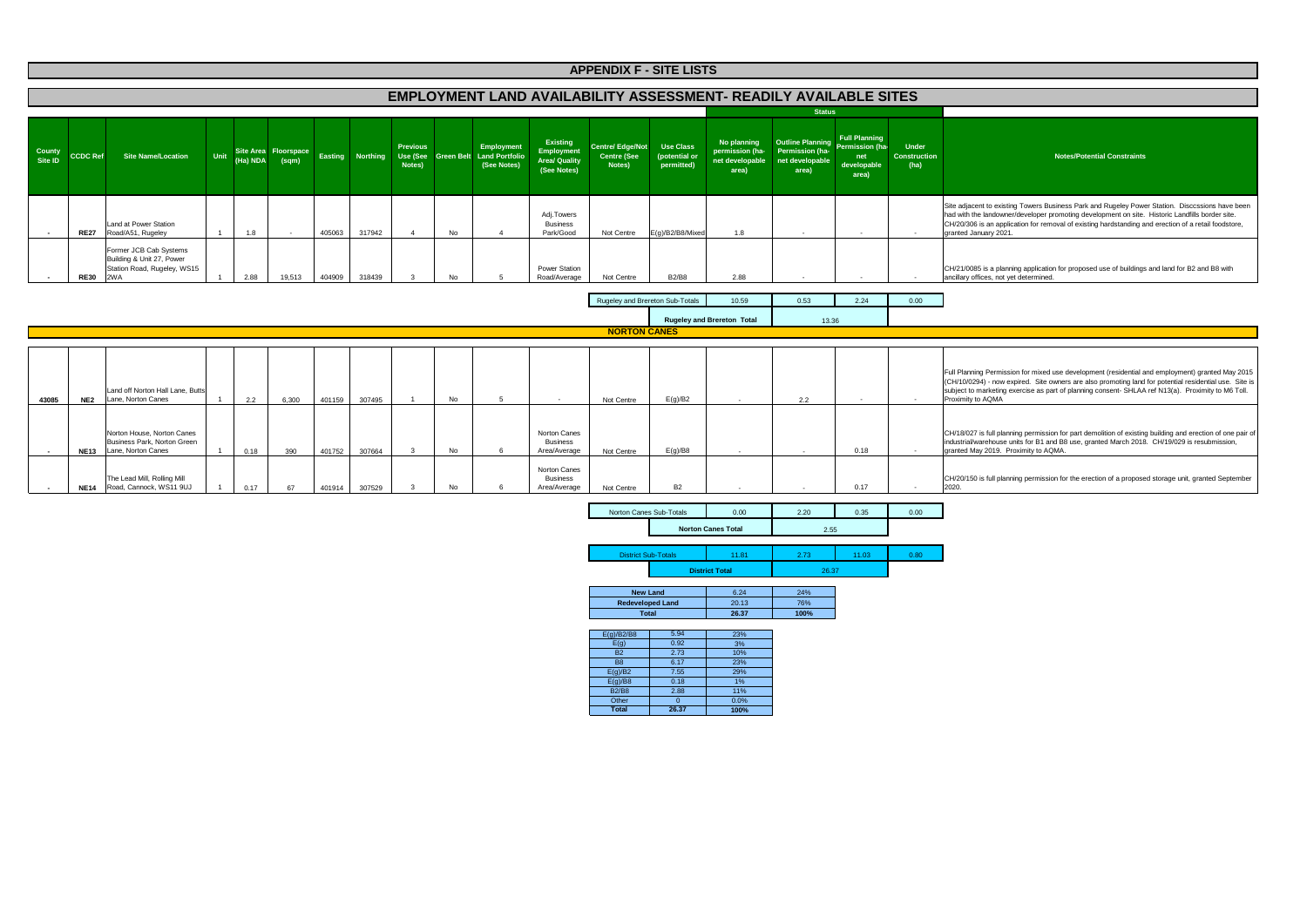# APPENDIX F - SITE LISTS

## EMPLOYMENT LAND AVAILABILITY ASSESSMENT- READILY AVAILABLE SITES

| County Site ID | CCDC Ref | Site Name/Location | Unit | Site Area (Ha) NDA | Floorspace (sqm) | Easting | Northing | Previous Use (See Notes) | Green Belt | Employment Land Portfolio (See Notes) | Existing Employment Area/ Quality (See Notes) | Centre/ Edge/Not Centre (See Notes) | Use Class (potential or permitted) | Status: No planning permission (ha-net developable area) | Status: Outline Planning Permission (ha-net developable area) | Status: Full Planning Permission (ha-net developable area) | Status: Under Construction (ha) | Notes/Potential Constraints |
|---|---|---|---|---|---|---|---|---|---|---|---|---|---|---|---|---|---|---|
| - | RE27 | Land at Power Station Road/A51, Rugeley | 1 | 1.8 | - | 405063 | 317942 | 4 | No | 4 | Adj.Towers Business Park/Good | Not Centre | E(g)/B2/B8/Mixed | 1.8 | - | - | - | Site adjacent to existing Towers Business Park and Rugeley Power Station. Disccssions have been had with the landowner/developer promoting development on site. Historic Landfills border site. CH/20/306 is an application for removal of existing hardstanding and erection of a retail foodstore, granted January 2021. |
| - | RE30 | Former JCB Cab Systems Building & Unit 27, Power Station Road, Rugeley, WS15 2WA | 1 | 2.88 | 19,513 | 404909 | 318439 | 3 | No | 5 | Power Station Road/Average | Not Centre | B2/B8 | 2.88 | - | - | - | CH/21/0085 is a planning application for proposed use of buildings and land for B2 and B8 with ancillary offices, not yet determined. |
| | | | | | | | | | | | | Rugeley and Brereton Sub-Totals | | 10.59 | 0.53 | 2.24 | 0.00 | |
| | | | | | | | | | | | | | Rugeley and Brereton Total | 13.36 | | | | |
| | | **NORTON CANES** | | | | | | | | | | | | | | | | |
| 43085 | NE2 | Land off Norton Hall Lane, Butts Lane, Norton Canes | 1 | 2.2 | 6,300 | 401159 | 307495 | 1 | No | 5 | - | Not Centre | E(g)/B2 | - | 2.2 | - | - | Full Planning Permission for mixed use development (residential and employment) granted May 2015 (CH/10/0294) - now expired. Site owners are also promoting land for potential residential use. Site is subject to marketing exercise as part of planning consent- SHLAA ref N13(a). Proximity to M6 Toll. Proximity to AQMA |
| - | NE13 | Norton House, Norton Canes Business Park, Norton Green Lane, Norton Canes | 1 | 0.18 | 390 | 401752 | 307664 | 3 | No | 6 | Norton Canes Business Area/Average | Not Centre | E(g)/B8 | - | - | 0.18 | - | CH/18/027 is full planning permission for part demolition of existing building and erection of one pair of industrial/warehouse units for B1 and B8 use, granted March 2018. CH/19/029 is resubmission, granted May 2019. Proximity to AQMA. |
| - | NE14 | The Lead Mill, Rolling Mill Road, Cannock, WS11 9UJ | 1 | 0.17 | 67 | 401914 | 307529 | 3 | No | 6 | Norton Canes Business Area/Average | Not Centre | B2 | - | - | 0.17 | - | CH/20/150 is full planning permission for the erection of a proposed storage unit, granted September 2020. |
| | | | | | | | | | | | | Norton Canes Sub-Totals | | 0.00 | 2.20 | 0.35 | 0.00 | |
| | | | | | | | | | | | | | Norton Canes Total | 2.55 | | | | |
| | | | | | | | | | | | | District Sub-Totals | | 11.81 | 2.73 | 11.03 | 0.80 | |
| | | | | | | | | | | | | | District Total | 26.37 | | | | |

| | | |
|---|---|---|
| New Land | 6.24 | 24% |
| Redeveloped Land | 20.13 | 76% |
| **Total** | **26.37** | **100%** |

| | | |
|---|---|---|
| E(g)/B2/B8 | 5.94 | 23% |
| E(g) | 0.92 | 3% |
| B2 | 2.73 | 10% |
| B8 | 6.17 | 23% |
| E(g)/B2 | 7.55 | 29% |
| E(g)/B8 | 0.18 | 1% |
| B2/B8 | 2.88 | 11% |
| Other | 0 | 0.0% |
| **Total** | **26.37** | **100%** |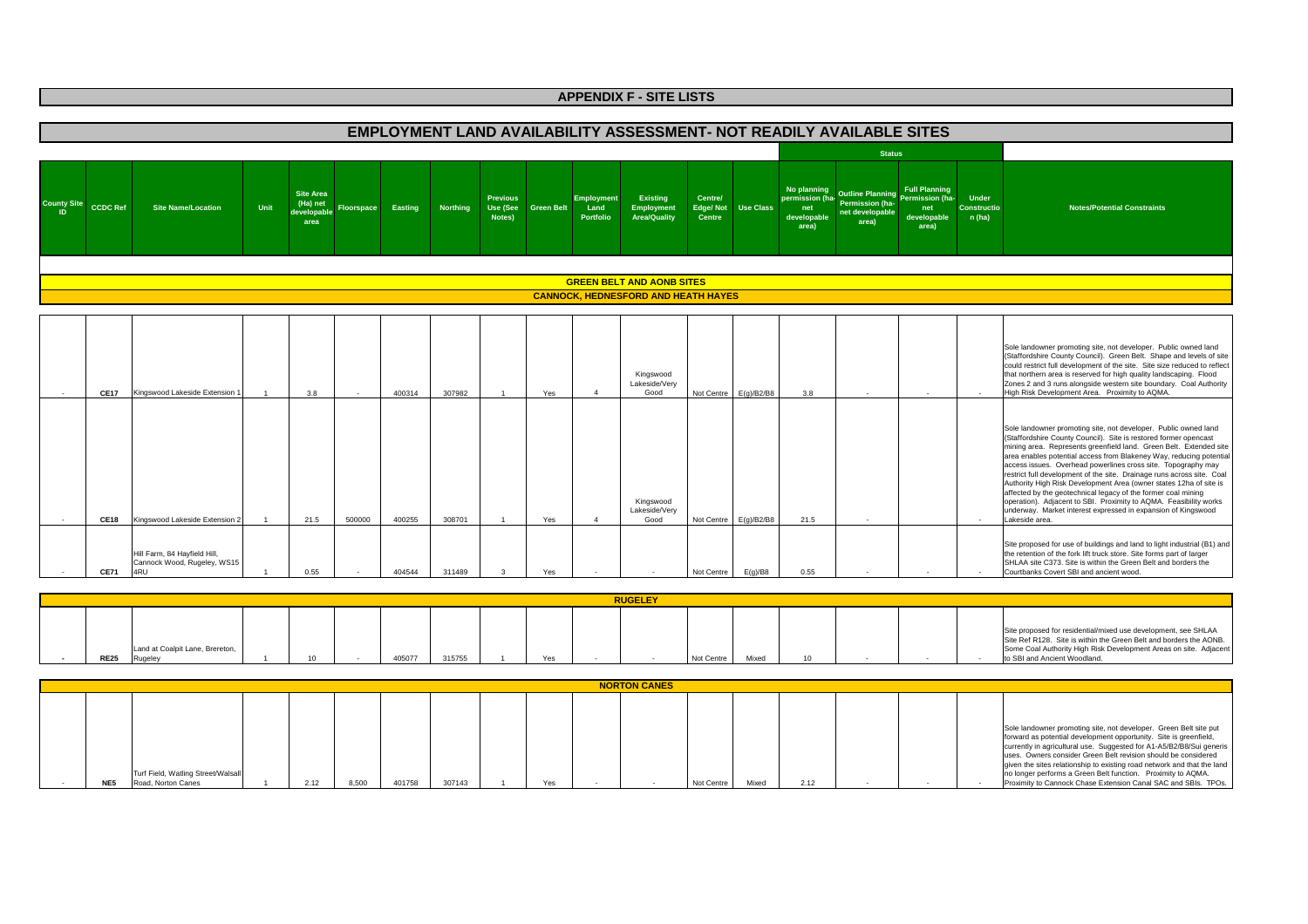# APPENDIX F - SITE LISTS

## EMPLOYMENT LAND AVAILABILITY ASSESSMENT- NOT READILY AVAILABLE SITES

| County Site ID | CCDC Ref | Site Name/Location | Unit | Site Area (Ha) net developable area | Floorspace | Easting | Northing | Previous Use (See Notes) | Green Belt | Employment Land Portfolio | Existing Employment Area/Quality | Centre/ Edge/ Not Centre | Use Class | Status: No planning permission (ha-net developable area) | Status: Outline Planning Permission (ha-net developable area) | Status: Full Planning Permission (ha-net developable area) | Status: Under Construction (ha) | Notes/Potential Constraints |
|---|---|---|---|---|---|---|---|---|---|---|---|---|---|---|---|---|---|---|
| **GREEN BELT AND AONB SITES** | | | | | | | | | | | | | | | | | | |
| **CANNOCK, HEDNESFORD AND HEATH HAYES** | | | | | | | | | | | | | | | | | | |
| - | CE17 | Kingswood Lakeside Extension 1 | 1 | 3.8 | - | 400314 | 307982 | 1 | Yes | 4 | Kingswood Lakeside/Very Good | Not Centre | E(g)/B2/B8 | 3.8 | - | - | - | Sole landowner promoting site, not developer. Public owned land (Staffordshire County Council). Green Belt. Shape and levels of site could restrict full development of the site. Site size reduced to reflect that northern area is reserved for high quality landscaping. Flood Zones 2 and 3 runs alongside western site boundary. Coal Authority High Risk Development Area. Proximity to AQMA. |
| - | CE18 | Kingswood Lakeside Extension 2 | 1 | 21.5 | 500000 | 400255 | 308701 | 1 | Yes | 4 | Kingswood Lakeside/Very Good | Not Centre | E(g)/B2/B8 | 21.5 | - | | - | Sole landowner promoting site, not developer. Public owned land (Staffordshire County Council). Site is restored former opencast mining area. Represents greenfield land. Green Belt. Extended site area enables potential access from Blakeney Way, reducing potential access issues. Overhead powerlines cross site. Topography may restrict full development of the site. Drainage runs across site. Coal Authority High Risk Development Area (owner states 12ha of site is affected by the geotechnical legacy of the former coal mining operation). Adjacent to SBI. Proximity to AQMA. Feasibility works underway. Market interest expressed in expansion of Kingswood Lakeside area. |
| - | CE71 | Hill Farm, 84 Hayfield Hill, Cannock Wood, Rugeley, WS15 4RU | 1 | 0.55 | - | 404544 | 311489 | 3 | Yes | - | - | Not Centre | E(g)/B8 | 0.55 | - | - | - | Site proposed for use of buildings and land to light industrial (B1) and the retention of the fork lift truck store. Site forms part of larger SHLAA site C373. Site is within the Green Belt and borders the Courtbanks Covert SBI and ancient wood. |
| **RUGELEY** | | | | | | | | | | | | | | | | | | |
| - | RE25 | Land at Coalpit Lane, Brereton, Rugeley | 1 | 10 | - | 405077 | 315755 | 1 | Yes | - | - | Not Centre | Mixed | 10 | - | - | - | Site proposed for residential/mixed use development, see SHLAA Site Ref R128. Site is within the Green Belt and borders the AONB. Some Coal Authority High Risk Development Areas on site. Adjacent to SBI and Ancient Woodland. |
| **NORTON CANES** | | | | | | | | | | | | | | | | | | |
| - | NE5 | Turf Field, Watling Street/Walsall Road, Norton Canes | 1 | 2.12 | 8,500 | 401758 | 307143 | 1 | Yes | - | - | Not Centre | Mixed | 2.12 | - | - | - | Sole landowner promoting site, not developer. Green Belt site put forward as potential development opportunity. Site is greenfield, currently in agricultural use. Suggested for A1-A5/B2/B8/Sui generis uses. Owners consider Green Belt revision should be considered given the sites relationship to existing road network and that the land no longer performs a Green Belt function. Proximity to AQMA. Proximity to Cannock Chase Extension Canal SAC and SBIs. TPOs. |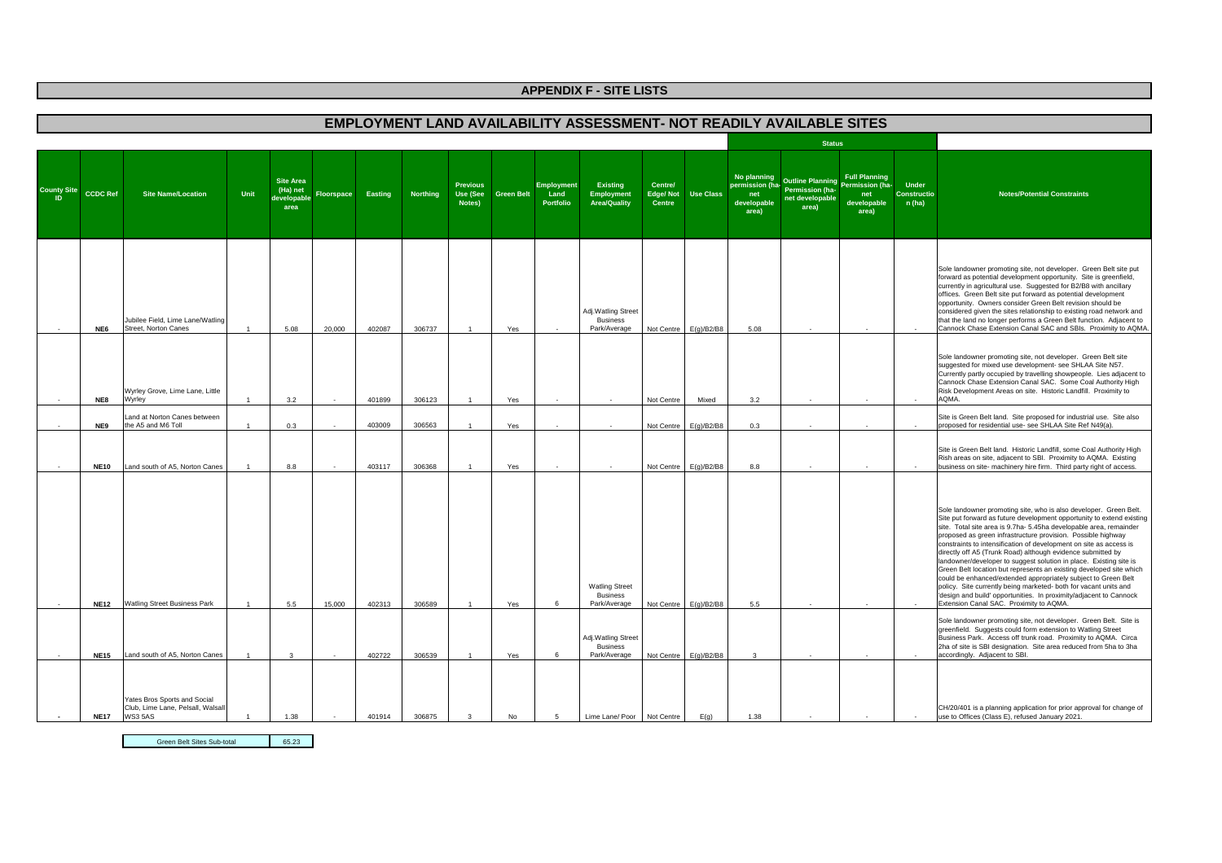# APPENDIX F - SITE LISTS

## EMPLOYMENT LAND AVAILABILITY ASSESSMENT- NOT READILY AVAILABLE SITES

| County Site ID | CCDC Ref | Site Name/Location | Unit | Site Area (Ha) net developable area | Floorspace | Easting | Northing | Previous Use (See Notes) | Green Belt | Employment Land Portfolio | Existing Employment Area/Quality | Centre/ Edge/ Not Centre | Use Class | Status: No planning permission (ha-net developable area) | Status: Outline Planning Permission (ha-net developable area) | Status: Full Planning Permission (ha-net developable area) | Status: Under Construction (ha) | Notes/Potential Constraints |
|---|---|---|---|---|---|---|---|---|---|---|---|---|---|---|---|---|---|---|
| - | NE6 | Jubilee Field, Lime Lane/Watling Street, Norton Canes | 1 | 5.08 | 20,000 | 402087 | 306737 | 1 | Yes | - | Adj.Watling Street Business Park/Average | Not Centre | E(g)/B2/B8 | 5.08 | - | - | - | Sole landowner promoting site, not developer. Green Belt site put forward as potential development opportunity. Site is greenfield, currently in agricultural use. Suggested for B2/B8 with ancillary offices. Green Belt site put forward as potential development opportunity. Owners consider Green Belt revision should be considered given the sites relationship to existing road network and that the land no longer performs a Green Belt function. Adjacent to Cannock Chase Extension Canal SAC and SBIs. Proximity to AQMA. |
| - | NE8 | Wyrley Grove, Lime Lane, Little Wyrley | 1 | 3.2 | - | 401899 | 306123 | 1 | Yes | - | - | Not Centre | Mixed | 3.2 | - | - | - | Sole landowner promoting site, not developer. Green Belt site suggested for mixed use development- see SHLAA Site N57. Currently partly occupied by travelling showpeople. Lies adjacent to Cannock Chase Extension Canal SAC. Some Coal Authority High Risk Development Areas on site. Historic Landfill. Proximity to AQMA. |
| - | NE9 | Land at Norton Canes between the A5 and M6 Toll | 1 | 0.3 | - | 403009 | 306563 | 1 | Yes | - | - | Not Centre | E(g)/B2/B8 | 0.3 | - | - | - | Site is Green Belt land. Site proposed for industrial use. Site also proposed for residential use- see SHLAA Site Ref N49(a). |
| - | NE10 | Land south of A5, Norton Canes | 1 | 8.8 | - | 403117 | 306368 | 1 | Yes | - | - | Not Centre | E(g)/B2/B8 | 8.8 | - | - | - | Site is Green Belt land. Historic Landfill, some Coal Authority High Rish areas on site, adjacent to SBI. Proximity to AQMA. Existing business on site- machinery hire firm. Third party right of access. |
| - | NE12 | Watling Street Business Park | 1 | 5.5 | 15,000 | 402313 | 306589 | 1 | Yes | 6 | Watling Street Business Park/Average | Not Centre | E(g)/B2/B8 | 5.5 | - | - | - | Sole landowner promoting site, who is also developer. Green Belt. Site put forward as future development opportunity to extend existing site. Total site area is 9.7ha- 5.45ha developable area, remainder proposed as green infrastructure provision. Possible highway constraints to intensification of development on site as access is directly off A5 (Trunk Road) although evidence submitted by landowner/developer to suggest solution in place. Existing site is Green Belt location but represents an existing developed site which could be enhanced/extended appropriately subject to Green Belt policy. Site currently being marketed- both for vacant units and 'design and build' opportunities. In proximity/adjacent to Cannock Extension Canal SAC. Proximity to AQMA. |
| - | NE15 | Land south of A5, Norton Canes | 1 | 3 | - | 402722 | 306539 | 1 | Yes | 6 | Adj.Watling Street Business Park/Average | Not Centre | E(g)/B2/B8 | 3 | - | - | - | Sole landowner promoting site, not developer. Green Belt. Site is greenfield. Suggests could form extension to Watling Street Business Park. Access off trunk road. Proximity to AQMA. Circa 2ha of site is SBI designation. Site area reduced from 5ha to 3ha accordingly. Adjacent to SBI. |
| - | NE17 | Yates Bros Sports and Social Club, Lime Lane, Pelsall, Walsall WS3 5AS | 1 | 1.38 | - | 401914 | 306875 | 3 | No | 5 | Lime Lane/ Poor | Not Centre | E(g) | 1.38 | - | - | - | CH/20/401 is a planning application for prior approval for change of use to Offices (Class E), refused January 2021. |

| Green Belt Sites Sub-total | 65.23 |
|---|---|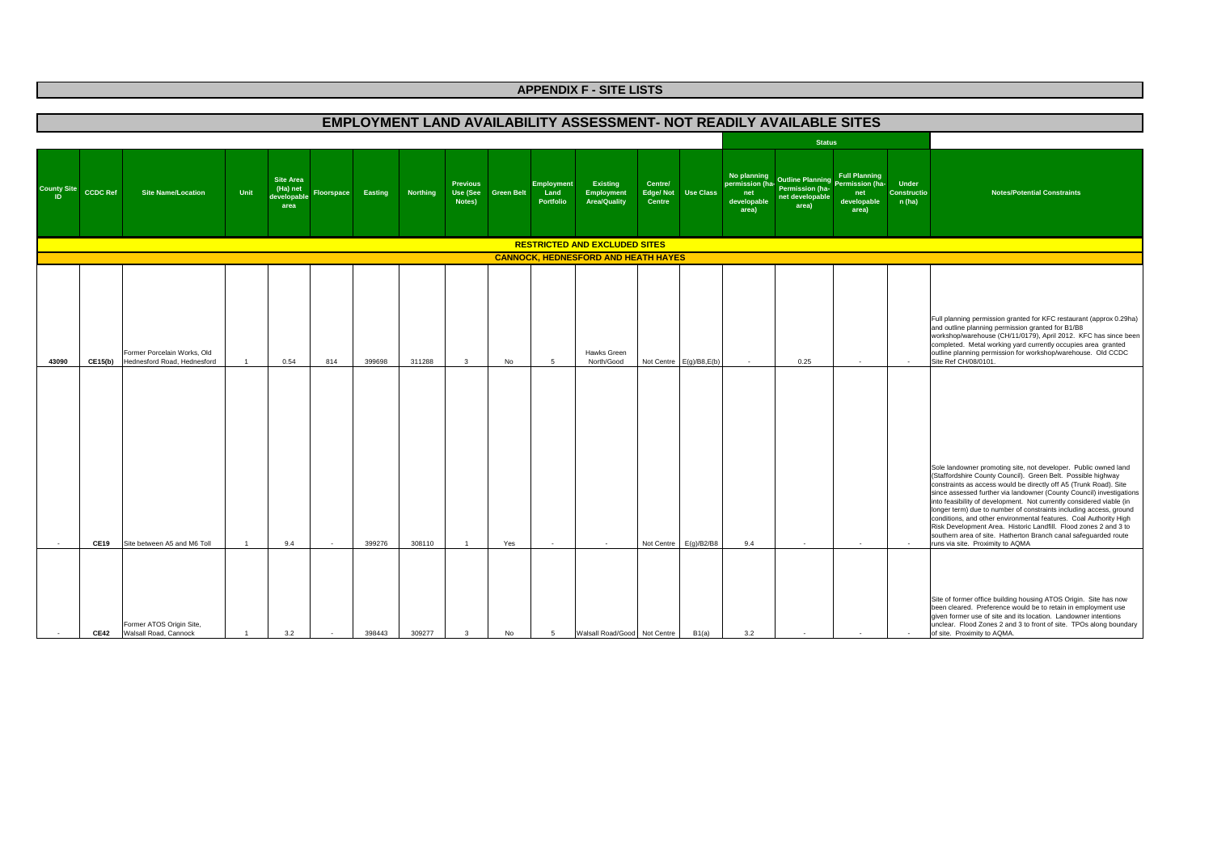# APPENDIX F - SITE LISTS

## EMPLOYMENT LAND AVAILABILITY ASSESSMENT- NOT READILY AVAILABLE SITES

| County Site ID | CCDC Ref | Site Name/Location | Unit | Site Area (Ha) net developable area | Floorspace | Easting | Northing | Previous Use (See Notes) | Green Belt | Employment Land Portfolio | Existing Employment Area/Quality | Centre/ Edge/ Not Centre | Use Class | Status: No planning permission (ha-net developable area) | Status: Outline Planning Permission (ha-net developable area) | Status: Full Planning Permission (ha-net developable area) | Status: Under Construction (ha) | Notes/Potential Constraints |
|---|---|---|---|---|---|---|---|---|---|---|---|---|---|---|---|---|---|---|
| **RESTRICTED AND EXCLUDED SITES** | | | | | | | | | | | | | | | | | | |
| **CANNOCK, HEDNESFORD AND HEATH HAYES** | | | | | | | | | | | | | | | | | | |
| 43090 | CE15(b) | Former Porcelain Works, Old Hednesford Road, Hednesford | 1 | 0.54 | 814 | 399698 | 311288 | 3 | No | 5 | Hawks Green North/Good | Not Centre | E(g)/B8,E(b) | - | 0.25 | - | - | Full planning permission granted for KFC restaurant (approx 0.29ha) and outline planning permission granted for B1/B8 workshop/warehouse (CH/11/0179), April 2012. KFC has since been completed. Metal working yard currently occupies area granted outline planning permission for workshop/warehouse. Old CCDC Site Ref CH/08/0101. |
| - | CE19 | Site between A5 and M6 Toll | 1 | 9.4 | - | 399276 | 308110 | 1 | Yes | - | - | Not Centre | E(g)/B2/B8 | 9.4 | - | - | - | Sole landowner promoting site, not developer. Public owned land (Staffordshire County Council). Green Belt. Possible highway constraints as access would be directly off A5 (Trunk Road). Site since assessed further via landowner (County Council) investigations into feasibility of development. Not currently considered viable (in longer term) due to number of constraints including access, ground conditions, and other environmental features. Coal Authority High Risk Development Area. Historic Landfill. Flood zones 2 and 3 to southern area of site. Hatherton Branch canal safeguarded route runs via site. Proximity to AQMA |
| - | CE42 | Former ATOS Origin Site, Walsall Road, Cannock | 1 | 3.2 | - | 398443 | 309277 | 3 | No | 5 | Walsall Road/Good | Not Centre | B1(a) | 3.2 | - | - | - | Site of former office building housing ATOS Origin. Site has now been cleared. Preference would be to retain in employment use given former use of site and its location. Landowner intentions unclear. Flood Zones 2 and 3 to front of site. TPOs along boundary of site. Proximity to AQMA. |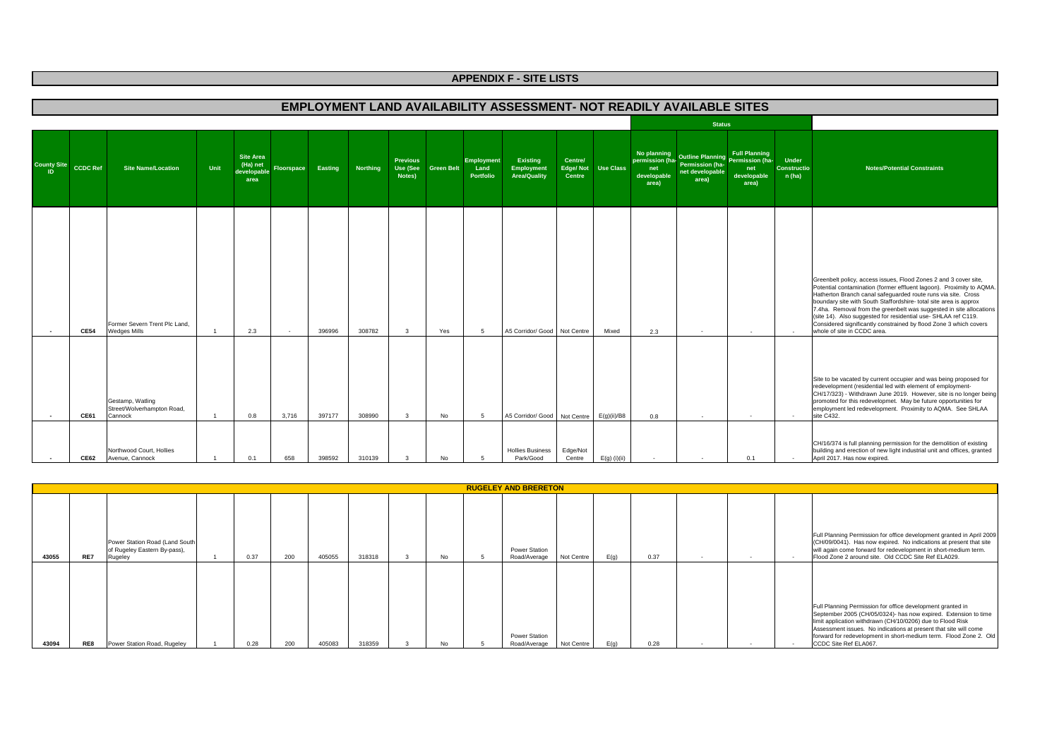# APPENDIX F - SITE LISTS

## EMPLOYMENT LAND AVAILABILITY ASSESSMENT- NOT READILY AVAILABLE SITES

| County Site ID | CCDC Ref | Site Name/Location | Unit | Site Area (Ha) net developable area | Floorspace | Easting | Northing | Previous Use (See Notes) | Green Belt | Employment Land Portfolio | Existing Employment Area/Quality | Centre/ Edge/ Not Centre | Use Class | Status: No planning permission (ha- net developable area) | Status: Outline Planning Permission (ha- net developable area) | Status: Full Planning Permission (ha- net developable area) | Status: Under Construction (ha) | Notes/Potential Constraints |
|---|---|---|---|---|---|---|---|---|---|---|---|---|---|---|---|---|---|---|
| - | CE54 | Former Severn Trent Plc Land, Wedges Mills | 1 | 2.3 | - | 396996 | 308782 | 3 | Yes | 5 | A5 Corridor/ Good | Not Centre | Mixed | 2.3 | - | - | - | Greenbelt policy, access issues, Flood Zones 2 and 3 cover site, Potential contamination (former effluent lagoon). Proximity to AQMA. Hatherton Branch canal safeguarded route runs via site. Cross boundary site with South Staffordshire- total site area is approx 7.4ha. Removal from the greenbelt was suggested in site allocations (site 14). Also suggested for residential use- SHLAA ref C119. Considered significantly constrained by flood Zone 3 which covers whole of site in CCDC area. |
| - | CE61 | Gestamp, Watling Street/Wolverhampton Road, Cannock | 1 | 0.8 | 3,716 | 397177 | 308990 | 3 | No | 5 | A5 Corridor/ Good | Not Centre | E(g)(ii)/B8 | 0.8 | - | - | - | Site to be vacated by current occupier and was being proposed for redevelopment (residential led with element of employment- CH/17/323) - Withdrawn June 2019. However, site is no longer being promoted for this redevelopmet. May be future opportunities for employment led redevelopment. Proximity to AQMA. See SHLAA site C432. |
| - | CE62 | Northwood Court, Hollies Avenue, Cannock | 1 | 0.1 | 658 | 398592 | 310139 | 3 | No | 5 | Hollies Business Park/Good | Edge/Not Centre | E(g) (i)(ii) | - | - | 0.1 | - | CH/16/374 is full planning permission for the demolition of existing building and erection of new light industrial unit and offices, granted April 2017. Has now expired. |

### RUGELEY AND BRERETON

| County Site ID | CCDC Ref | Site Name/Location | Unit | Site Area (Ha) net developable area | Floorspace | Easting | Northing | Previous Use (See Notes) | Green Belt | Employment Land Portfolio | Existing Employment Area/Quality | Centre/ Edge/ Not Centre | Use Class | Status: No planning permission (ha- net developable area) | Status: Outline Planning Permission (ha- net developable area) | Status: Full Planning Permission (ha- net developable area) | Status: Under Construction (ha) | Notes/Potential Constraints |
|---|---|---|---|---|---|---|---|---|---|---|---|---|---|---|---|---|---|---|
| 43055 | RE7 | Power Station Road (Land South of Rugeley Eastern By-pass), Rugeley | 1 | 0.37 | 200 | 405055 | 318318 | 3 | No | 5 | Power Station Road/Average | Not Centre | E(g) | 0.37 | - | - | - | Full Planning Permission for office development granted in April 2009 (CH/09/0041). Has now expired. No indications at present that site will again come forward for redevelopment in short-medium term. Flood Zone 2 around site. Old CCDC Site Ref ELA029. |
| 43094 | RE8 | Power Station Road, Rugeley | 1 | 0.28 | 200 | 405083 | 318359 | 3 | No | 5 | Power Station Road/Average | Not Centre | E(g) | 0.28 | - | - | - | Full Planning Permission for office development granted in September 2005 (CH/05/0324)- has now expired. Extension to time limit application withdrawn (CH/10/0206) due to Flood Risk Assessment issues. No indications at present that site will come forward for redevelopment in short-medium term. Flood Zone 2. Old CCDC Site Ref ELA067. |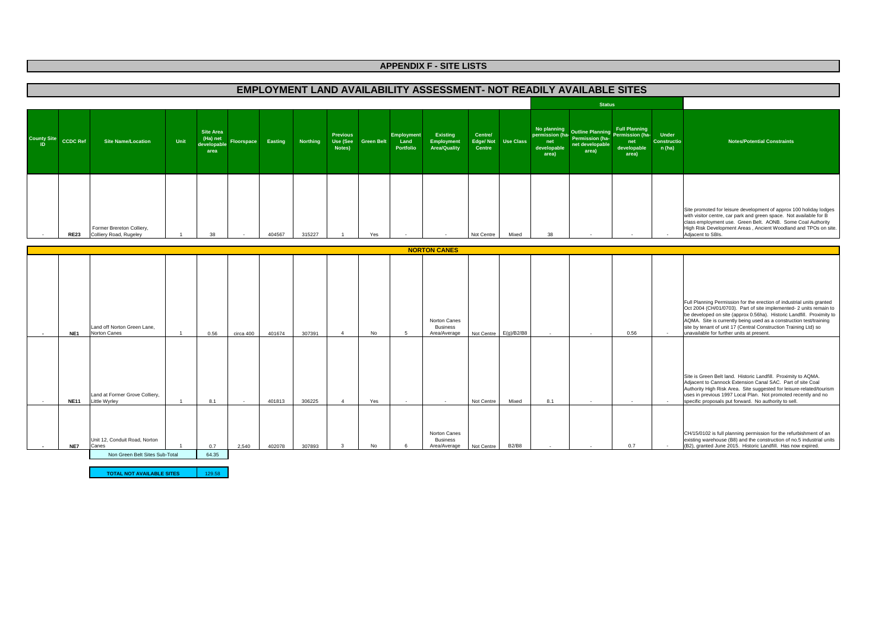# APPENDIX F - SITE LISTS

## EMPLOYMENT LAND AVAILABILITY ASSESSMENT- NOT READILY AVAILABLE SITES

| County Site ID | CCDC Ref | Site Name/Location | Unit | Site Area (Ha) net developable area | Floorspace | Easting | Northing | Previous Use (See Notes) | Green Belt | Employment Land Portfolio | Existing Employment Area/Quality | Centre/ Edge/ Not Centre | Use Class | Status | | | | Notes/Potential Constraints |
|---|---|---|---|---|---|---|---|---|---|---|---|---|---|---|---|---|---|---|
| | | | | | | | | | | | | | | No planning permission (ha-net developable area) | Outline Planning Permission (ha-net developable area) | Full Planning Permission (ha-net developable area) | Under Construction (ha) | |
| - | RE23 | Former Brereton Colliery, Colliery Road, Rugeley | 1 | 38 | - | 404567 | 315227 | 1 | Yes | - | - | Not Centre | Mixed | 38 | - | - | - | Site promoted for leisure development of approx 100 holiday lodges with visitor centre, car park and green space. Not available for B class employment use. Green Belt. AONB. Some Coal Authority High Risk Development Areas , Ancient Woodland and TPOs on site. Adjacent to SBIs. |
| **NORTON CANES** | | | | | | | | | | | | | | | | | | |
| - | NE1 | Land off Norton Green Lane, Norton Canes | 1 | 0.56 | circa 400 | 401674 | 307391 | 4 | No | 5 | Norton Canes Business Area/Average | Not Centre | E(g)/B2/B8 | - | - | 0.56 | - | Full Planning Permission for the erection of industrial units granted Oct 2004 (CH/01/0703). Part of site implemented- 2 units remain to be developed on site (approx 0.56ha). Historic Landfill. Proximity to AQMA. Site is currently being used as a construction test/training site by tenant of unit 17 (Central Construction Training Ltd) so unavailable for further units at present. |
| - | NE11 | Land at Former Grove Colliery, Little Wyrley | 1 | 8.1 | - | 401813 | 306225 | 4 | Yes | - | - | Not Centre | Mixed | 8.1 | - | - | - | Site is Green Belt land. Historic Landfill. Proximity to AQMA. Adjacent to Cannock Extension Canal SAC. Part of site Coal Authority High Risk Area. Site suggested for leisure-related/tourism uses in previous 1997 Local Plan. Not promoted recently and no specific proposals put forward. No authority to sell. |
| - | NE7 | Unit 12, Conduit Road, Norton Canes | 1 | 0.7 | 2,540 | 402078 | 307893 | 3 | No | 6 | Norton Canes Business Area/Average | Not Centre | B2/B8 | - | - | 0.7 | - | CH/15/0102 is full planning permission for the refurbishment of an existing warehouse (B8) and the construction of no.5 industrial units (B2), granted June 2015. Historic Landfill. Has now expired. |
| | | Non Green Belt Sites Sub-Total | | 64.35 | | | | | | | | | | | | | | |
| | | **TOTAL NOT AVAILABLE SITES** | | 129.58 | | | | | | | | | | | | | | |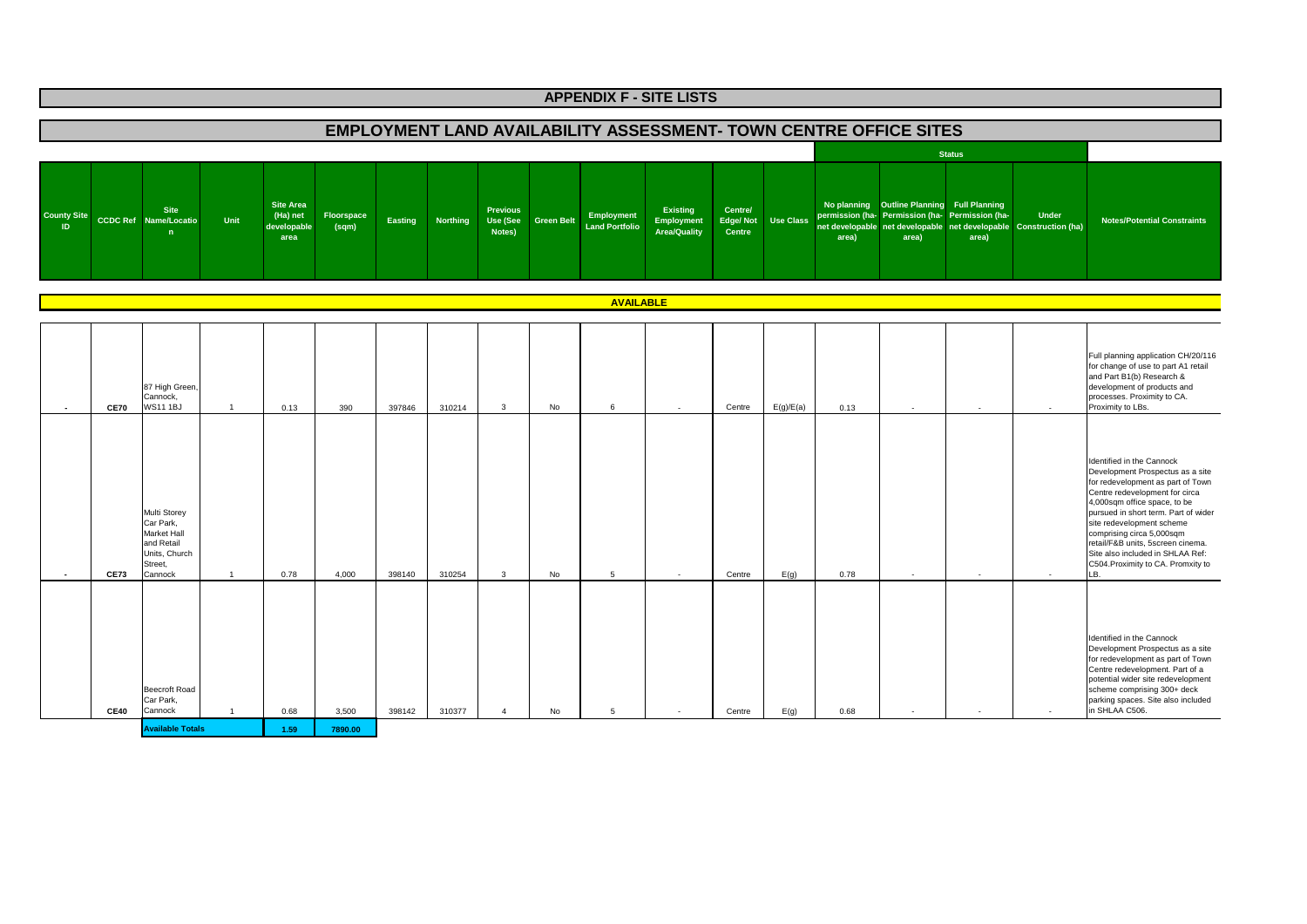# APPENDIX F - SITE LISTS

## EMPLOYMENT LAND AVAILABILITY ASSESSMENT- TOWN CENTRE OFFICE SITES

| County Site ID | CCDC Ref | Site Name/Location | Unit | Site Area (Ha) net developable area | Floorspace (sqm) | Easting | Northing | Previous Use (See Notes) | Green Belt | Employment Land Portfolio | Existing Employment Area/Quality | Centre/ Edge/ Not Centre | Use Class | Status: No planning permission (ha- net developable area) | Status: Outline Planning Permission (ha- net developable area) | Status: Full Planning Permission (ha- net developable area) | Status: Under Construction (ha) | Notes/Potential Constraints |
|---|---|---|---|---|---|---|---|---|---|---|---|---|---|---|---|---|---|---|
| **AVAILABLE** | | | | | | | | | | | | | | | | | | |
| - | CE70 | 87 High Green, Cannock, WS11 1BJ | 1 | 0.13 | 390 | 397846 | 310214 | 3 | No | 6 | - | Centre | E(g)/E(a) | 0.13 | - | - | - | Full planning application CH/20/116 for change of use to part A1 retail and Part B1(b) Research & development of products and processes. Proximity to CA. Proximity to LBs. |
| - | CE73 | Multi Storey Car Park, Market Hall and Retail Units, Church Street, Cannock | 1 | 0.78 | 4,000 | 398140 | 310254 | 3 | No | 5 | - | Centre | E(g) | 0.78 | - | - | - | Identified in the Cannock Development Prospectus as a site for redevelopment as part of Town Centre redevelopment for circa 4,000sqm office space, to be pursued in short term. Part of wider site redevelopment scheme comprising circa 5,000sqm retail/F&B units, 5screen cinema. Site also included in SHLAA Ref: C504.Proximity to CA. Promxity to LB. |
| | CE40 | Beecroft Road Car Park, Cannock | 1 | 0.68 | 3,500 | 398142 | 310377 | 4 | No | 5 | - | Centre | E(g) | 0.68 | - | - | - | Identified in the Cannock Development Prospectus as a site for redevelopment as part of Town Centre redevelopment. Part of a potential wider site redevelopment scheme comprising 300+ deck parking spaces. Site also included in SHLAA C506. |
| | | **Available Totals** | | **1.59** | **7890.00** | | | | | | | | | | | | | |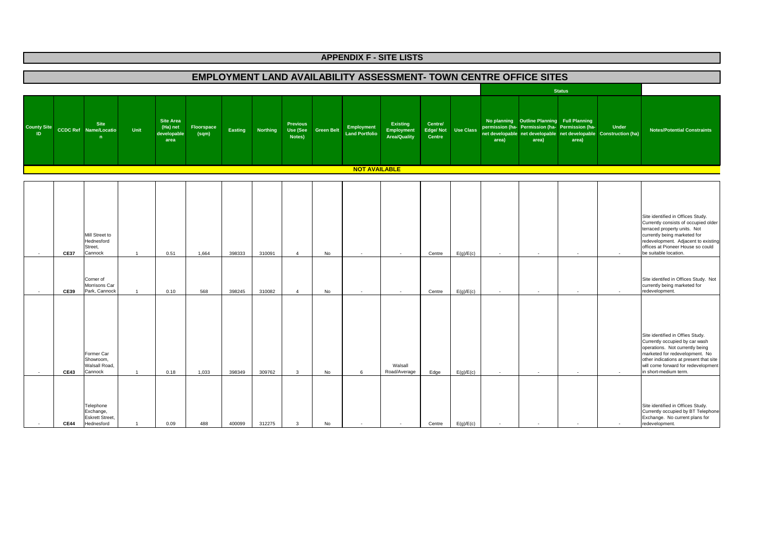# APPENDIX F - SITE LISTS

## EMPLOYMENT LAND AVAILABILITY ASSESSMENT- TOWN CENTRE OFFICE SITES

| County Site ID | CCDC Ref | Site Name/Location | Unit | Site Area (Ha) net developable area | Floorspace (sqm) | Easting | Northing | Previous Use (See Notes) | Green Belt | Employment Land Portfolio | Existing Employment Area/Quality | Centre/ Edge/ Not Centre | Use Class | Status | | | | Notes/Potential Constraints |
|---|---|---|---|---|---|---|---|---|---|---|---|---|---|---|---|---|---|---|
| | | | | | | | | | | | | | | No planning permission (ha- net developable area) | Outline Planning Permission (ha- net developable area) | Full Planning Permission (ha- net developable area) | Under Construction (ha) | |
| **NOT AVAILABLE** | | | | | | | | | | | | | | | | | | |
| - | **CE37** | Mill Street to Hednesford Street, Cannock | 1 | 0.51 | 1,664 | 398333 | 310091 | 4 | No | - | - | Centre | E(g)/E(c) | - | - | - | - | Site identified in Offices Study. Currently consists of occupied older terraced property units. Not currently being marketed for redevelopment. Adjacent to existing offices at Pioneer House so could be suitable location. |
| - | **CE39** | Corner of Morrisons Car Park, Cannock | 1 | 0.10 | 568 | 398245 | 310082 | 4 | No | - | - | Centre | E(g)/E(c) | - | - | - | - | Site identifed in Offices Study. Not currently being marketed for redevelopment. |
| - | **CE43** | Former Car Showroom, Walsall Road, Cannock | 1 | 0.18 | 1,033 | 398349 | 309762 | 3 | No | 6 | Walsall Road/Average | Edge | E(g)/E(c) | - | - | - | - | Site identified in Offies Study. Currently occupied by car wash operations. Not currently being marketed for redevelopment. No other indications at present that site will come forward for redevelopment in short-medium term. |
| - | **CE44** | Telephone Exchange, Eskrett Street, Hednesford | 1 | 0.09 | 488 | 400099 | 312275 | 3 | No | - | - | Centre | E(g)/E(c) | - | - | - | - | Site identified in Offices Study. Currently occupied by BT Telephone Exchange. No current plans for redevelopment. |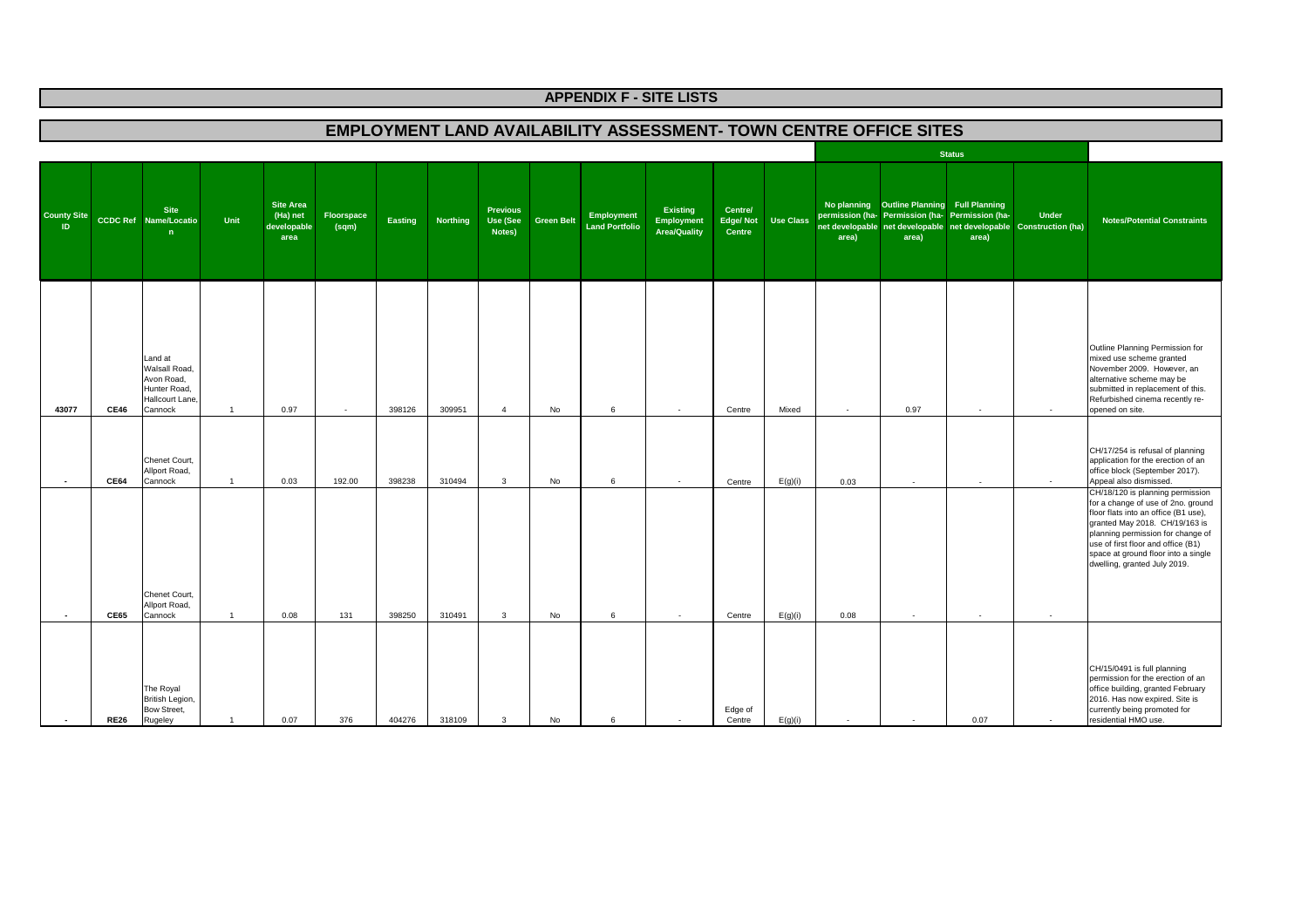# APPENDIX F - SITE LISTS

## EMPLOYMENT LAND AVAILABILITY ASSESSMENT- TOWN CENTRE OFFICE SITES

| County Site ID | CCDC Ref | Site Name/Location | Unit | Site Area (Ha) net developable area | Floorspace (sqm) | Easting | Northing | Previous Use (See Notes) | Green Belt | Employment Land Portfolio | Existing Employment Area/Quality | Centre/ Edge/ Not Centre | Use Class | Status | | | | Notes/Potential Constraints |
|---|---|---|---|---|---|---|---|---|---|---|---|---|---|---|---|---|---|---|
| | | | | | | | | | | | | | | No planning permission (ha- net developable area) | Outline Planning Permission (ha- net developable area) | Full Planning Permission (ha- net developable area) | Under Construction (ha) | |
| 43077 | CE46 | Land at Walsall Road, Avon Road, Hunter Road, Hallcourt Lane, Cannock | 1 | 0.97 | - | 398126 | 309951 | 4 | No | 6 | - | Centre | Mixed | - | 0.97 | - | - | Outline Planning Permission for mixed use scheme granted November 2009. However, an alternative scheme may be submitted in replacement of this. Refurbished cinema recently re-opened on site. |
| - | CE64 | Chenet Court, Allport Road, Cannock | 1 | 0.03 | 192.00 | 398238 | 310494 | 3 | No | 6 | - | Centre | E(g)(i) | 0.03 | - | - | - | CH/17/254 is refusal of planning application for the erection of an office block (September 2017). Appeal also dismissed. |
| - | CE65 | Chenet Court, Allport Road, Cannock | 1 | 0.08 | 131 | 398250 | 310491 | 3 | No | 6 | - | Centre | E(g)(i) | 0.08 | - | - | - | CH/18/120 is planning permission for a change of use of 2no. ground floor flats into an office (B1 use), granted May 2018. CH/19/163 is planning permission for change of use of first floor and office (B1) space at ground floor into a single dwelling, granted July 2019. |
| - | RE26 | The Royal British Legion, Bow Street, Rugeley | 1 | 0.07 | 376 | 404276 | 318109 | 3 | No | 6 | - | Edge of Centre | E(g)(i) | - | - | 0.07 | - | CH/15/0491 is full planning permission for the erection of an office building, granted February 2016. Has now expired. Site is currently being promoted for residential HMO use. |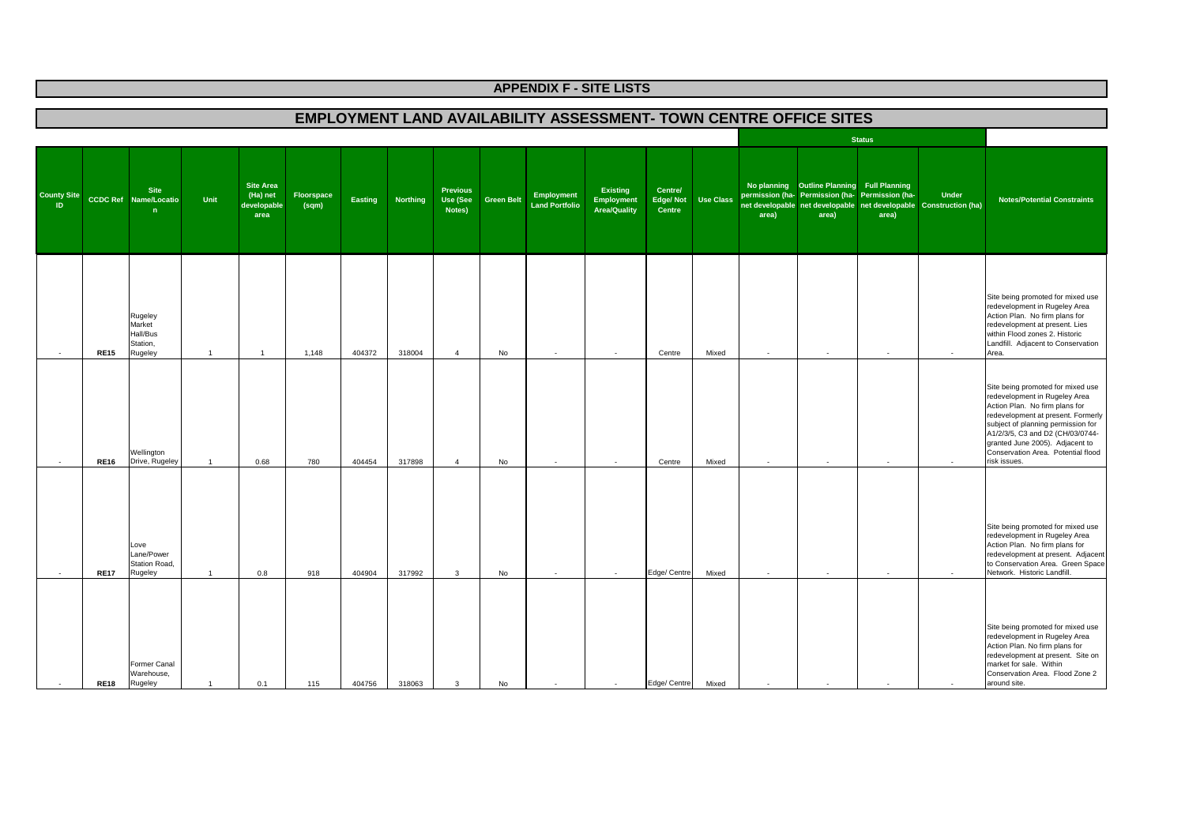# APPENDIX F - SITE LISTS

## EMPLOYMENT LAND AVAILABILITY ASSESSMENT- TOWN CENTRE OFFICE SITES

| County Site ID | CCDC Ref | Site Name/Location | Unit | Site Area (Ha) net developable area | Floorspace (sqm) | Easting | Northing | Previous Use (See Notes) | Green Belt | Employment Land Portfolio | Existing Employment Area/Quality | Centre/ Edge/ Not Centre | Use Class | Status: No planning permission (ha- net developable area) | Status: Outline Planning Permission (ha- net developable area) | Status: Full Planning Permission (ha- net developable area) | Status: Under Construction (ha) | Notes/Potential Constraints |
|---|---|---|---|---|---|---|---|---|---|---|---|---|---|---|---|---|---|---|
| - | RE15 | Rugeley Market Hall/Bus Station, Rugeley | 1 | 1 | 1,148 | 404372 | 318004 | 4 | No | - | - | Centre | Mixed | - | - | - | - | Site being promoted for mixed use redevelopment in Rugeley Area Action Plan. No firm plans for redevelopment at present. Lies within Flood zones 2. Historic Landfill. Adjacent to Conservation Area. |
| - | RE16 | Wellington Drive, Rugeley | 1 | 0.68 | 780 | 404454 | 317898 | 4 | No | - | - | Centre | Mixed | - | - | - | - | Site being promoted for mixed use redevelopment in Rugeley Area Action Plan. No firm plans for redevelopment at present. Formerly subject of planning permission for A1/2/3/5, C3 and D2 (CH/03/0744- granted June 2005). Adjacent to Conservation Area. Potential flood risk issues. |
| - | RE17 | Love Lane/Power Station Road, Rugeley | 1 | 0.8 | 918 | 404904 | 317992 | 3 | No | - | - | Edge/ Centre | Mixed | - | - | - | - | Site being promoted for mixed use redevelopment in Rugeley Area Action Plan. No firm plans for redevelopment at present. Adjacent to Conservation Area. Green Space Network. Historic Landfill. |
| - | RE18 | Former Canal Warehouse, Rugeley | 1 | 0.1 | 115 | 404756 | 318063 | 3 | No | - | - | Edge/ Centre | Mixed | - | - | - | - | Site being promoted for mixed use redevelopment in Rugeley Area Action Plan. No firm plans for redevelopment at present. Site on market for sale. Within Conservation Area. Flood Zone 2 around site. |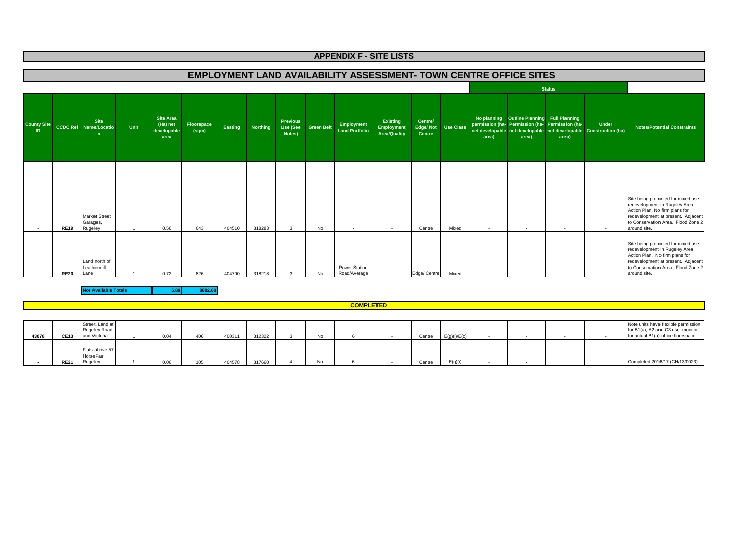# APPENDIX F - SITE LISTS

## EMPLOYMENT LAND AVAILABILITY ASSESSMENT- TOWN CENTRE OFFICE SITES

| County Site ID | CCDC Ref | Site Name/Location | Unit | Site Area (Ha) net developable area | Floorspace (sqm) | Easting | Northing | Previous Use (See Notes) | Green Belt | Employment Land Portfolio | Existing Employment Area/Quality | Centre/ Edge/ Not Centre | Use Class | Status: No planning permission (ha- net developable area) | Status: Outline Planning Permission (ha- net developable area) | Status: Full Planning Permission (ha- net developable area) | Status: Under Construction (ha) | Notes/Potential Constraints |
|---|---|---|---|---|---|---|---|---|---|---|---|---|---|---|---|---|---|---|
| - | **RE19** | Market Street Garages, Rugeley | 1 | 0.56 | 643 | 404510 | 318283 | 3 | No | - | - | Centre | Mixed | - | - | - | - | Site being promoted for mixed use redevelopment in Rugeley Area Action Plan. No firm plans for redevelopment at present. Adjacent to Conservation Area. Flood Zone 2 around site. |
| - | **RE20** | Land north of Leathermill Lane | 1 | 0.72 | 826 | 404790 | 318218 | 3 | No | Power Station Road/Average | - | Edge/ Centre | Mixed | - | - | - | - | Site being promoted for mixed use redevelopment in Rugeley Area Action Plan. No firm plans for redevelopment at present. Adjacent to Conservation Area. Flood Zone 2 around site. |
| | | **Not Available Totals** | | **5.89** | **8882.00** | | | | | | | | | | | | | |

## COMPLETED

| County Site ID | CCDC Ref | Site Name/Location | Unit | Site Area (Ha) net developable area | Floorspace (sqm) | Easting | Northing | Previous Use (See Notes) | Green Belt | Employment Land Portfolio | Existing Employment Area/Quality | Centre/ Edge/ Not Centre | Use Class | No planning permission | Outline Planning Permission | Full Planning Permission | Under Construction | Notes/Potential Constraints |
|---|---|---|---|---|---|---|---|---|---|---|---|---|---|---|---|---|---|---|
| **43078** | **CE13** | Street, Land at Rugeley Road and Victoria | 1 | 0.04 | 406 | 400311 | 312322 | 3 | No | 6 | - | Centre | E(g)(i)/E(c) | - | - | - | - | Note units have flexible permission for B1(a), A2 and C3 use- monitor for actual B1(a) office floorspace |
| - | **RE21** | Flats above 57 HorseFair, Rugeley | 1 | 0.06 | 105 | 404578 | 317660 | 4 | No | 6 | - | Centre | E(g)(i) | - | - | - | - | Completed 2016/17 (CH/13/0023) |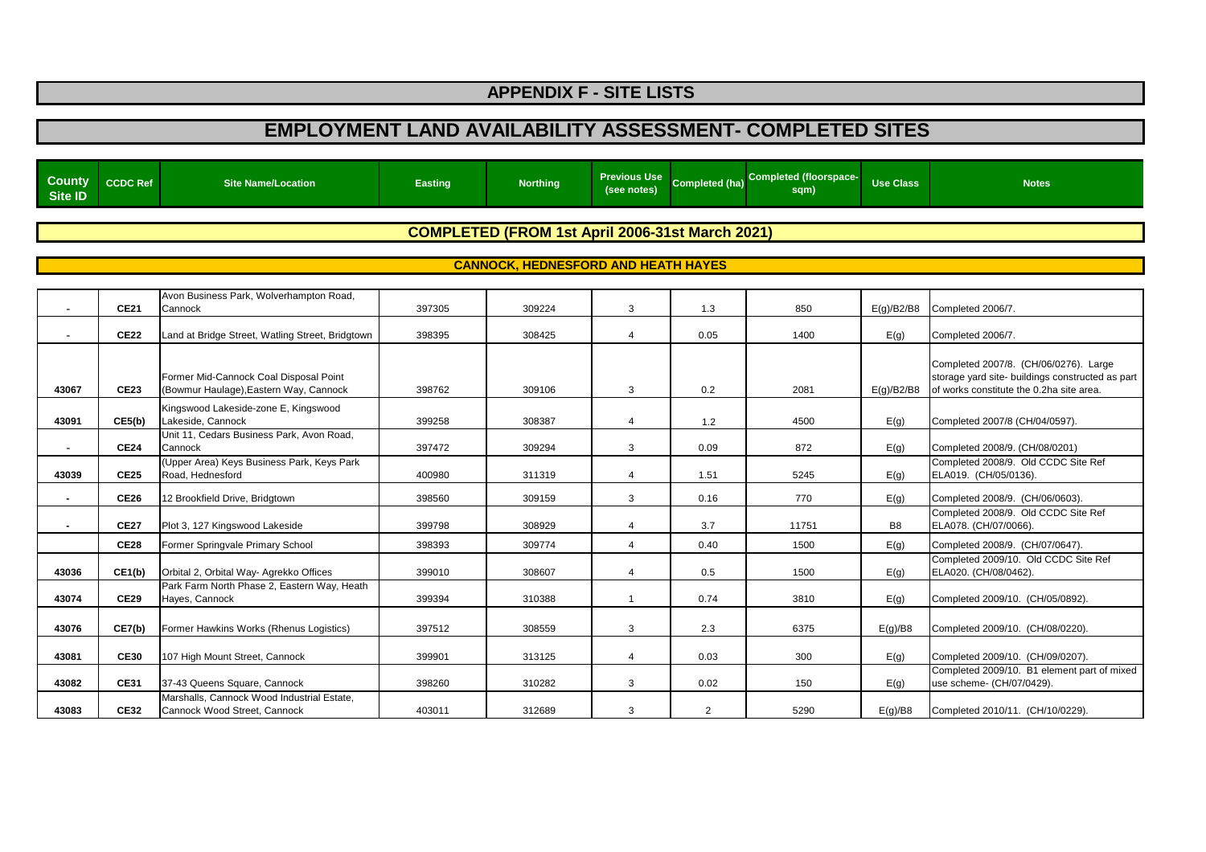# APPENDIX F - SITE LISTS

## EMPLOYMENT LAND AVAILABILITY ASSESSMENT- COMPLETED SITES

| County Site ID | CCDC Ref | Site Name/Location | Easting | Northing | Previous Use (see notes) | Completed (ha) | Completed (floorspace-sqm) | Use Class | Notes |
|---|---|---|---|---|---|---|---|---|---|
| **COMPLETED (FROM 1st April 2006-31st March 2021)** | | | | | | | | | |
| **CANNOCK, HEDNESFORD AND HEATH HAYES** | | | | | | | | | |
| - | **CE21** | Avon Business Park, Wolverhampton Road, Cannock | 397305 | 309224 | 3 | 1.3 | 850 | E(g)/B2/B8 | Completed 2006/7. |
| - | **CE22** | Land at Bridge Street, Watling Street, Bridgtown | 398395 | 308425 | 4 | 0.05 | 1400 | E(g) | Completed 2006/7. |
| 43067 | **CE23** | Former Mid-Cannock Coal Disposal Point (Bowmur Haulage),Eastern Way, Cannock | 398762 | 309106 | 3 | 0.2 | 2081 | E(g)/B2/B8 | Completed 2007/8. (CH/06/0276). Large storage yard site- buildings constructed as part of works constitute the 0.2ha site area. |
| 43091 | **CE5(b)** | Kingswood Lakeside-zone E, Kingswood Lakeside, Cannock | 399258 | 308387 | 4 | 1.2 | 4500 | E(g) | Completed 2007/8 (CH/04/0597). |
| - | **CE24** | Unit 11, Cedars Business Park, Avon Road, Cannock | 397472 | 309294 | 3 | 0.09 | 872 | E(g) | Completed 2008/9. (CH/08/0201) |
| 43039 | **CE25** | (Upper Area) Keys Business Park, Keys Park Road, Hednesford | 400980 | 311319 | 4 | 1.51 | 5245 | E(g) | Completed 2008/9. Old CCDC Site Ref ELA019. (CH/05/0136). |
| - | **CE26** | 12 Brookfield Drive, Bridgtown | 398560 | 309159 | 3 | 0.16 | 770 | E(g) | Completed 2008/9. (CH/06/0603). |
| - | **CE27** | Plot 3, 127 Kingswood Lakeside | 399798 | 308929 | 4 | 3.7 | 11751 | B8 | Completed 2008/9. Old CCDC Site Ref ELA078. (CH/07/0066). |
| | **CE28** | Former Springvale Primary School | 398393 | 309774 | 4 | 0.40 | 1500 | E(g) | Completed 2008/9. (CH/07/0647). |
| 43036 | **CE1(b)** | Orbital 2, Orbital Way- Agrekko Offices | 399010 | 308607 | 4 | 0.5 | 1500 | E(g) | Completed 2009/10. Old CCDC Site Ref ELA020. (CH/08/0462). |
| 43074 | **CE29** | Park Farm North Phase 2, Eastern Way, Heath Hayes, Cannock | 399394 | 310388 | 1 | 0.74 | 3810 | E(g) | Completed 2009/10. (CH/05/0892). |
| 43076 | **CE7(b)** | Former Hawkins Works (Rhenus Logistics) | 397512 | 308559 | 3 | 2.3 | 6375 | E(g)/B8 | Completed 2009/10. (CH/08/0220). |
| 43081 | **CE30** | 107 High Mount Street, Cannock | 399901 | 313125 | 4 | 0.03 | 300 | E(g) | Completed 2009/10. (CH/09/0207). |
| 43082 | **CE31** | 37-43 Queens Square, Cannock | 398260 | 310282 | 3 | 0.02 | 150 | E(g) | Completed 2009/10. B1 element part of mixed use scheme- (CH/07/0429). |
| 43083 | **CE32** | Marshalls, Cannock Wood Industrial Estate, Cannock Wood Street, Cannock | 403011 | 312689 | 3 | 2 | 5290 | E(g)/B8 | Completed 2010/11. (CH/10/0229). |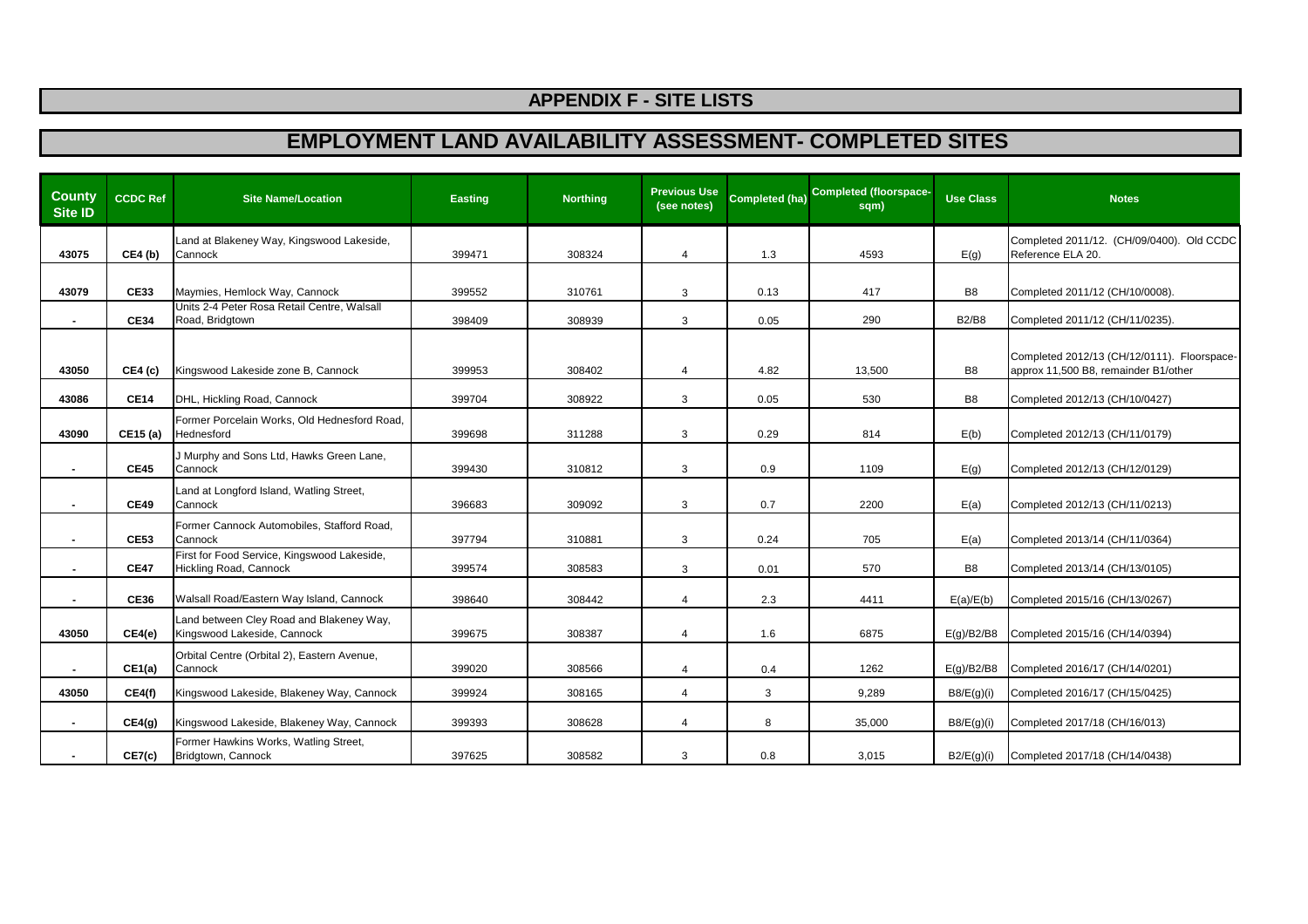# APPENDIX F - SITE LISTS

## EMPLOYMENT LAND AVAILABILITY ASSESSMENT- COMPLETED SITES

| County Site ID | CCDC Ref | Site Name/Location | Easting | Northing | Previous Use (see notes) | Completed (ha) | Completed (floorspace-sqm) | Use Class | Notes |
|---|---|---|---|---|---|---|---|---|---|
| 43075 | CE4 (b) | Land at Blakeney Way, Kingswood Lakeside, Cannock | 399471 | 308324 | 4 | 1.3 | 4593 | E(g) | Completed 2011/12. (CH/09/0400). Old CCDC Reference ELA 20. |
| 43079 | CE33 | Maymies, Hemlock Way, Cannock | 399552 | 310761 | 3 | 0.13 | 417 | B8 | Completed 2011/12 (CH/10/0008). |
| - | CE34 | Units 2-4 Peter Rosa Retail Centre, Walsall Road, Bridgtown | 398409 | 308939 | 3 | 0.05 | 290 | B2/B8 | Completed 2011/12 (CH/11/0235). |
| 43050 | CE4 (c) | Kingswood Lakeside zone B, Cannock | 399953 | 308402 | 4 | 4.82 | 13,500 | B8 | Completed 2012/13 (CH/12/0111). Floorspace-approx 11,500 B8, remainder B1/other |
| 43086 | CE14 | DHL, Hickling Road, Cannock | 399704 | 308922 | 3 | 0.05 | 530 | B8 | Completed 2012/13 (CH/10/0427) |
| 43090 | CE15 (a) | Former Porcelain Works, Old Hednesford Road, Hednesford | 399698 | 311288 | 3 | 0.29 | 814 | E(b) | Completed 2012/13 (CH/11/0179) |
| - | CE45 | J Murphy and Sons Ltd, Hawks Green Lane, Cannock | 399430 | 310812 | 3 | 0.9 | 1109 | E(g) | Completed 2012/13 (CH/12/0129) |
| - | CE49 | Land at Longford Island, Watling Street, Cannock | 396683 | 309092 | 3 | 0.7 | 2200 | E(a) | Completed 2012/13 (CH/11/0213) |
| - | CE53 | Former Cannock Automobiles, Stafford Road, Cannock | 397794 | 310881 | 3 | 0.24 | 705 | E(a) | Completed 2013/14 (CH/11/0364) |
| - | CE47 | First for Food Service, Kingswood Lakeside, Hickling Road, Cannock | 399574 | 308583 | 3 | 0.01 | 570 | B8 | Completed 2013/14 (CH/13/0105) |
| - | CE36 | Walsall Road/Eastern Way Island, Cannock | 398640 | 308442 | 4 | 2.3 | 4411 | E(a)/E(b) | Completed 2015/16 (CH/13/0267) |
| 43050 | CE4(e) | Land between Cley Road and Blakeney Way, Kingswood Lakeside, Cannock | 399675 | 308387 | 4 | 1.6 | 6875 | E(g)/B2/B8 | Completed 2015/16 (CH/14/0394) |
| - | CE1(a) | Orbital Centre (Orbital 2), Eastern Avenue, Cannock | 399020 | 308566 | 4 | 0.4 | 1262 | E(g)/B2/B8 | Completed 2016/17 (CH/14/0201) |
| 43050 | CE4(f) | Kingswood Lakeside, Blakeney Way, Cannock | 399924 | 308165 | 4 | 3 | 9,289 | B8/E(g)(i) | Completed 2016/17 (CH/15/0425) |
| - | CE4(g) | Kingswood Lakeside, Blakeney Way, Cannock | 399393 | 308628 | 4 | 8 | 35,000 | B8/E(g)(i) | Completed 2017/18 (CH/16/013) |
| - | CE7(c) | Former Hawkins Works, Watling Street, Bridgtown, Cannock | 397625 | 308582 | 3 | 0.8 | 3,015 | B2/E(g)(i) | Completed 2017/18 (CH/14/0438) |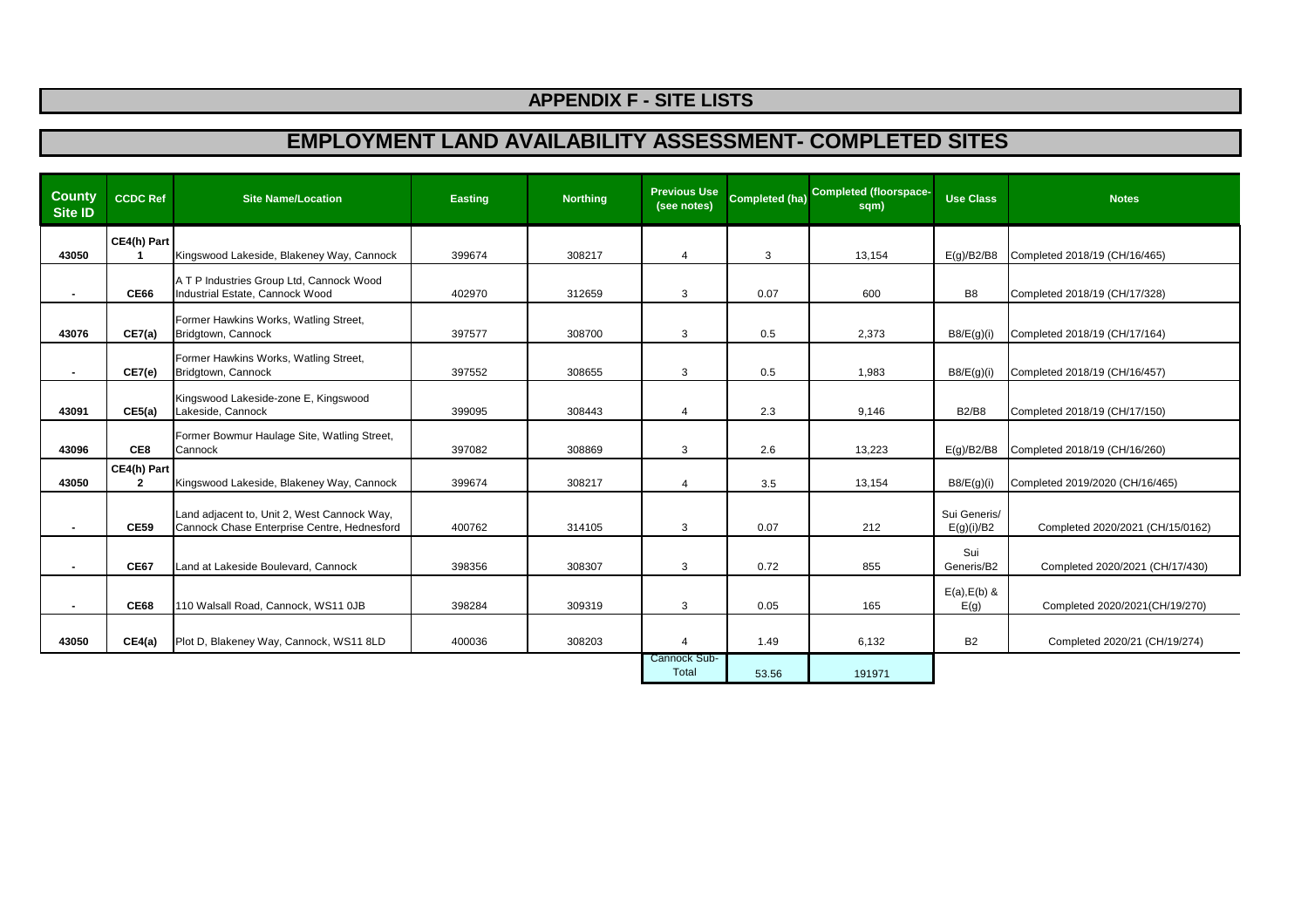# APPENDIX F - SITE LISTS

## EMPLOYMENT LAND AVAILABILITY ASSESSMENT- COMPLETED SITES

| County Site ID | CCDC Ref | Site Name/Location | Easting | Northing | Previous Use (see notes) | Completed (ha) | Completed (floorspace- sqm) | Use Class | Notes |
|---|---|---|---|---|---|---|---|---|---|
| 43050 | CE4(h) Part 1 | Kingswood Lakeside, Blakeney Way, Cannock | 399674 | 308217 | 4 | 3 | 13,154 | E(g)/B2/B8 | Completed 2018/19 (CH/16/465) |
| - | CE66 | A T P Industries Group Ltd, Cannock Wood Industrial Estate, Cannock Wood | 402970 | 312659 | 3 | 0.07 | 600 | B8 | Completed 2018/19 (CH/17/328) |
| 43076 | CE7(a) | Former Hawkins Works, Watling Street, Bridgtown, Cannock | 397577 | 308700 | 3 | 0.5 | 2,373 | B8/E(g)(i) | Completed 2018/19 (CH/17/164) |
| - | CE7(e) | Former Hawkins Works, Watling Street, Bridgtown, Cannock | 397552 | 308655 | 3 | 0.5 | 1,983 | B8/E(g)(i) | Completed 2018/19 (CH/16/457) |
| 43091 | CE5(a) | Kingswood Lakeside-zone E, Kingswood Lakeside, Cannock | 399095 | 308443 | 4 | 2.3 | 9,146 | B2/B8 | Completed 2018/19 (CH/17/150) |
| 43096 | CE8 | Former Bowmur Haulage Site, Watling Street, Cannock | 397082 | 308869 | 3 | 2.6 | 13,223 | E(g)/B2/B8 | Completed 2018/19 (CH/16/260) |
| 43050 | CE4(h) Part 2 | Kingswood Lakeside, Blakeney Way, Cannock | 399674 | 308217 | 4 | 3.5 | 13,154 | B8/E(g)(i) | Completed 2019/2020 (CH/16/465) |
| - | CE59 | Land adjacent to, Unit 2, West Cannock Way, Cannock Chase Enterprise Centre, Hednesford | 400762 | 314105 | 3 | 0.07 | 212 | Sui Generis/ E(g)(i)/B2 | Completed 2020/2021 (CH/15/0162) |
| - | CE67 | Land at Lakeside Boulevard, Cannock | 398356 | 308307 | 3 | 0.72 | 855 | Sui Generis/B2 | Completed 2020/2021 (CH/17/430) |
| - | CE68 | 110 Walsall Road, Cannock, WS11 0JB | 398284 | 309319 | 3 | 0.05 | 165 | E(a),E(b) & E(g) | Completed 2020/2021(CH/19/270) |
| 43050 | CE4(a) | Plot D, Blakeney Way, Cannock, WS11 8LD | 400036 | 308203 | 4 | 1.49 | 6,132 | B2 | Completed 2020/21 (CH/19/274) |
| | | | | | Cannock Sub-Total | 53.56 | 191971 | | |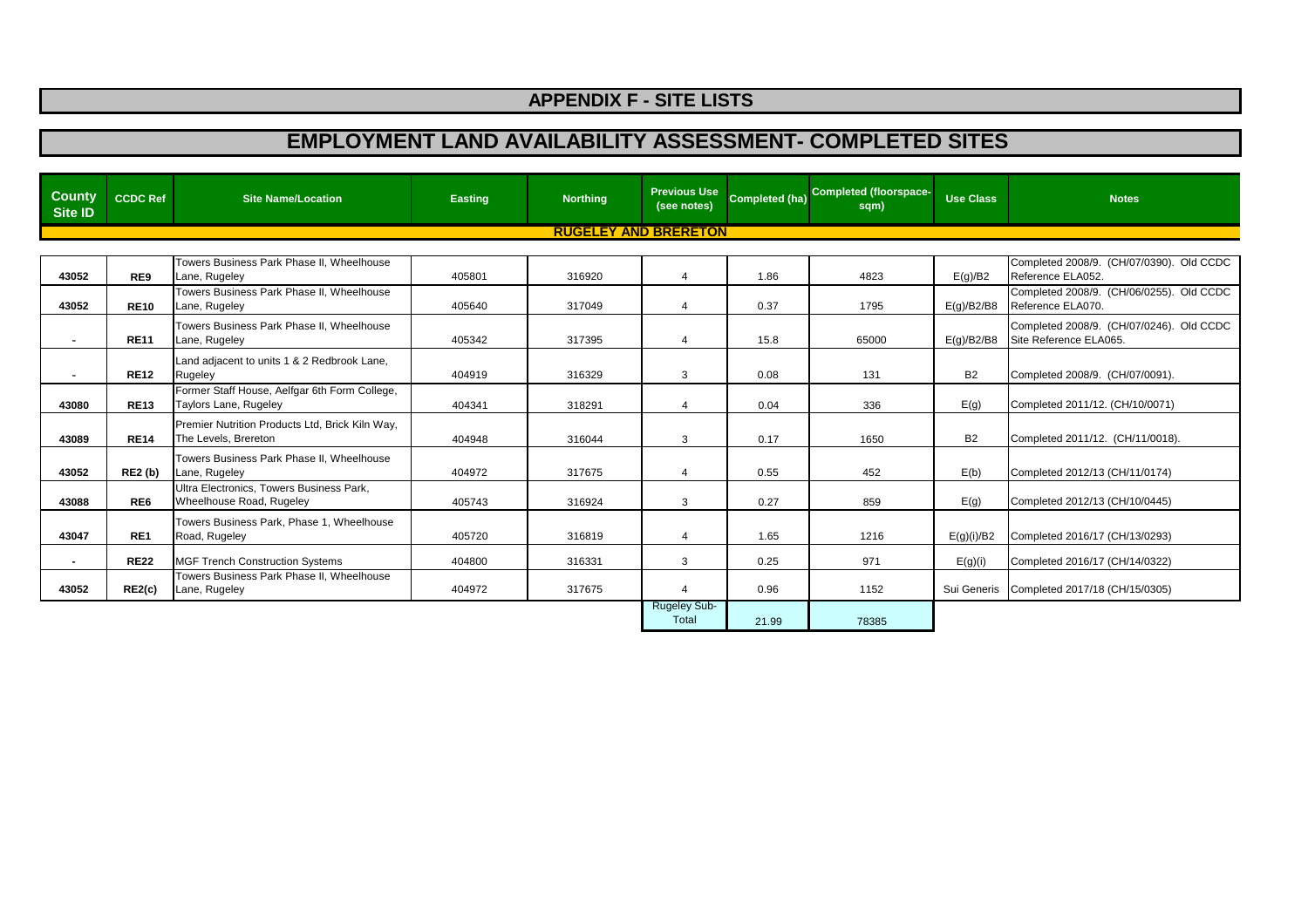# APPENDIX F - SITE LISTS

## EMPLOYMENT LAND AVAILABILITY ASSESSMENT- COMPLETED SITES

| County Site ID | CCDC Ref | Site Name/Location | Easting | Northing | Previous Use (see notes) | Completed (ha) | Completed (floorspace- sqm) | Use Class | Notes |
|---|---|---|---|---|---|---|---|---|---|
| | | | | | **RUGELEY AND BRERETON** | | | | |
| 43052 | RE9 | Towers Business Park Phase II, Wheelhouse Lane, Rugeley | 405801 | 316920 | 4 | 1.86 | 4823 | E(g)/B2 | Completed 2008/9. (CH/07/0390). Old CCDC Reference ELA052. |
| 43052 | RE10 | Towers Business Park Phase II, Wheelhouse Lane, Rugeley | 405640 | 317049 | 4 | 0.37 | 1795 | E(g)/B2/B8 | Completed 2008/9. (CH/06/0255). Old CCDC Reference ELA070. |
| - | RE11 | Towers Business Park Phase II, Wheelhouse Lane, Rugeley | 405342 | 317395 | 4 | 15.8 | 65000 | E(g)/B2/B8 | Completed 2008/9. (CH/07/0246). Old CCDC Site Reference ELA065. |
| - | RE12 | Land adjacent to units 1 & 2 Redbrook Lane, Rugeley | 404919 | 316329 | 3 | 0.08 | 131 | B2 | Completed 2008/9. (CH/07/0091). |
| 43080 | RE13 | Former Staff House, Aelfgar 6th Form College, Taylors Lane, Rugeley | 404341 | 318291 | 4 | 0.04 | 336 | E(g) | Completed 2011/12. (CH/10/0071) |
| 43089 | RE14 | Premier Nutrition Products Ltd, Brick Kiln Way, The Levels, Brereton | 404948 | 316044 | 3 | 0.17 | 1650 | B2 | Completed 2011/12. (CH/11/0018). |
| 43052 | RE2 (b) | Towers Business Park Phase II, Wheelhouse Lane, Rugeley | 404972 | 317675 | 4 | 0.55 | 452 | E(b) | Completed 2012/13 (CH/11/0174) |
| 43088 | RE6 | Ultra Electronics, Towers Business Park, Wheelhouse Road, Rugeley | 405743 | 316924 | 3 | 0.27 | 859 | E(g) | Completed 2012/13 (CH/10/0445) |
| 43047 | RE1 | Towers Business Park, Phase 1, Wheelhouse Road, Rugeley | 405720 | 316819 | 4 | 1.65 | 1216 | E(g)(i)/B2 | Completed 2016/17 (CH/13/0293) |
| - | RE22 | MGF Trench Construction Systems | 404800 | 316331 | 3 | 0.25 | 971 | E(g)(i) | Completed 2016/17 (CH/14/0322) |
| 43052 | RE2(c) | Towers Business Park Phase II, Wheelhouse Lane, Rugeley | 404972 | 317675 | 4 | 0.96 | 1152 | Sui Generis | Completed 2017/18 (CH/15/0305) |
| | | | | | Rugeley Sub-Total | 21.99 | 78385 | | |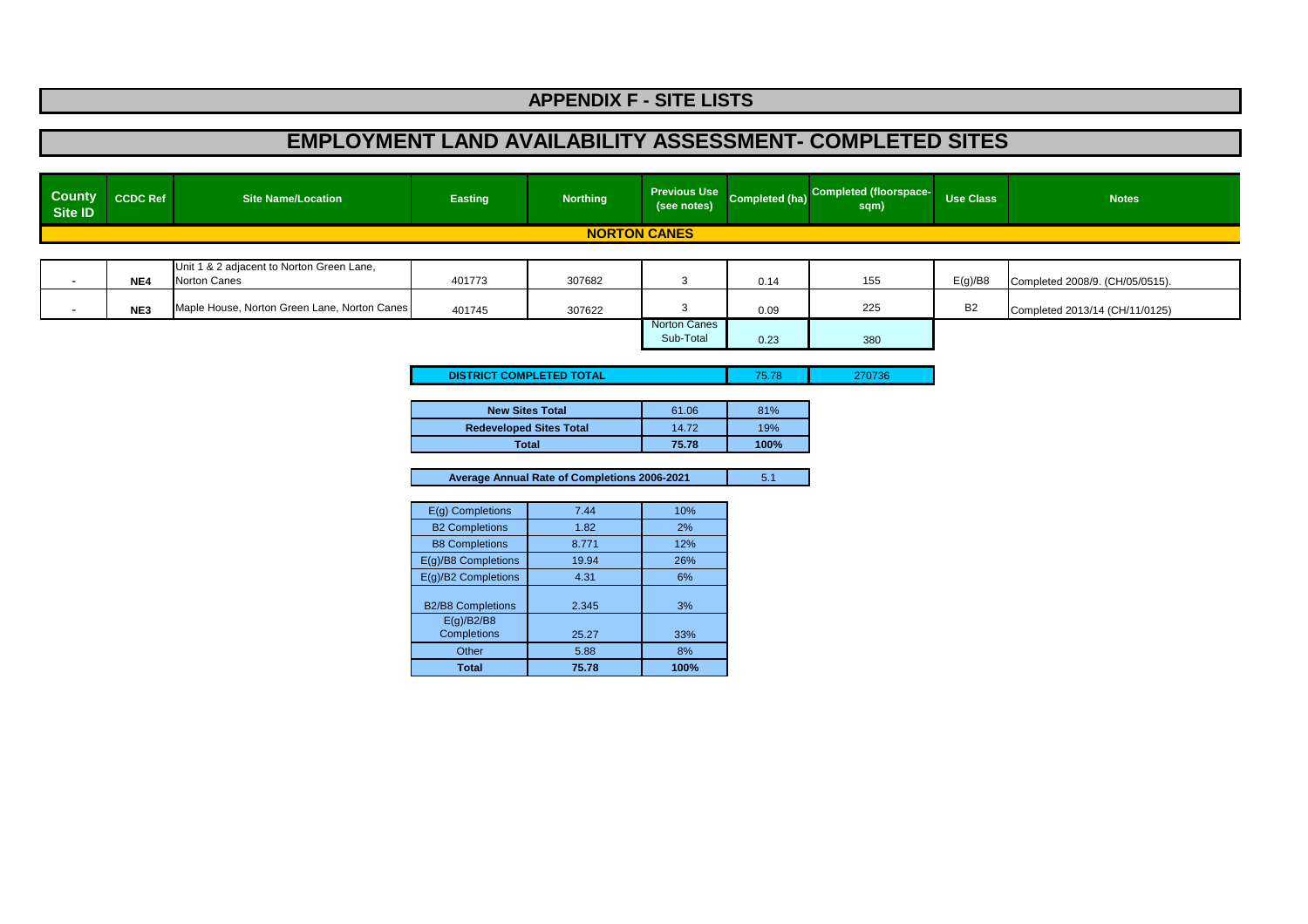# APPENDIX F - SITE LISTS

## EMPLOYMENT LAND AVAILABILITY ASSESSMENT- COMPLETED SITES

| County Site ID | CCDC Ref | Site Name/Location | Easting | Northing | Previous Use (see notes) | Completed (ha) | Completed (floorspace-sqm) | Use Class | Notes |
|---|---|---|---|---|---|---|---|---|---|
| **NORTON CANES** | | | | | | | | | |
| - | NE4 | Unit 1 & 2 adjacent to Norton Green Lane, Norton Canes | 401773 | 307682 | 3 | 0.14 | 155 | E(g)/B8 | Completed 2008/9. (CH/05/0515). |
| - | NE3 | Maple House, Norton Green Lane, Norton Canes | 401745 | 307622 | 3 | 0.09 | 225 | B2 | Completed 2013/14 (CH/11/0125) |
| | | | | | Norton Canes Sub-Total | 0.23 | 380 | | |

| | | |
|---|---|---|
| **DISTRICT COMPLETED TOTAL** | 75.78 | 270736 |

| | | |
|---|---|---|
| **New Sites Total** | 61.06 | 81% |
| **Redeveloped Sites Total** | 14.72 | 19% |
| **Total** | **75.78** | **100%** |

| | |
|---|---|
| **Average Annual Rate of Completions 2006-2021** | 5.1 |

| | | |
|---|---|---|
| E(g) Completions | 7.44 | 10% |
| B2 Completions | 1.82 | 2% |
| B8 Completions | 8.771 | 12% |
| E(g)/B8 Completions | 19.94 | 26% |
| E(g)/B2 Completions | 4.31 | 6% |
| B2/B8 Completions | 2.345 | 3% |
| E(g)/B2/B8 Completions | 25.27 | 33% |
| Other | 5.88 | 8% |
| **Total** | **75.78** | **100%** |